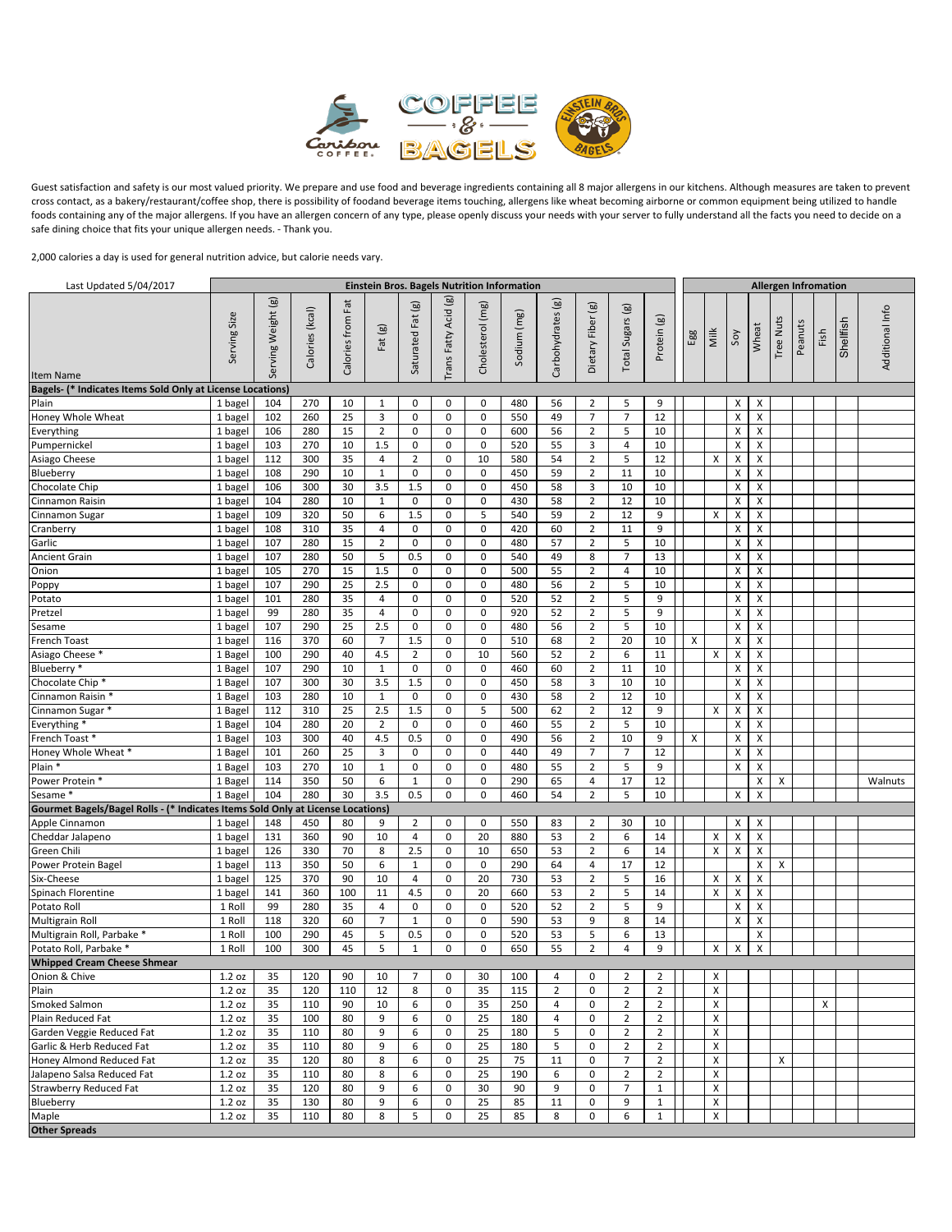Guest satisfaction and safety is our most valued priority. We prepare and use food and beverage ingredients containing all 8 major allergens in our kitchens. Although measures are taken to prevent cross contact, as a bakery/restaurant/coffee shop, there is possibility of foodand beverage items touching, allergens like wheat becoming airborne or common equipment being utilized to handle foods containing any of the major allergens. If you have an allergen concern of any type, please openly discuss your needs with your server to fully understand all the facts you need to decide on a safe dining choice that fits your unique allergen needs. - Thank you.

2,000 calories a day is used for general nutrition advice, but calorie needs vary.

| Last Updated 5/04/2017 | Einstein Bros. Bagels Nutrition Information | | | | | | | | | | | | | Allergen Infromation | | | | | | | | |
|---|---|---|---|---|---|---|---|---|---|---|---|---|---|---|---|---|---|---|---|---|---|---|
| Item Name | Serving Size | Serving Weight (g) | Calories (kcal) | Calories from Fat | Fat (g) | Saturated Fat (g) | Trans Fatty Acid (g) | Cholesterol (mg) | Sodium (mg) | Carbohydrates (g) | Dietary Fiber (g) | Total Sugars (g) | Protein (g) | Egg | Milk | Soy | Wheat | Tree Nuts | Peanuts | Fish | Shellfish | Additional Info |
| **Bagels- (* Indicates Items Sold Only at License Locations)** | | | | | | | | | | | | | | | | | | | | | | |
| Plain | 1 bagel | 104 | 270 | 10 | 1 | 0 | 0 | 0 | 480 | 56 | 2 | 5 | 9 | | | X | X | | | | | |
| Honey Whole Wheat | 1 bagel | 102 | 260 | 25 | 3 | 0 | 0 | 0 | 550 | 49 | 7 | 7 | 12 | | | X | X | | | | | |
| Everything | 1 bagel | 106 | 280 | 15 | 2 | 0 | 0 | 0 | 600 | 56 | 2 | 5 | 10 | | | X | X | | | | | |
| Pumpernickel | 1 bagel | 103 | 270 | 10 | 1.5 | 0 | 0 | 0 | 520 | 55 | 3 | 4 | 10 | | | X | X | | | | | |
| Asiago Cheese | 1 bagel | 112 | 300 | 35 | 4 | 2 | 0 | 10 | 580 | 54 | 2 | 5 | 12 | | X | X | X | | | | | |
| Blueberry | 1 bagel | 108 | 290 | 10 | 1 | 0 | 0 | 0 | 450 | 59 | 2 | 11 | 10 | | | X | X | | | | | |
| Chocolate Chip | 1 bagel | 106 | 300 | 30 | 3.5 | 1.5 | 0 | 0 | 450 | 58 | 3 | 10 | 10 | | | X | X | | | | | |
| Cinnamon Raisin | 1 bagel | 104 | 280 | 10 | 1 | 0 | 0 | 0 | 430 | 58 | 2 | 12 | 10 | | | X | X | | | | | |
| Cinnamon Sugar | 1 bagel | 109 | 320 | 50 | 6 | 1.5 | 0 | 5 | 540 | 59 | 2 | 12 | 9 | | X | X | X | | | | | |
| Cranberry | 1 bagel | 108 | 310 | 35 | 4 | 0 | 0 | 0 | 420 | 60 | 2 | 11 | 9 | | | X | X | | | | | |
| Garlic | 1 bagel | 107 | 280 | 15 | 2 | 0 | 0 | 0 | 480 | 57 | 2 | 5 | 10 | | | X | X | | | | | |
| Ancient Grain | 1 bagel | 107 | 280 | 50 | 5 | 0.5 | 0 | 0 | 540 | 49 | 8 | 7 | 13 | | | X | X | | | | | |
| Onion | 1 bagel | 105 | 270 | 15 | 1.5 | 0 | 0 | 0 | 500 | 55 | 2 | 4 | 10 | | | X | X | | | | | |
| Poppy | 1 bagel | 107 | 290 | 25 | 2.5 | 0 | 0 | 0 | 480 | 56 | 2 | 5 | 10 | | | X | X | | | | | |
| Potato | 1 bagel | 101 | 280 | 35 | 4 | 0 | 0 | 0 | 520 | 52 | 2 | 5 | 9 | | | X | X | | | | | |
| Pretzel | 1 bagel | 99 | 280 | 35 | 4 | 0 | 0 | 0 | 920 | 52 | 2 | 5 | 9 | | | X | X | | | | | |
| Sesame | 1 bagel | 107 | 290 | 25 | 2.5 | 0 | 0 | 0 | 480 | 56 | 2 | 5 | 10 | | | X | X | | | | | |
| French Toast | 1 bagel | 116 | 370 | 60 | 7 | 1.5 | 0 | 0 | 510 | 68 | 2 | 20 | 10 | X | | X | X | | | | | |
| Asiago Cheese * | 1 Bagel | 100 | 290 | 40 | 4.5 | 2 | 0 | 10 | 560 | 52 | 2 | 6 | 11 | | X | X | X | | | | | |
| Blueberry * | 1 Bagel | 107 | 290 | 10 | 1 | 0 | 0 | 0 | 460 | 60 | 2 | 11 | 10 | | | X | X | | | | | |
| Chocolate Chip * | 1 Bagel | 107 | 300 | 30 | 3.5 | 1.5 | 0 | 0 | 450 | 58 | 3 | 10 | 10 | | | X | X | | | | | |
| Cinnamon Raisin * | 1 Bagel | 103 | 280 | 10 | 1 | 0 | 0 | 0 | 430 | 58 | 2 | 12 | 10 | | | X | X | | | | | |
| Cinnamon Sugar * | 1 Bagel | 112 | 310 | 25 | 2.5 | 1.5 | 0 | 5 | 500 | 62 | 2 | 12 | 9 | | X | X | X | | | | | |
| Everything * | 1 Bagel | 104 | 280 | 20 | 2 | 0 | 0 | 0 | 460 | 55 | 2 | 5 | 10 | | | X | X | | | | | |
| French Toast * | 1 Bagel | 103 | 300 | 40 | 4.5 | 0.5 | 0 | 0 | 490 | 56 | 2 | 10 | 9 | X | | X | X | | | | | |
| Honey Whole Wheat * | 1 Bagel | 101 | 260 | 25 | 3 | 0 | 0 | 0 | 440 | 49 | 7 | 7 | 12 | | | X | X | | | | | |
| Plain * | 1 Bagel | 103 | 270 | 10 | 1 | 0 | 0 | 0 | 480 | 55 | 2 | 5 | 9 | | | X | X | | | | | |
| Power Protein * | 1 Bagel | 114 | 350 | 50 | 6 | 1 | 0 | 0 | 290 | 65 | 4 | 17 | 12 | | | | X | X | | | | Walnuts |
| Sesame * | 1 Bagel | 104 | 280 | 30 | 3.5 | 0.5 | 0 | 0 | 460 | 54 | 2 | 5 | 10 | | | X | X | | | | | |
| **Gourmet Bagels/Bagel Rolls - (* Indicates Items Sold Only at License Locations)** | | | | | | | | | | | | | | | | | | | | | | |
| Apple Cinnamon | 1 bagel | 148 | 450 | 80 | 9 | 2 | 0 | 0 | 550 | 83 | 2 | 30 | 10 | | | X | X | | | | | |
| Cheddar Jalapeno | 1 bagel | 131 | 360 | 90 | 10 | 4 | 0 | 20 | 880 | 53 | 2 | 6 | 14 | | X | X | X | | | | | |
| Green Chili | 1 bagel | 126 | 330 | 70 | 8 | 2.5 | 0 | 10 | 650 | 53 | 2 | 6 | 14 | | X | X | X | | | | | |
| Power Protein Bagel | 1 bagel | 113 | 350 | 50 | 6 | 1 | 0 | 0 | 290 | 64 | 4 | 17 | 12 | | | | X | X | | | | |
| Six-Cheese | 1 bagel | 125 | 370 | 90 | 10 | 4 | 0 | 20 | 730 | 53 | 2 | 5 | 16 | | X | X | X | | | | | |
| Spinach Florentine | 1 bagel | 141 | 360 | 100 | 11 | 4.5 | 0 | 20 | 660 | 53 | 2 | 5 | 14 | | X | X | X | | | | | |
| Potato Roll | 1 Roll | 99 | 280 | 35 | 4 | 0 | 0 | 0 | 520 | 52 | 2 | 5 | 9 | | | X | X | | | | | |
| Multigrain Roll | 1 Roll | 118 | 320 | 60 | 7 | 1 | 0 | 0 | 590 | 53 | 9 | 8 | 14 | | | X | X | | | | | |
| Multigrain Roll, Parbake * | 1 Roll | 100 | 290 | 45 | 5 | 0.5 | 0 | 0 | 520 | 53 | 5 | 6 | 13 | | | | X | | | | | |
| Potato Roll, Parbake * | 1 Roll | 100 | 300 | 45 | 5 | 1 | 0 | 0 | 650 | 55 | 2 | 4 | 9 | | X | X | X | | | | | |
| **Whipped Cream Cheese Shmear** | | | | | | | | | | | | | | | | | | | | | | |
| Onion & Chive | 1.2 oz | 35 | 120 | 90 | 10 | 7 | 0 | 30 | 100 | 4 | 0 | 2 | 2 | | X | | | | | | | |
| Plain | 1.2 oz | 35 | 120 | 110 | 12 | 8 | 0 | 35 | 115 | 2 | 0 | 2 | 2 | | X | | | | | | | |
| Smoked Salmon | 1.2 oz | 35 | 110 | 90 | 10 | 6 | 0 | 35 | 250 | 4 | 0 | 2 | 2 | | X | | | | | X | | |
| Plain Reduced Fat | 1.2 oz | 35 | 100 | 80 | 9 | 6 | 0 | 25 | 180 | 4 | 0 | 2 | 2 | | X | | | | | | | |
| Garden Veggie Reduced Fat | 1.2 oz | 35 | 110 | 80 | 9 | 6 | 0 | 25 | 180 | 5 | 0 | 2 | 2 | | X | | | | | | | |
| Garlic & Herb Reduced Fat | 1.2 oz | 35 | 110 | 80 | 9 | 6 | 0 | 25 | 180 | 5 | 0 | 2 | 2 | | X | | | | | | | |
| Honey Almond Reduced Fat | 1.2 oz | 35 | 120 | 80 | 8 | 6 | 0 | 25 | 75 | 11 | 0 | 7 | 2 | | X | | | X | | | | |
| Jalapeno Salsa Reduced Fat | 1.2 oz | 35 | 110 | 80 | 8 | 6 | 0 | 25 | 190 | 6 | 0 | 2 | 2 | | X | | | | | | | |
| Strawberry Reduced Fat | 1.2 oz | 35 | 120 | 80 | 9 | 6 | 0 | 30 | 90 | 9 | 0 | 7 | 1 | | X | | | | | | | |
| Blueberry | 1.2 oz | 35 | 130 | 80 | 9 | 6 | 0 | 25 | 85 | 11 | 0 | 9 | 1 | | X | | | | | | | |
| Maple | 1.2 oz | 35 | 110 | 80 | 8 | 5 | 0 | 25 | 85 | 8 | 0 | 6 | 1 | | X | | | | | | | |
| **Other Spreads** | | | | | | | | | | | | | | | | | | | | | | |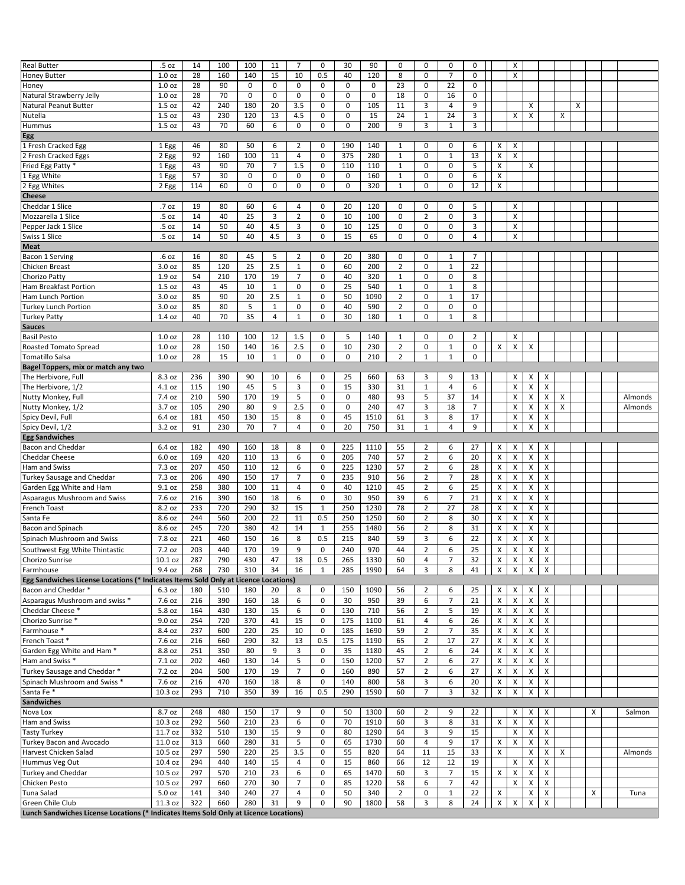| | | | | | | | | | | | | | | | | | | | | | | | |
|---|---|---|---|---|---|---|---|---|---|---|---|---|---|---|---|---|---|---|---|---|---|---|---|
| Real Butter | .5 oz | 14 | 100 | 100 | 11 | 7 | 0 | 30 | 90 | 0 | 0 | 0 | 0 | | | X | | | | | | | |
| Honey Butter | 1.0 oz | 28 | 160 | 140 | 15 | 10 | 0.5 | 40 | 120 | 8 | 0 | 7 | 0 | | | X | | | | | | | |
| Honey | 1.0 oz | 28 | 90 | 0 | 0 | 0 | 0 | 0 | 0 | 23 | 0 | 22 | 0 | | | | | | | | | | |
| Natural Strawberry Jelly | 1.0 oz | 28 | 70 | 0 | 0 | 0 | 0 | 0 | 0 | 18 | 0 | 16 | 0 | | | | | | | | | | |
| Natural Peanut Butter | 1.5 oz | 42 | 240 | 180 | 20 | 3.5 | 0 | 0 | 105 | 11 | 3 | 4 | 9 | | | | X | | | X | | | |
| Nutella | 1.5 oz | 43 | 230 | 120 | 13 | 4.5 | 0 | 0 | 15 | 24 | 1 | 24 | 3 | | | X | X | | X | | | | |
| Hummus | 1.5 oz | 43 | 70 | 60 | 6 | 0 | 0 | 0 | 200 | 9 | 3 | 1 | 3 | | | | | | | | | | |
| **Egg** | | | | | | | | | | | | | | | | | | | | | | | |
| 1 Fresh Cracked Egg | 1 Egg | 46 | 80 | 50 | 6 | 2 | 0 | 190 | 140 | 1 | 0 | 0 | 6 | | X | X | | | | | | | |
| 2 Fresh Cracked Eggs | 2 Egg | 92 | 160 | 100 | 11 | 4 | 0 | 375 | 280 | 1 | 0 | 1 | 13 | | X | X | | | | | | | |
| Fried Egg Patty * | 1 Egg | 43 | 90 | 70 | 7 | 1.5 | 0 | 110 | 110 | 1 | 0 | 0 | 5 | | X | | X | | | | | | |
| 1 Egg White | 1 Egg | 57 | 30 | 0 | 0 | 0 | 0 | 0 | 160 | 1 | 0 | 0 | 6 | | X | | | | | | | | |
| 2 Egg Whites | 2 Egg | 114 | 60 | 0 | 0 | 0 | 0 | 0 | 320 | 1 | 0 | 0 | 12 | | X | | | | | | | | |
| **Cheese** | | | | | | | | | | | | | | | | | | | | | | | |
| Cheddar 1 Slice | .7 oz | 19 | 80 | 60 | 6 | 4 | 0 | 20 | 120 | 0 | 0 | 0 | 5 | | | X | | | | | | | |
| Mozzarella 1 Slice | .5 oz | 14 | 40 | 25 | 3 | 2 | 0 | 10 | 100 | 0 | 2 | 0 | 3 | | | X | | | | | | | |
| Pepper Jack 1 Slice | .5 oz | 14 | 50 | 40 | 4.5 | 3 | 0 | 10 | 125 | 0 | 0 | 0 | 3 | | | X | | | | | | | |
| Swiss 1 Slice | .5 oz | 14 | 50 | 40 | 4.5 | 3 | 0 | 15 | 65 | 0 | 0 | 0 | 4 | | | X | | | | | | | |
| **Meat** | | | | | | | | | | | | | | | | | | | | | | | |
| Bacon 1 Serving | .6 oz | 16 | 80 | 45 | 5 | 2 | 0 | 20 | 380 | 0 | 0 | 1 | 7 | | | | | | | | | | |
| Chicken Breast | 3.0 oz | 85 | 120 | 25 | 2.5 | 1 | 0 | 60 | 200 | 2 | 0 | 1 | 22 | | | | | | | | | | |
| Chorizo Patty | 1.9 oz | 54 | 210 | 170 | 19 | 7 | 0 | 40 | 320 | 1 | 0 | 0 | 8 | | | | | | | | | | |
| Ham Breakfast Portion | 1.5 oz | 43 | 45 | 10 | 1 | 0 | 0 | 25 | 540 | 1 | 0 | 1 | 8 | | | | | | | | | | |
| Ham Lunch Portion | 3.0 oz | 85 | 90 | 20 | 2.5 | 1 | 0 | 50 | 1090 | 2 | 0 | 1 | 17 | | | | | | | | | | |
| Turkey Lunch Portion | 3.0 oz | 85 | 80 | 5 | 1 | 0 | 0 | 40 | 590 | 2 | 0 | 0 | 0 | | | | | | | | | | |
| Turkey Patty | 1.4 oz | 40 | 70 | 35 | 4 | 1 | 0 | 30 | 180 | 1 | 0 | 1 | 8 | | | | | | | | | | |
| **Sauces** | | | | | | | | | | | | | | | | | | | | | | | |
| Basil Pesto | 1.0 oz | 28 | 110 | 100 | 12 | 1.5 | 0 | 5 | 140 | 1 | 0 | 0 | 2 | | | X | | | | | | | |
| Roasted Tomato Spread | 1.0 oz | 28 | 150 | 140 | 16 | 2.5 | 0 | 10 | 230 | 2 | 0 | 1 | 0 | | X | X | X | | | | | | |
| Tomatillo Salsa | 1.0 oz | 28 | 15 | 10 | 1 | 0 | 0 | 0 | 210 | 2 | 1 | 1 | 0 | | | | | | | | | | |
| **Bagel Toppers, mix or match any two** | | | | | | | | | | | | | | | | | | | | | | | |
| The Herbivore, Full | 8.3 oz | 236 | 390 | 90 | 10 | 6 | 0 | 25 | 660 | 63 | 3 | 9 | 13 | | | X | X | X | | | | | |
| The Herbivore, 1/2 | 4.1 oz | 115 | 190 | 45 | 5 | 3 | 0 | 15 | 330 | 31 | 1 | 4 | 6 | | | X | X | X | | | | | |
| Nutty Monkey, Full | 7.4 oz | 210 | 590 | 170 | 19 | 5 | 0 | 0 | 480 | 93 | 5 | 37 | 14 | | | X | X | X | X | | | | Almonds |
| Nutty Monkey, 1/2 | 3.7 oz | 105 | 290 | 80 | 9 | 2.5 | 0 | 0 | 240 | 47 | 3 | 18 | 7 | | | X | X | X | X | | | | Almonds |
| Spicy Devil, Full | 6.4 oz | 181 | 450 | 130 | 15 | 8 | 0 | 45 | 1510 | 61 | 3 | 8 | 17 | | | X | X | X | | | | | |
| Spicy Devil, 1/2 | 3.2 oz | 91 | 230 | 70 | 7 | 4 | 0 | 20 | 750 | 31 | 1 | 4 | 9 | | | X | X | X | | | | | |
| **Egg Sandwiches** | | | | | | | | | | | | | | | | | | | | | | | |
| Bacon and Cheddar | 6.4 oz | 182 | 490 | 160 | 18 | 8 | 0 | 225 | 1110 | 55 | 2 | 6 | 27 | | X | X | X | X | | | | | |
| Cheddar Cheese | 6.0 oz | 169 | 420 | 110 | 13 | 6 | 0 | 205 | 740 | 57 | 2 | 6 | 20 | | X | X | X | X | | | | | |
| Ham and Swiss | 7.3 oz | 207 | 450 | 110 | 12 | 6 | 0 | 225 | 1230 | 57 | 2 | 6 | 28 | | X | X | X | X | | | | | |
| Turkey Sausage and Cheddar | 7.3 oz | 206 | 490 | 150 | 17 | 7 | 0 | 235 | 910 | 56 | 2 | 7 | 28 | | X | X | X | X | | | | | |
| Garden Egg White and Ham | 9.1 oz | 258 | 380 | 100 | 11 | 4 | 0 | 40 | 1210 | 45 | 2 | 6 | 25 | | X | X | X | X | | | | | |
| Asparagus Mushroom and Swiss | 7.6 oz | 216 | 390 | 160 | 18 | 6 | 0 | 30 | 950 | 39 | 6 | 7 | 21 | | X | X | X | X | | | | | |
| French Toast | 8.2 oz | 233 | 720 | 290 | 32 | 15 | 1 | 250 | 1230 | 78 | 2 | 27 | 28 | | X | X | X | X | | | | | |
| Santa Fe | 8.6 oz | 244 | 560 | 200 | 22 | 11 | 0.5 | 250 | 1250 | 60 | 2 | 8 | 30 | | X | X | X | X | | | | | |
| Bacon and Spinach | 8.6 oz | 245 | 720 | 380 | 42 | 14 | 1 | 255 | 1480 | 56 | 2 | 8 | 31 | | X | X | X | X | | | | | |
| Spinach Mushroom and Swiss | 7.8 oz | 221 | 460 | 150 | 16 | 8 | 0.5 | 215 | 840 | 59 | 3 | 6 | 22 | | X | X | X | X | | | | | |
| Southwest Egg White Thintastic | 7.2 oz | 203 | 440 | 170 | 19 | 9 | 0 | 240 | 970 | 44 | 2 | 6 | 25 | | X | X | X | X | | | | | |
| Chorizo Sunrise | 10.1 oz | 287 | 790 | 430 | 47 | 18 | 0.5 | 265 | 1330 | 60 | 4 | 7 | 32 | | X | X | X | X | | | | | |
| Farmhouse | 9.4 oz | 268 | 730 | 310 | 34 | 16 | 1 | 285 | 1990 | 64 | 3 | 8 | 41 | | X | X | X | X | | | | | |
| **Egg Sandwiches License Locations (* Indicates Items Sold Only at Licence Locations)** | | | | | | | | | | | | | | | | | | | | | | | |
| Bacon and Cheddar * | 6.3 oz | 180 | 510 | 180 | 20 | 8 | 0 | 150 | 1090 | 56 | 2 | 6 | 25 | | X | X | X | X | | | | | |
| Asparagus Mushroom and swiss * | 7.6 oz | 216 | 390 | 160 | 18 | 6 | 0 | 30 | 950 | 39 | 6 | 7 | 21 | | X | X | X | X | | | | | |
| Cheddar Cheese * | 5.8 oz | 164 | 430 | 130 | 15 | 6 | 0 | 130 | 710 | 56 | 2 | 5 | 19 | | X | X | X | X | | | | | |
| Chorizo Sunrise * | 9.0 oz | 254 | 720 | 370 | 41 | 15 | 0 | 175 | 1100 | 61 | 4 | 6 | 26 | | X | X | X | X | | | | | |
| Farmhouse * | 8.4 oz | 237 | 600 | 220 | 25 | 10 | 0 | 185 | 1690 | 59 | 2 | 7 | 35 | | X | X | X | X | | | | | |
| French Toast * | 7.6 oz | 216 | 660 | 290 | 32 | 13 | 0.5 | 175 | 1190 | 65 | 2 | 17 | 27 | | X | X | X | X | | | | | |
| Garden Egg White and Ham * | 8.8 oz | 251 | 350 | 80 | 9 | 3 | 0 | 35 | 1180 | 45 | 2 | 6 | 24 | | X | X | X | X | | | | | |
| Ham and Swiss * | 7.1 oz | 202 | 460 | 130 | 14 | 5 | 0 | 150 | 1200 | 57 | 2 | 6 | 27 | | X | X | X | X | | | | | |
| Turkey Sausage and Cheddar * | 7.2 oz | 204 | 500 | 170 | 19 | 7 | 0 | 160 | 890 | 57 | 2 | 6 | 27 | | X | X | X | X | | | | | |
| Spinach Mushroom and Swiss * | 7.6 oz | 216 | 470 | 160 | 18 | 8 | 0 | 140 | 800 | 58 | 3 | 6 | 20 | | X | X | X | X | | | | | |
| Santa Fe * | 10.3 oz | 293 | 710 | 350 | 39 | 16 | 0.5 | 290 | 1590 | 60 | 7 | 3 | 32 | | X | X | X | X | | | | | |
| **Sandwiches** | | | | | | | | | | | | | | | | | | | | | | | |
| Nova Lox | 8.7 oz | 248 | 480 | 150 | 17 | 9 | 0 | 50 | 1300 | 60 | 2 | 9 | 22 | | | X | X | X | | | X | | Salmon |
| Ham and Swiss | 10.3 oz | 292 | 560 | 210 | 23 | 6 | 0 | 70 | 1910 | 60 | 3 | 8 | 31 | | X | X | X | X | | | | | |
| Tasty Turkey | 11.7 oz | 332 | 510 | 130 | 15 | 9 | 0 | 80 | 1290 | 64 | 3 | 9 | 15 | | | X | X | X | | | | | |
| Turkey Bacon and Avocado | 11.0 oz | 313 | 660 | 280 | 31 | 5 | 0 | 65 | 1730 | 60 | 4 | 9 | 17 | | X | X | X | X | | | | | |
| Harvest Chicken Salad | 10.5 oz | 297 | 590 | 220 | 25 | 3.5 | 0 | 55 | 820 | 64 | 11 | 15 | 33 | | X | | X | X | X | | | | Almonds |
| Hummus Veg Out | 10.4 oz | 294 | 440 | 140 | 15 | 4 | 0 | 15 | 860 | 66 | 12 | 12 | 19 | | | X | X | X | | | | | |
| Turkey and Cheddar | 10.5 oz | 297 | 570 | 210 | 23 | 6 | 0 | 65 | 1470 | 60 | 3 | 7 | 15 | | X | X | X | X | | | | | |
| Chicken Pesto | 10.5 oz | 297 | 660 | 270 | 30 | 7 | 0 | 85 | 1220 | 58 | 6 | 7 | 42 | | | X | X | X | | | | | |
| Tuna Salad | 5.0 oz | 141 | 340 | 240 | 27 | 4 | 0 | 50 | 340 | 2 | 0 | 1 | 22 | | X | | X | X | | | X | | Tuna |
| Green Chile Club | 11.3 oz | 322 | 660 | 280 | 31 | 9 | 0 | 90 | 1800 | 58 | 3 | 8 | 24 | | X | X | X | X | | | | | |
| **Lunch Sandwiches License Locations (* Indicates Items Sold Only at Licence Locations)** | | | | | | | | | | | | | | | | | | | | | | | |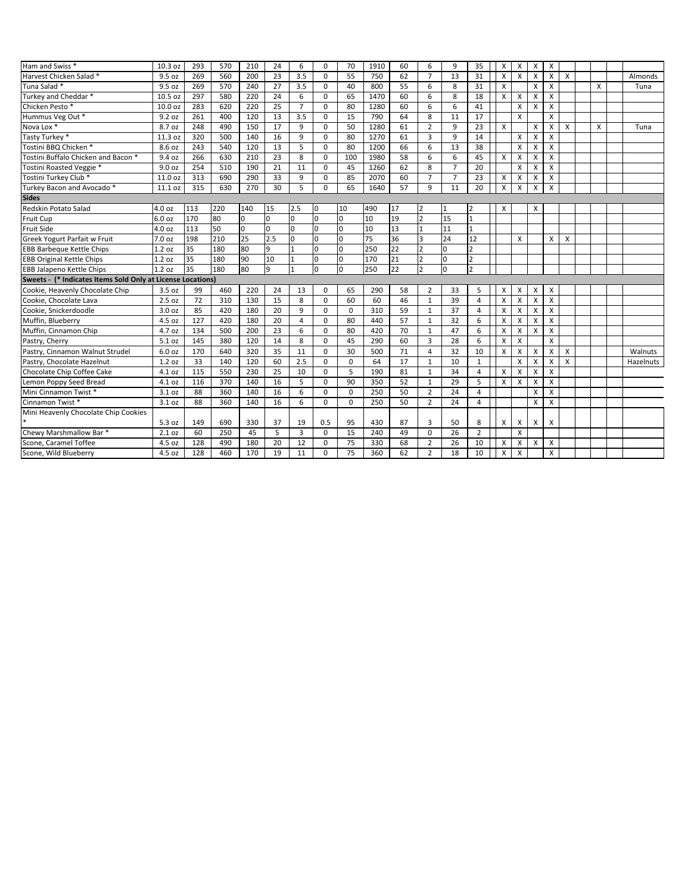| | | | | | | | | | | | | | | | | | | | | | | | |
|---|---|---|---|---|---|---|---|---|---|---|---|---|---|---|---|---|---|---|---|---|---|---|---|
| Ham and Swiss * | 10.3 oz | 293 | 570 | 210 | 24 | 6 | 0 | 70 | 1910 | 60 | 6 | 9 | 35 | | X | X | X | X | | | | | |
| Harvest Chicken Salad * | 9.5 oz | 269 | 560 | 200 | 23 | 3.5 | 0 | 55 | 750 | 62 | 7 | 13 | 31 | | X | X | X | X | X | | | | Almonds |
| Tuna Salad * | 9.5 oz | 269 | 570 | 240 | 27 | 3.5 | 0 | 40 | 800 | 55 | 6 | 8 | 31 | | X | | X | X | | | X | | Tuna |
| Turkey and Cheddar * | 10.5 oz | 297 | 580 | 220 | 24 | 6 | 0 | 65 | 1470 | 60 | 6 | 8 | 18 | | X | X | X | X | | | | | |
| Chicken Pesto * | 10.0 oz | 283 | 620 | 220 | 25 | 7 | 0 | 80 | 1280 | 60 | 6 | 6 | 41 | | | X | X | X | | | | | |
| Hummus Veg Out * | 9.2 oz | 261 | 400 | 120 | 13 | 3.5 | 0 | 15 | 790 | 64 | 8 | 11 | 17 | | | X | | X | | | | | |
| Nova Lox * | 8.7 oz | 248 | 490 | 150 | 17 | 9 | 0 | 50 | 1280 | 61 | 2 | 9 | 23 | | X | | X | X | X | | X | | Tuna |
| Tasty Turkey * | 11.3 oz | 320 | 500 | 140 | 16 | 9 | 0 | 80 | 1270 | 61 | 3 | 9 | 14 | | | X | X | X | | | | | |
| Tostini BBQ Chicken * | 8.6 oz | 243 | 540 | 120 | 13 | 5 | 0 | 80 | 1200 | 66 | 6 | 13 | 38 | | | X | X | X | | | | | |
| Tostini Buffalo Chicken and Bacon * | 9.4 oz | 266 | 630 | 210 | 23 | 8 | 0 | 100 | 1980 | 58 | 6 | 6 | 45 | | X | X | X | X | | | | | |
| Tostini Roasted Veggie * | 9.0 oz | 254 | 510 | 190 | 21 | 11 | 0 | 45 | 1260 | 62 | 8 | 7 | 20 | | | X | X | X | | | | | |
| Tostini Turkey Club * | 11.0 oz | 313 | 690 | 290 | 33 | 9 | 0 | 85 | 2070 | 60 | 7 | 7 | 23 | | X | X | X | X | | | | | |
| Turkey Bacon and Avocado * | 11.1 oz | 315 | 630 | 270 | 30 | 5 | 0 | 65 | 1640 | 57 | 9 | 11 | 20 | | X | X | X | X | | | | | |
| **Sides** | | | | | | | | | | | | | | | | | | | | | | | |
| Redskin Potato Salad | 4.0 oz | 113 | 220 | 140 | 15 | 2.5 | 0 | 10 | 490 | 17 | 2 | 1 | 2 | | X | | X | | | | | | |
| Fruit Cup | 6.0 oz | 170 | 80 | 0 | 0 | 0 | 0 | 0 | 10 | 19 | 2 | 15 | 1 | | | | | | | | | | |
| Fruit Side | 4.0 oz | 113 | 50 | 0 | 0 | 0 | 0 | 0 | 10 | 13 | 1 | 11 | 1 | | | | | | | | | | |
| Greek Yogurt Parfait w Fruit | 7.0 oz | 198 | 210 | 25 | 2.5 | 0 | 0 | 0 | 75 | 36 | 3 | 24 | 12 | | | X | | X | X | | | | |
| EBB Barbeque Kettle Chips | 1.2 oz | 35 | 180 | 80 | 9 | 1 | 0 | 0 | 250 | 22 | 2 | 0 | 2 | | | | | | | | | | |
| EBB Original Kettle Chips | 1.2 oz | 35 | 180 | 90 | 10 | 1 | 0 | 0 | 170 | 21 | 2 | 0 | 2 | | | | | | | | | | |
| EBB Jalapeno Kettle Chips | 1.2 oz | 35 | 180 | 80 | 9 | 1 | 0 | 0 | 250 | 22 | 2 | 0 | 2 | | | | | | | | | | |
| **Sweets - (* Indicates Items Sold Only at License Locations)** | | | | | | | | | | | | | | | | | | | | | | | |
| Cookie, Heavenly Chocolate Chip | 3.5 oz | 99 | 460 | 220 | 24 | 13 | 0 | 65 | 290 | 58 | 2 | 33 | 5 | | X | X | X | X | | | | | |
| Cookie, Chocolate Lava | 2.5 oz | 72 | 310 | 130 | 15 | 8 | 0 | 60 | 60 | 46 | 1 | 39 | 4 | | X | X | X | X | | | | | |
| Cookie, Snickerdoodle | 3.0 oz | 85 | 420 | 180 | 20 | 9 | 0 | 0 | 310 | 59 | 1 | 37 | 4 | | X | X | X | X | | | | | |
| Muffin, Blueberry | 4.5 oz | 127 | 420 | 180 | 20 | 4 | 0 | 80 | 440 | 57 | 1 | 32 | 6 | | X | X | X | X | | | | | |
| Muffin, Cinnamon Chip | 4.7 oz | 134 | 500 | 200 | 23 | 6 | 0 | 80 | 420 | 70 | 1 | 47 | 6 | | X | X | X | X | | | | | |
| Pastry, Cherry | 5.1 oz | 145 | 380 | 120 | 14 | 8 | 0 | 45 | 290 | 60 | 3 | 28 | 6 | | X | X | | X | | | | | |
| Pastry, Cinnamon Walnut Strudel | 6.0 oz | 170 | 640 | 320 | 35 | 11 | 0 | 30 | 500 | 71 | 4 | 32 | 10 | | X | X | X | X | X | | | | Walnuts |
| Pastry, Chocolate Hazelnut | 1.2 oz | 33 | 140 | 120 | 60 | 2.5 | 0 | 0 | 64 | 17 | 1 | 10 | 1 | | | X | X | X | X | | | | Hazelnuts |
| Chocolate Chip Coffee Cake | 4.1 oz | 115 | 550 | 230 | 25 | 10 | 0 | 5 | 190 | 81 | 1 | 34 | 4 | | X | X | X | X | | | | | |
| Lemon Poppy Seed Bread | 4.1 oz | 116 | 370 | 140 | 16 | 5 | 0 | 90 | 350 | 52 | 1 | 29 | 5 | | X | X | X | X | | | | | |
| Mini Cinnamon Twist * | 3.1 oz | 88 | 360 | 140 | 16 | 6 | 0 | 0 | 250 | 50 | 2 | 24 | 4 | | | | X | X | | | | | |
| Cinnamon Twist * | 3.1 oz | 88 | 360 | 140 | 16 | 6 | 0 | 0 | 250 | 50 | 2 | 24 | 4 | | | | X | X | | | | | |
| Mini Heavenly Chocolate Chip Cookies * | 5.3 oz | 149 | 690 | 330 | 37 | 19 | 0.5 | 95 | 430 | 87 | 3 | 50 | 8 | | X | X | X | X | | | | | |
| Chewy Marshmallow Bar * | 2.1 oz | 60 | 250 | 45 | 5 | 3 | 0 | 15 | 240 | 49 | 0 | 26 | 2 | | | X | | | | | | | |
| Scone, Caramel Toffee | 4.5 oz | 128 | 490 | 180 | 20 | 12 | 0 | 75 | 330 | 68 | 2 | 26 | 10 | | X | X | X | X | | | | | |
| Scone, Wild Blueberry | 4.5 oz | 128 | 460 | 170 | 19 | 11 | 0 | 75 | 360 | 62 | 2 | 18 | 10 | | X | X | | X | | | | | |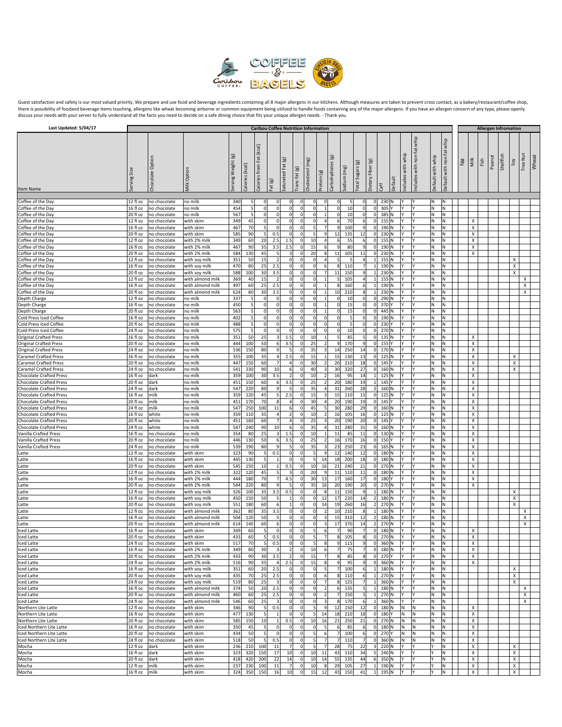Guest satisfaction and safety is our most valued priority. We prepare and use food and beverage ingredients containing all 8 major allergens in our kitchens. Although measures are taken to prevent cross contact, as a bakery/restaurant/coffee shop, there is possibility of foodand beverage items touching, allergens like wheat becoming airborne or common equipment being utilized to handle foods containing any of the major allergens. If you have an allergen concern of any type, please openly discuss your needs with your server to fully understand all the facts you need to decide on a safe dining choice that fits your unique allergen needs. - Thank you.

| Last Updated: 5/04/17 | | | | Caribou Coffee Nutrition Information | | | | | | | | | | | | | | | | | | | | Allergen Infromation | | | | | | | |
|---|---|---|---|---|---|---|---|---|---|---|---|---|---|---|---|---|---|---|---|---|---|---|---|---|---|---|---|---|---|---|---|
| Item Name | Serving Size | Chocolate Option | Milk Option | Serving Weight (g) | Calories (kcal) | Calories from Fat (kcal) | Fat (g) | Saturated Fat (g) | Trans Fat (g) | Cholesterol (mg) | Protein (g) | Carbohydrates (g) | Sodium (mg) | Total Sugars (g) | Dietary Fiber (g) | Caff | Default | Includes with whip | Includes with non-fat whip | Default with whip | Default with non-fat whip | Egg | Milk | Fish | Peanut | Shellfish | Soy | Tree Nut | Wheat |
| Coffee of the Day | 12 fl oz | no chocolate | no milk | 340 | 5 | 0 | 0 | 0 | 0 | 0 | 0 | 0 | 5 | 0 | 0 | 230 | N | Y | Y | N | N | | | | | | | | |
| Coffee of the Day | 16 fl oz | no chocolate | no milk | 454 | 5 | 0 | 0 | 0 | 0 | 0 | 1 | 0 | 10 | 0 | 0 | 305 | Y | Y | Y | N | N | | | | | | | | |
| Coffee of the Day | 20 fl oz | no chocolate | no milk | 567 | 5 | 0 | 0 | 0 | 0 | 0 | 1 | 0 | 10 | 0 | 0 | 385 | N | Y | Y | N | N | | | | | | | | |
| Coffee of the Day | 12 fl oz | no chocolate | with skim | 349 | 45 | 0 | 0 | 0 | 0 | 0 | 4 | 6 | 70 | 6 | 0 | 155 | N | Y | Y | N | N | | X | | | | | | |
| Coffee of the Day | 16 fl oz | no chocolate | with skim | 467 | 70 | 5 | 0 | 0 | 0 | 5 | 7 | 9 | 100 | 9 | 0 | 190 | N | Y | Y | N | N | | X | | | | | | |
| Coffee of the Day | 20 fl oz | no chocolate | with skim | 585 | 90 | 5 | 0.5 | 0 | 0 | 5 | 9 | 12 | 135 | 12 | 0 | 230 | N | Y | Y | N | N | | X | | | | | | |
| Coffee of the Day | 12 fl oz | no chocolate | with 2% milk | 349 | 60 | 20 | 2.5 | 1.5 | 0 | 10 | 4 | 6 | 55 | 6 | 0 | 155 | N | Y | Y | N | N | | X | | | | | | |
| Coffee of the Day | 16 fl oz | no chocolate | with 2% milk | 467 | 90 | 35 | 3.5 | 2.5 | 0 | 15 | 6 | 9 | 80 | 9 | 0 | 190 | N | Y | Y | N | N | | X | | | | | | |
| Coffee of the Day | 20 fl oz | no chocolate | with 2% milk | 584 | 130 | 45 | 5 | 3 | 0 | 20 | 8 | 11 | 105 | 11 | 0 | 230 | N | Y | Y | N | N | | X | | | | | | |
| Coffee of the Day | 12 fl oz | no chocolate | with soy milk | 351 | 50 | 15 | 2 | 0 | 0 | 0 | 4 | 5 | 5 | 4 | 1 | 155 | N | Y | Y | N | N | | | | | | X | | |
| Coffee of the Day | 16 fl oz | no chocolate | with soy milk | 470 | 80 | 25 | 2.5 | 0 | 0 | 0 | 6 | 8 | 110 | 7 | 1 | 190 | N | Y | Y | N | N | | | | | | X | | |
| Coffee of the Day | 20 fl oz | no chocolate | with soy milk | 588 | 100 | 30 | 3.5 | 0 | 0 | 0 | 7 | 11 | 150 | 9 | 1 | 230 | N | Y | Y | N | N | | | | | | X | | |
| Coffee of the Day | 12 fl oz | no chocolate | with almond milk | 369 | 40 | 15 | 2 | 0 | 0 | 0 | 1 | 5 | 105 | 4 | 1 | 155 | N | Y | Y | N | N | | | | | | | X | |
| Coffee of the Day | 16 fl oz | no chocolate | with almond milk | 497 | 60 | 25 | 2.5 | 0 | 0 | 0 | 1 | 8 | 160 | 6 | 1 | 190 | N | Y | Y | N | N | | | | | | | X | |
| Coffee of the Day | 20 fl oz | no chocolate | with almond milk | 624 | 80 | 30 | 3.5 | 0 | 0 | 0 | 1 | 10 | 210 | 8 | 1 | 230 | N | Y | Y | N | N | | | | | | | X | |
| Depth Charge | 12 fl oz | no chocolate | no milk | 337 | 5 | 0 | 0 | 0 | 0 | 0 | 1 | 0 | 10 | 0 | 0 | 290 | N | Y | Y | N | N | | | | | | | | |
| Depth Charge | 16 fl oz | no chocolate | no milk | 450 | 5 | 0 | 0 | 0 | 0 | 0 | 1 | 0 | 15 | 0 | 0 | 370 | Y | Y | Y | N | N | | | | | | | | |
| Depth Charge | 20 fl oz | no chocolate | no milk | 563 | 5 | 0 | 0 | 0 | 0 | 0 | 1 | 0 | 15 | 0 | 0 | 445 | N | Y | Y | N | N | | | | | | | | |
| Cold Press Iced Coffee | 16 fl oz | no chocolate | no milk | 402 | 5 | 0 | 0 | 0 | 0 | 0 | 0 | 0 | 5 | 0 | 0 | 190 | N | Y | Y | N | N | | | | | | | | |
| Cold Press Iced Coffee | 20 fl oz | no chocolate | no milk | 488 | 5 | 0 | 0 | 0 | 0 | 0 | 0 | 0 | 5 | 0 | 0 | 230 | Y | Y | Y | N | N | | | | | | | | |
| Cold Press Iced Coffee | 24 fl oz | no chocolate | no milk | 575 | 5 | 0 | 0 | 0 | 0 | 0 | 0 | 0 | 10 | 0 | 0 | 270 | N | Y | Y | N | N | | | | | | | | |
| Original Crafted Press | 16 fl oz | no chocolate | no milk | 351 | 50 | 25 | 3 | 1.5 | 0 | 10 | 1 | 5 | 85 | 5 | 0 | 135 | N | Y | Y | N | N | | X | | | | | | |
| Original Crafted Press | 20 fl oz | no chocolate | no milk | 444 | 100 | 50 | 6 | 3.5 | 0 | 25 | 2 | 9 | 170 | 9 | 0 | 155 | Y | Y | Y | N | N | | X | | | | | | |
| Original Crafted Press | 24 fl oz | no chocolate | no milk | 536 | 150 | 80 | 9 | 5 | 0 | 35 | 3 | 14 | 250 | 14 | 0 | 170 | N | Y | Y | N | N | | X | | | | | | |
| Caramel Crafted Press | 16 fl oz | no chocolate | no milk | 355 | 100 | 35 | 4 | 2.5 | 0 | 15 | 1 | 15 | 130 | 13 | 0 | 125 | N | Y | Y | N | N | | X | | | | X | | |
| Caramel Crafted Press | 20 fl oz | no chocolate | no milk | 447 | 150 | 60 | 7 | 4 | 0 | 30 | 2 | 20 | 210 | 18 | 0 | 145 | Y | Y | Y | N | N | | X | | | | X | | |
| Caramel Crafted Press | 24 fl oz | no chocolate | no milk | 541 | 230 | 90 | 10 | 6 | 0 | 40 | 3 | 30 | 320 | 27 | 0 | 160 | N | Y | Y | N | N | | X | | | | X | | |
| Chocolate Crafted Press | 16 fl oz | dark | no milk | 359 | 100 | 30 | 3.5 | 2 | 0 | 10 | 2 | 16 | 95 | 14 | 1 | 125 | N | Y | Y | N | N | | X | | | | | | |
| Chocolate Crafted Press | 20 fl oz | dark | no milk | 451 | 150 | 60 | 6 | 3.5 | 0 | 25 | 2 | 20 | 180 | 19 | 1 | 145 | Y | Y | Y | N | N | | X | | | | | | |
| Chocolate Crafted Press | 24 fl oz | dark | no milk | 547 | 220 | 80 | 9 | 5 | 0 | 35 | 4 | 31 | 260 | 28 | 2 | 160 | N | Y | Y | N | N | | X | | | | | | |
| Chocolate Crafted Press | 16 fl oz | milk | no milk | 359 | 120 | 45 | 5 | 2.5 | 0 | 15 | 3 | 15 | 110 | 15 | 0 | 125 | N | Y | Y | N | N | | X | | | | | | |
| Chocolate Crafted Press | 20 fl oz | milk | no milk | 451 | 170 | 70 | 8 | 4 | 0 | 30 | 4 | 20 | 190 | 19 | 0 | 145 | Y | Y | Y | N | N | | X | | | | | | |
| Chocolate Crafted Press | 24 fl oz | milk | no milk | 547 | 250 | 100 | 11 | 6 | 0 | 45 | 5 | 30 | 280 | 29 | 0 | 160 | N | Y | Y | N | N | | X | | | | | | |
| Chocolate Crafted Press | 16 fl oz | white | no milk | 359 | 110 | 35 | 4 | 2 | 0 | 10 | 2 | 16 | 105 | 16 | 0 | 125 | N | Y | Y | N | N | | X | | | | | | |
| Chocolate Crafted Press | 20 fl oz | white | no milk | 451 | 160 | 60 | 7 | 4 | 0 | 25 | 3 | 20 | 190 | 20 | 0 | 145 | Y | Y | Y | N | N | | X | | | | | | |
| Chocolate Crafted Press | 24 fl oz | white | no milk | 547 | 240 | 90 | 10 | 6 | 0 | 35 | 4 | 31 | 280 | 31 | 0 | 160 | N | Y | Y | N | N | | X | | | | | | |
| Vanilla Crafted Press | 16 fl oz | no chocolate | no milk | 354 | 80 | 25 | 3 | 1.5 | 0 | 10 | 1 | 11 | 85 | 11 | 0 | 130 | N | Y | Y | N | N | | X | | | | | | |
| Vanilla Crafted Press | 20 fl oz | no chocolate | no milk | 446 | 130 | 50 | 6 | 3.5 | 0 | 25 | 2 | 16 | 170 | 16 | 0 | 150 | Y | Y | Y | N | N | | X | | | | | | |
| Vanilla Crafted Press | 24 fl oz | no chocolate | no milk | 539 | 190 | 80 | 9 | 5 | 0 | 35 | 3 | 23 | 250 | 23 | 0 | 165 | N | Y | Y | N | N | | X | | | | | | |
| Latte | 12 fl oz | no chocolate | with skim | 323 | 90 | 5 | 0.5 | 0 | 0 | 5 | 9 | 12 | 140 | 12 | 0 | 180 | N | Y | Y | N | N | | X | | | | | | |
| Latte | 16 fl oz | no chocolate | with skim | 445 | 130 | 5 | 1 | 0 | 0 | 5 | 14 | 18 | 200 | 18 | 0 | 180 | N | Y | Y | N | N | | X | | | | | | |
| Latte | 20 fl oz | no chocolate | with skim | 545 | 150 | 10 | 1 | 0.5 | 0 | 10 | 16 | 21 | 240 | 21 | 0 | 270 | N | Y | Y | N | N | | X | | | | | | |
| Latte | 12 fl oz | no chocolate | with 2% milk | 322 | 120 | 45 | 5 | 3 | 0 | 20 | 9 | 11 | 110 | 11 | 0 | 180 | N | Y | Y | N | N | | X | | | | | | |
| Latte | 16 fl oz | no chocolate | with 2% milk | 444 | 180 | 70 | 7 | 4.5 | 0 | 30 | 13 | 17 | 160 | 17 | 0 | 180 | Y | Y | Y | N | N | | X | | | | | | |
| Latte | 20 fl oz | no chocolate | with 2% milk | 544 | 220 | 80 | 9 | 5 | 0 | 35 | 16 | 20 | 190 | 20 | 0 | 270 | N | Y | Y | N | N | | X | | | | | | |
| Latte | 12 fl oz | no chocolate | with soy milk | 326 | 100 | 35 | 3.5 | 0.5 | 0 | 0 | 8 | 11 | 150 | 9 | 1 | 180 | N | Y | Y | N | N | | | | | | X | | |
| Latte | 16 fl oz | no chocolate | with soy milk | 450 | 150 | 50 | 5 | 1 | 0 | 0 | 12 | 17 | 220 | 14 | 2 | 180 | N | Y | Y | N | N | | | | | | X | | |
| Latte | 20 fl oz | no chocolate | with soy milk | 551 | 180 | 60 | 6 | 1 | 0 | 0 | 14 | 19 | 260 | 16 | 2 | 270 | N | Y | Y | N | N | | | | | | X | | |
| Latte | 12 fl oz | no chocolate | with almond milk | 362 | 80 | 35 | 3.5 | 0 | 0 | 0 | 2 | 10 | 210 | 8 | 1 | 180 | N | Y | Y | N | N | | | | | | | X | |
| Latte | 16 fl oz | no chocolate | with almond milk | 504 | 120 | 50 | 5 | 0 | 0 | 0 | 3 | 15 | 310 | 12 | 2 | 180 | N | Y | Y | N | N | | | | | | | X | |
| Latte | 20 fl oz | no chocolate | with almond milk | 614 | 140 | 60 | 6 | 0 | 0 | 0 | 3 | 17 | 370 | 14 | 2 | 270 | N | Y | Y | N | N | | | | | | | X | |
| Iced Latte | 16 fl oz | no chocolate | with skim | 349 | 60 | 5 | 0 | 0 | 0 | 5 | 6 | 7 | 90 | 7 | 0 | 180 | N | Y | Y | N | N | | X | | | | | | |
| Iced Latte | 20 fl oz | no chocolate | with skim | 433 | 60 | 5 | 0.5 | 0 | 0 | 5 | 7 | 8 | 105 | 8 | 0 | 270 | N | Y | Y | N | N | | X | | | | | | |
| Iced Latte | 24 fl oz | no chocolate | with skim | 517 | 70 | 5 | 0.5 | 0 | 0 | 5 | 8 | 9 | 115 | 9 | 0 | 360 | N | Y | Y | N | N | | X | | | | | | |
| Iced Latte | 16 fl oz | no chocolate | with 2% milk | 349 | 80 | 30 | 3 | 2 | 0 | 10 | 6 | 7 | 75 | 7 | 0 | 180 | N | Y | Y | N | N | | X | | | | | | |
| Iced Latte | 20 fl oz | no chocolate | with 2% milk | 433 | 90 | 30 | 3.5 | 2 | 0 | 15 | 7 | 8 | 85 | 8 | 0 | 270 | Y | Y | Y | N | N | | X | | | | | | |
| Iced Latte | 24 fl oz | no chocolate | with 2% milk | 516 | 90 | 35 | 4 | 2.5 | 0 | 15 | 8 | 9 | 95 | 9 | 0 | 360 | N | Y | Y | N | N | | X | | | | | | |
| Iced Latte | 16 fl oz | no chocolate | with soy milk | 351 | 60 | 20 | 2.5 | 0 | 0 | 0 | 5 | 7 | 100 | 6 | 1 | 180 | N | Y | Y | N | N | | | | | | X | | |
| Iced Latte | 20 fl oz | no chocolate | with soy milk | 435 | 70 | 25 | 2.5 | 0 | 0 | 0 | 6 | 8 | 110 | 6 | 1 | 270 | N | Y | Y | N | N | | | | | | X | | |
| Iced Latte | 24 fl oz | no chocolate | with soy milk | 519 | 80 | 25 | 3 | 0 | 0 | 0 | 7 | 8 | 125 | 7 | 1 | 360 | N | Y | Y | N | N | | | | | | X | | |
| Iced Latte | 16 fl oz | no chocolate | with almond milk | 374 | 50 | 20 | 2.5 | 0 | 0 | 0 | 2 | 6 | 135 | 5 | 1 | 180 | N | Y | Y | N | N | | | | | | | X | |
| Iced Latte | 20 fl oz | no chocolate | with almond milk | 460 | 60 | 25 | 2.5 | 0 | 0 | 0 | 2 | 7 | 150 | 5 | 1 | 270 | N | Y | Y | N | N | | | | | | | X | |
| Iced Latte | 24 fl oz | no chocolate | with almond milk | 546 | 60 | 25 | 3 | 0 | 0 | 0 | 3 | 8 | 170 | 6 | 1 | 360 | N | Y | Y | N | N | | | | | | | X | |
| Northern Lite Latte | 12 fl oz | no chocolate | with skim | 346 | 90 | 5 | 0.5 | 0 | 0 | 5 | 9 | 12 | 150 | 12 | 0 | 180 | N | N | N | N | N | | X | | | | | | |
| Northern Lite Latte | 16 fl oz | no chocolate | with skim | 477 | 130 | 5 | 1 | 0 | 0 | 5 | 14 | 18 | 210 | 18 | 0 | 180 | Y | N | N | N | N | | X | | | | | | |
| Northern Lite Latte | 20 fl oz | no chocolate | with skim | 585 | 150 | 10 | 1 | 0.5 | 0 | 10 | 16 | 21 | 250 | 21 | 0 | 270 | N | N | N | N | N | | X | | | | | | |
| Iced Northern Lite Latte | 16 fl oz | no chocolate | with skim | 350 | 45 | 5 | 0 | 0 | 0 | 0 | 5 | 6 | 85 | 6 | 0 | 180 | N | N | N | N | N | | X | | | | | | |
| Iced Northern Lite Latte | 20 fl oz | no chocolate | with skim | 434 | 50 | 5 | 0 | 0 | 0 | 5 | 6 | 7 | 100 | 6 | 0 | 270 | Y | N | N | N | N | | X | | | | | | |
| Iced Northern Lite Latte | 24 fl oz | no chocolate | with skim | 518 | 50 | 5 | 0.5 | 0 | 0 | 5 | 7 | 7 | 110 | 7 | 0 | 360 | N | N | N | N | N | | X | | | | | | |
| Mocha | 12 fl oz | dark | with skim | 236 | 210 | 100 | 11 | 7 | 0 | 5 | 7 | 28 | 75 | 22 | 3 | 220 | N | Y | Y | Y | N | | X | | | | X | | |
| Mocha | 16 fl oz | dark | with skim | 323 | 320 | 150 | 17 | 10 | 0 | 10 | 11 | 43 | 110 | 34 | 5 | 240 | N | Y | Y | Y | N | | X | | | | X | | |
| Mocha | 20 fl oz | dark | with skim | 418 | 420 | 200 | 22 | 14 | 0 | 10 | 14 | 55 | 135 | 44 | 6 | 350 | N | Y | Y | Y | N | | X | | | | X | | |
| Mocha | 12 fl oz | milk | with skim | 237 | 230 | 100 | 11 | 7 | 0 | 10 | 8 | 29 | 105 | 27 | 1 | 190 | N | Y | Y | Y | N | | X | | | | X | | |
| Mocha | 16 fl oz | milk | with skim | 324 | 350 | 150 | 16 | 10 | 0 | 15 | 12 | 43 | 150 | 41 | 1 | 195 | N | Y | Y | Y | N | | X | | | | X | | |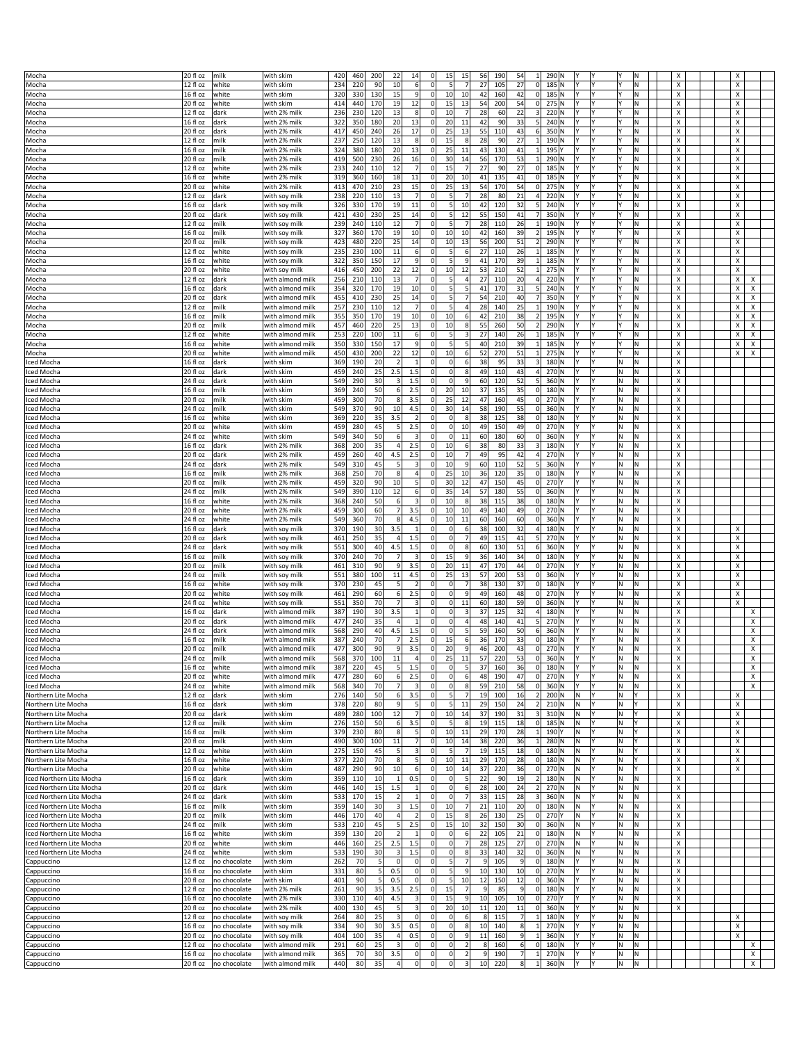| | | | | | | | | | | | | | | | | | | | | | | | | | | | | | |
|---|---|---|---|---|---|---|---|---|---|---|---|---|---|---|---|---|---|---|---|---|---|---|---|---|---|---|---|---|---|
| Mocha | 20 fl oz | milk | with skim | 420 | 460 | 200 | 22 | 14 | 0 | 15 | 15 | 56 | 190 | 54 | 1 | 290 | N | Y | Y | | Y | N | | | X | | | X | |
| Mocha | 12 fl oz | white | with skim | 234 | 220 | 90 | 10 | 6 | 0 | 5 | 7 | 27 | 105 | 27 | 0 | 185 | N | Y | Y | | Y | N | | | X | | | X | |
| Mocha | 16 fl oz | white | with skim | 320 | 330 | 130 | 15 | 9 | 0 | 10 | 10 | 42 | 160 | 42 | 0 | 185 | N | Y | Y | | Y | N | | | X | | | X | |
| Mocha | 20 fl oz | white | with skim | 414 | 440 | 170 | 19 | 12 | 0 | 15 | 13 | 54 | 200 | 54 | 0 | 275 | N | Y | Y | | Y | N | | | X | | | X | |
| Mocha | 12 fl oz | dark | with 2% milk | 236 | 230 | 120 | 13 | 8 | 0 | 10 | 7 | 28 | 60 | 22 | 3 | 220 | N | Y | Y | | Y | N | | | X | | | X | |
| Mocha | 16 fl oz | dark | with 2% milk | 322 | 350 | 180 | 20 | 13 | 0 | 20 | 11 | 42 | 90 | 33 | 5 | 240 | N | Y | Y | | Y | N | | | X | | | X | |
| Mocha | 20 fl oz | dark | with 2% milk | 417 | 450 | 240 | 26 | 17 | 0 | 25 | 13 | 55 | 110 | 43 | 6 | 350 | N | Y | Y | | Y | N | | | X | | | X | |
| Mocha | 12 fl oz | milk | with 2% milk | 237 | 250 | 120 | 13 | 8 | 0 | 15 | 8 | 28 | 90 | 27 | 1 | 190 | N | Y | Y | | Y | N | | | X | | | X | |
| Mocha | 16 fl oz | milk | with 2% milk | 324 | 380 | 180 | 20 | 13 | 0 | 25 | 11 | 43 | 130 | 41 | 1 | 195 | Y | Y | Y | | Y | N | | | X | | | X | |
| Mocha | 20 fl oz | milk | with 2% milk | 419 | 500 | 230 | 26 | 16 | 0 | 30 | 14 | 56 | 170 | 53 | 1 | 290 | N | Y | Y | | Y | N | | | X | | | X | |
| Mocha | 12 fl oz | white | with 2% milk | 233 | 240 | 110 | 12 | 7 | 0 | 15 | 7 | 27 | 90 | 27 | 0 | 185 | N | Y | Y | | Y | N | | | X | | | X | |
| Mocha | 16 fl oz | white | with 2% milk | 319 | 360 | 160 | 18 | 11 | 0 | 20 | 10 | 41 | 135 | 41 | 0 | 185 | N | Y | Y | | Y | N | | | X | | | X | |
| Mocha | 20 fl oz | white | with 2% milk | 413 | 470 | 210 | 23 | 15 | 0 | 25 | 13 | 54 | 170 | 54 | 0 | 275 | N | Y | Y | | Y | N | | | X | | | X | |
| Mocha | 12 fl oz | dark | with soy milk | 238 | 220 | 110 | 13 | 7 | 0 | 5 | 7 | 28 | 80 | 21 | 4 | 220 | N | Y | Y | | Y | N | | | X | | | X | |
| Mocha | 16 fl oz | dark | with soy milk | 326 | 330 | 170 | 19 | 11 | 0 | 5 | 10 | 42 | 120 | 32 | 5 | 240 | N | Y | Y | | Y | N | | | X | | | X | |
| Mocha | 20 fl oz | dark | with soy milk | 421 | 430 | 230 | 25 | 14 | 0 | 5 | 12 | 55 | 150 | 41 | 7 | 350 | N | Y | Y | | Y | N | | | X | | | X | |
| Mocha | 12 fl oz | milk | with soy milk | 239 | 240 | 110 | 12 | 7 | 0 | 5 | 7 | 28 | 110 | 26 | 1 | 190 | N | Y | Y | | Y | N | | | X | | | X | |
| Mocha | 16 fl oz | milk | with soy milk | 327 | 360 | 170 | 19 | 10 | 0 | 10 | 10 | 42 | 160 | 39 | 2 | 195 | N | Y | Y | | Y | N | | | X | | | X | |
| Mocha | 20 fl oz | milk | with soy milk | 423 | 480 | 220 | 25 | 14 | 0 | 10 | 13 | 56 | 200 | 51 | 2 | 290 | N | Y | Y | | Y | N | | | X | | | X | |
| Mocha | 12 fl oz | white | with soy milk | 235 | 230 | 100 | 11 | 6 | 0 | 5 | 6 | 27 | 110 | 26 | 1 | 185 | N | Y | Y | | Y | N | | | X | | | X | |
| Mocha | 16 fl oz | white | with soy milk | 322 | 350 | 150 | 17 | 9 | 0 | 5 | 9 | 41 | 170 | 39 | 1 | 185 | N | Y | Y | | Y | N | | | X | | | X | |
| Mocha | 20 fl oz | white | with soy milk | 416 | 450 | 200 | 22 | 12 | 0 | 10 | 12 | 53 | 210 | 52 | 1 | 275 | N | Y | Y | | Y | N | | | X | | | X | |
| Mocha | 12 fl oz | dark | with almond milk | 256 | 210 | 110 | 13 | 7 | 0 | 5 | 4 | 27 | 110 | 20 | 4 | 220 | N | Y | Y | | Y | N | | | X | | | X | X |
| Mocha | 16 fl oz | dark | with almond milk | 354 | 320 | 170 | 19 | 10 | 0 | 5 | 5 | 41 | 170 | 31 | 5 | 240 | N | Y | Y | | Y | N | | | X | | | X | X |
| Mocha | 20 fl oz | dark | with almond milk | 455 | 410 | 230 | 25 | 14 | 0 | 5 | 7 | 54 | 210 | 40 | 7 | 350 | N | Y | Y | | Y | N | | | X | | | X | X |
| Mocha | 12 fl oz | milk | with almond milk | 257 | 230 | 110 | 12 | 7 | 0 | 5 | 4 | 28 | 140 | 25 | 1 | 190 | N | Y | Y | | Y | N | | | X | | | X | X |
| Mocha | 16 fl oz | milk | with almond milk | 355 | 350 | 170 | 19 | 10 | 0 | 10 | 6 | 42 | 210 | 38 | 2 | 195 | N | Y | Y | | Y | N | | | X | | | X | X |
| Mocha | 20 fl oz | milk | with almond milk | 457 | 460 | 220 | 25 | 13 | 0 | 10 | 8 | 55 | 260 | 50 | 2 | 290 | N | Y | Y | | Y | N | | | X | | | X | X |
| Mocha | 12 fl oz | white | with almond milk | 253 | 220 | 100 | 11 | 6 | 0 | 5 | 3 | 27 | 140 | 26 | 1 | 185 | N | Y | Y | | Y | N | | | X | | | X | X |
| Mocha | 16 fl oz | white | with almond milk | 350 | 330 | 150 | 17 | 9 | 0 | 5 | 5 | 40 | 210 | 39 | 1 | 185 | N | Y | Y | | Y | N | | | X | | | X | X |
| Mocha | 20 fl oz | white | with almond milk | 450 | 430 | 200 | 22 | 12 | 0 | 10 | 6 | 52 | 270 | 51 | 1 | 275 | N | Y | Y | | Y | N | | | X | | | X | X |
| Iced Mocha | 16 fl oz | dark | with skim | 369 | 190 | 20 | 2 | 1 | 0 | 0 | 6 | 38 | 95 | 33 | 3 | 180 | N | Y | Y | | N | N | | | X | | | | |
| Iced Mocha | 20 fl oz | dark | with skim | 459 | 240 | 25 | 2.5 | 1.5 | 0 | 0 | 8 | 49 | 110 | 43 | 4 | 270 | N | Y | Y | | N | N | | | X | | | | |
| Iced Mocha | 24 fl oz | dark | with skim | 549 | 290 | 30 | 3 | 1.5 | 0 | 0 | 9 | 60 | 120 | 52 | 5 | 360 | N | Y | Y | | N | N | | | X | | | | |
| Iced Mocha | 16 fl oz | milk | with skim | 369 | 240 | 50 | 6 | 2.5 | 0 | 20 | 10 | 37 | 135 | 35 | 0 | 180 | N | Y | Y | | N | N | | | X | | | | |
| Iced Mocha | 20 fl oz | milk | with skim | 459 | 300 | 70 | 8 | 3.5 | 0 | 25 | 12 | 47 | 160 | 45 | 0 | 270 | N | Y | Y | | N | N | | | X | | | | |
| Iced Mocha | 24 fl oz | milk | with skim | 549 | 370 | 90 | 10 | 4.5 | 0 | 30 | 14 | 58 | 190 | 55 | 0 | 360 | N | Y | Y | | N | N | | | X | | | | |
| Iced Mocha | 16 fl oz | white | with skim | 369 | 220 | 35 | 3.5 | 2 | 0 | 0 | 8 | 38 | 125 | 38 | 0 | 180 | N | Y | Y | | N | N | | | X | | | | |
| Iced Mocha | 20 fl oz | white | with skim | 459 | 280 | 45 | 5 | 2.5 | 0 | 0 | 10 | 49 | 150 | 49 | 0 | 270 | N | Y | Y | | N | N | | | X | | | | |
| Iced Mocha | 24 fl oz | white | with skim | 549 | 340 | 50 | 6 | 3 | 0 | 0 | 11 | 60 | 180 | 60 | 0 | 360 | N | Y | Y | | N | N | | | X | | | | |
| Iced Mocha | 16 fl oz | dark | with 2% milk | 368 | 200 | 35 | 4 | 2.5 | 0 | 10 | 6 | 38 | 80 | 33 | 3 | 180 | N | Y | Y | | N | N | | | X | | | | |
| Iced Mocha | 20 fl oz | dark | with 2% milk | 459 | 260 | 40 | 4.5 | 2.5 | 0 | 10 | 7 | 49 | 95 | 42 | 4 | 270 | N | Y | Y | | N | N | | | X | | | | |
| Iced Mocha | 24 fl oz | dark | with 2% milk | 549 | 310 | 45 | 5 | 3 | 0 | 10 | 9 | 60 | 110 | 52 | 5 | 360 | N | Y | Y | | N | N | | | X | | | | |
| Iced Mocha | 16 fl oz | milk | with 2% milk | 368 | 250 | 70 | 8 | 4 | 0 | 25 | 10 | 36 | 120 | 35 | 0 | 180 | N | Y | Y | | N | N | | | X | | | | |
| Iced Mocha | 20 fl oz | milk | with 2% milk | 459 | 320 | 90 | 10 | 5 | 0 | 30 | 12 | 47 | 150 | 45 | 0 | 270 | Y | Y | Y | | N | N | | | X | | | | |
| Iced Mocha | 24 fl oz | milk | with 2% milk | 549 | 390 | 110 | 12 | 6 | 0 | 35 | 14 | 57 | 180 | 55 | 0 | 360 | N | Y | Y | | N | N | | | X | | | | |
| Iced Mocha | 16 fl oz | white | with 2% milk | 368 | 240 | 50 | 6 | 3 | 0 | 10 | 8 | 38 | 115 | 38 | 0 | 180 | N | Y | Y | | N | N | | | X | | | | |
| Iced Mocha | 20 fl oz | white | with 2% milk | 459 | 300 | 60 | 7 | 3.5 | 0 | 10 | 10 | 49 | 140 | 49 | 0 | 270 | N | Y | Y | | N | N | | | X | | | | |
| Iced Mocha | 24 fl oz | white | with 2% milk | 549 | 360 | 70 | 8 | 4.5 | 0 | 10 | 11 | 60 | 160 | 60 | 0 | 360 | N | Y | Y | | N | N | | | X | | | | |
| Iced Mocha | 16 fl oz | dark | with soy milk | 370 | 190 | 30 | 3.5 | 1 | 0 | 0 | 6 | 38 | 100 | 32 | 4 | 180 | N | Y | Y | | N | N | | | X | | | X | |
| Iced Mocha | 20 fl oz | dark | with soy milk | 461 | 250 | 35 | 4 | 1.5 | 0 | 0 | 7 | 49 | 115 | 41 | 5 | 270 | N | Y | Y | | N | N | | | X | | | X | |
| Iced Mocha | 24 fl oz | dark | with soy milk | 551 | 300 | 40 | 4.5 | 1.5 | 0 | 0 | 8 | 60 | 130 | 51 | 6 | 360 | N | Y | Y | | N | N | | | X | | | X | |
| Iced Mocha | 16 fl oz | milk | with soy milk | 370 | 240 | 70 | 7 | 3 | 0 | 15 | 9 | 36 | 140 | 34 | 0 | 180 | N | Y | Y | | N | N | | | X | | | X | |
| Iced Mocha | 20 fl oz | milk | with soy milk | 461 | 310 | 90 | 9 | 3.5 | 0 | 20 | 11 | 47 | 170 | 44 | 0 | 270 | N | Y | Y | | N | N | | | X | | | X | |
| Iced Mocha | 24 fl oz | milk | with soy milk | 551 | 380 | 100 | 11 | 4.5 | 0 | 25 | 13 | 57 | 200 | 53 | 0 | 360 | N | Y | Y | | N | N | | | X | | | X | |
| Iced Mocha | 16 fl oz | white | with soy milk | 370 | 230 | 45 | 5 | 2 | 0 | 0 | 7 | 38 | 130 | 37 | 0 | 180 | N | Y | Y | | N | N | | | X | | | X | |
| Iced Mocha | 20 fl oz | white | with soy milk | 461 | 290 | 60 | 6 | 2.5 | 0 | 0 | 9 | 49 | 160 | 48 | 0 | 270 | N | Y | Y | | N | N | | | X | | | X | |
| Iced Mocha | 24 fl oz | white | with soy milk | 551 | 350 | 70 | 7 | 3 | 0 | 0 | 11 | 60 | 180 | 59 | 0 | 360 | N | Y | Y | | N | N | | | X | | | X | |
| Iced Mocha | 16 fl oz | dark | with almond milk | 387 | 190 | 30 | 3.5 | 1 | 0 | 0 | 3 | 37 | 125 | 32 | 4 | 180 | N | Y | Y | | N | N | | | X | | | | X |
| Iced Mocha | 20 fl oz | dark | with almond milk | 477 | 240 | 35 | 4 | 1 | 0 | 0 | 4 | 48 | 140 | 41 | 5 | 270 | N | Y | Y | | N | N | | | X | | | | X |
| Iced Mocha | 24 fl oz | dark | with almond milk | 568 | 290 | 40 | 4.5 | 1.5 | 0 | 0 | 5 | 59 | 160 | 50 | 6 | 360 | N | Y | Y | | N | N | | | X | | | | X |
| Iced Mocha | 16 fl oz | milk | with almond milk | 387 | 240 | 70 | 7 | 2.5 | 0 | 15 | 6 | 36 | 170 | 33 | 0 | 180 | N | Y | Y | | N | N | | | X | | | | X |
| Iced Mocha | 20 fl oz | milk | with almond milk | 477 | 300 | 90 | 9 | 3.5 | 0 | 20 | 9 | 46 | 200 | 43 | 0 | 270 | N | Y | Y | | N | N | | | X | | | | X |
| Iced Mocha | 24 fl oz | milk | with almond milk | 568 | 370 | 100 | 11 | 4 | 0 | 25 | 11 | 57 | 220 | 53 | 0 | 360 | N | Y | Y | | N | N | | | X | | | | X |
| Iced Mocha | 16 fl oz | white | with almond milk | 387 | 220 | 45 | 5 | 1.5 | 0 | 0 | 5 | 37 | 160 | 36 | 0 | 180 | N | Y | Y | | N | N | | | X | | | | X |
| Iced Mocha | 20 fl oz | white | with almond milk | 477 | 280 | 60 | 6 | 2.5 | 0 | 0 | 6 | 48 | 190 | 47 | 0 | 270 | N | Y | Y | | N | N | | | X | | | | X |
| Iced Mocha | 24 fl oz | white | with almond milk | 568 | 340 | 70 | 7 | 3 | 0 | 0 | 8 | 59 | 210 | 58 | 0 | 360 | N | Y | Y | | N | N | | | X | | | | X |
| Northern Lite Mocha | 12 fl oz | dark | with skim | 276 | 140 | 50 | 6 | 3.5 | 0 | 5 | 7 | 19 | 100 | 16 | 2 | 200 | N | N | Y | | N | Y | | | X | | | X | |
| Northern Lite Mocha | 16 fl oz | dark | with skim | 378 | 220 | 80 | 9 | 5 | 0 | 5 | 11 | 29 | 150 | 24 | 2 | 210 | N | N | Y | | N | Y | | | X | | | X | |
| Northern Lite Mocha | 20 fl oz | dark | with skim | 489 | 280 | 100 | 12 | 7 | 0 | 10 | 14 | 37 | 190 | 31 | 3 | 310 | N | N | Y | | N | Y | | | X | | | X | |
| Northern Lite Mocha | 12 fl oz | milk | with skim | 276 | 150 | 50 | 6 | 3.5 | 0 | 5 | 8 | 19 | 115 | 18 | 0 | 185 | N | N | Y | | N | Y | | | X | | | X | |
| Northern Lite Mocha | 16 fl oz | milk | with skim | 379 | 230 | 80 | 8 | 5 | 0 | 10 | 11 | 29 | 170 | 28 | 1 | 190 | Y | N | Y | | N | Y | | | X | | | X | |
| Northern Lite Mocha | 20 fl oz | milk | with skim | 490 | 300 | 100 | 11 | 7 | 0 | 10 | 14 | 38 | 220 | 36 | 1 | 280 | N | N | Y | | N | Y | | | X | | | X | |
| Northern Lite Mocha | 12 fl oz | white | with skim | 275 | 150 | 45 | 5 | 3 | 0 | 5 | 7 | 19 | 115 | 18 | 0 | 180 | N | N | Y | | N | Y | | | X | | | X | |
| Northern Lite Mocha | 16 fl oz | white | with skim | 377 | 220 | 70 | 8 | 5 | 0 | 10 | 11 | 29 | 170 | 28 | 0 | 180 | N | N | Y | | N | Y | | | X | | | X | |
| Northern Lite Mocha | 20 fl oz | white | with skim | 487 | 290 | 90 | 10 | 6 | 0 | 10 | 14 | 37 | 220 | 36 | 0 | 270 | N | N | Y | | N | Y | | | X | | | X | |
| Iced Northern Lite Mocha | 16 fl oz | dark | with skim | 359 | 110 | 10 | 1 | 0.5 | 0 | 0 | 5 | 22 | 90 | 19 | 2 | 180 | N | N | Y | | N | N | | | X | | | | |
| Iced Northern Lite Mocha | 20 fl oz | dark | with skim | 446 | 140 | 15 | 1.5 | 1 | 0 | 0 | 6 | 28 | 100 | 24 | 2 | 270 | N | N | Y | | N | N | | | X | | | | |
| Iced Northern Lite Mocha | 24 fl oz | dark | with skim | 533 | 170 | 15 | 2 | 1 | 0 | 0 | 7 | 33 | 115 | 28 | 3 | 360 | N | N | Y | | N | N | | | X | | | | |
| Iced Northern Lite Mocha | 16 fl oz | milk | with skim | 359 | 140 | 30 | 3 | 1.5 | 0 | 10 | 7 | 21 | 110 | 20 | 0 | 180 | N | N | Y | | N | N | | | X | | | | |
| Iced Northern Lite Mocha | 20 fl oz | milk | with skim | 446 | 170 | 40 | 4 | 2 | 0 | 15 | 8 | 26 | 130 | 25 | 0 | 270 | Y | N | Y | | N | N | | | X | | | | |
| Iced Northern Lite Mocha | 24 fl oz | milk | with skim | 533 | 210 | 45 | 5 | 2.5 | 0 | 15 | 10 | 32 | 150 | 30 | 0 | 360 | N | N | Y | | N | N | | | X | | | | |
| Iced Northern Lite Mocha | 16 fl oz | white | with skim | 359 | 130 | 20 | 2 | 1 | 0 | 0 | 6 | 22 | 105 | 21 | 0 | 180 | N | N | Y | | N | N | | | X | | | | |
| Iced Northern Lite Mocha | 20 fl oz | white | with skim | 446 | 160 | 25 | 2.5 | 1.5 | 0 | 0 | 7 | 28 | 125 | 27 | 0 | 270 | N | N | Y | | N | N | | | X | | | | |
| Iced Northern Lite Mocha | 24 fl oz | white | with skim | 533 | 190 | 30 | 3 | 1.5 | 0 | 0 | 8 | 33 | 140 | 32 | 0 | 360 | N | N | Y | | N | N | | | X | | | | |
| Cappuccino | 12 fl oz | no chocolate | with skim | 262 | 70 | 5 | 0 | 0 | 0 | 5 | 7 | 9 | 105 | 9 | 0 | 180 | N | Y | Y | | N | N | | | X | | | | |
| Cappuccino | 16 fl oz | no chocolate | with skim | 331 | 80 | 5 | 0.5 | 0 | 0 | 5 | 9 | 10 | 130 | 10 | 0 | 270 | N | Y | Y | | N | N | | | X | | | | |
| Cappuccino | 20 fl oz | no chocolate | with skim | 401 | 90 | 5 | 0.5 | 0 | 0 | 5 | 10 | 12 | 150 | 12 | 0 | 360 | N | Y | Y | | N | N | | | X | | | | |
| Cappuccino | 12 fl oz | no chocolate | with 2% milk | 261 | 90 | 35 | 3.5 | 2.5 | 0 | 15 | 7 | 9 | 85 | 9 | 0 | 180 | N | Y | Y | | N | N | | | X | | | | |
| Cappuccino | 16 fl oz | no chocolate | with 2% milk | 330 | 110 | 40 | 4.5 | 3 | 0 | 15 | 9 | 10 | 105 | 10 | 0 | 270 | Y | Y | Y | | N | N | | | X | | | | |
| Cappuccino | 20 fl oz | no chocolate | with 2% milk | 400 | 130 | 45 | 5 | 3 | 0 | 20 | 10 | 11 | 120 | 11 | 0 | 360 | N | Y | Y | | N | N | | | X | | | | |
| Cappuccino | 12 fl oz | no chocolate | with soy milk | 264 | 80 | 25 | 3 | 0 | 0 | 0 | 6 | 8 | 115 | 7 | 1 | 180 | N | Y | Y | | N | N | | | | | | X | |
| Cappuccino | 16 fl oz | no chocolate | with soy milk | 334 | 90 | 30 | 3.5 | 0.5 | 0 | 0 | 8 | 10 | 140 | 8 | 1 | 270 | N | Y | Y | | N | N | | | | | | X | |
| Cappuccino | 20 fl oz | no chocolate | with soy milk | 404 | 100 | 35 | 4 | 0.5 | 0 | 0 | 9 | 11 | 160 | 9 | 1 | 360 | N | Y | Y | | N | N | | | | | | X | |
| Cappuccino | 12 fl oz | no chocolate | with almond milk | 291 | 60 | 25 | 3 | 0 | 0 | 0 | 2 | 8 | 160 | 6 | 0 | 180 | N | Y | Y | | N | N | | | | | | | X |
| Cappuccino | 16 fl oz | no chocolate | with almond milk | 365 | 70 | 30 | 3.5 | 0 | 0 | 0 | 2 | 9 | 190 | 7 | 1 | 270 | N | Y | Y | | N | N | | | | | | | X |
| Cappuccino | 20 fl oz | no chocolate | with almond milk | 440 | 80 | 35 | 4 | 0 | 0 | 0 | 3 | 10 | 220 | 8 | 1 | 360 | N | Y | Y | | N | N | | | | | | | X |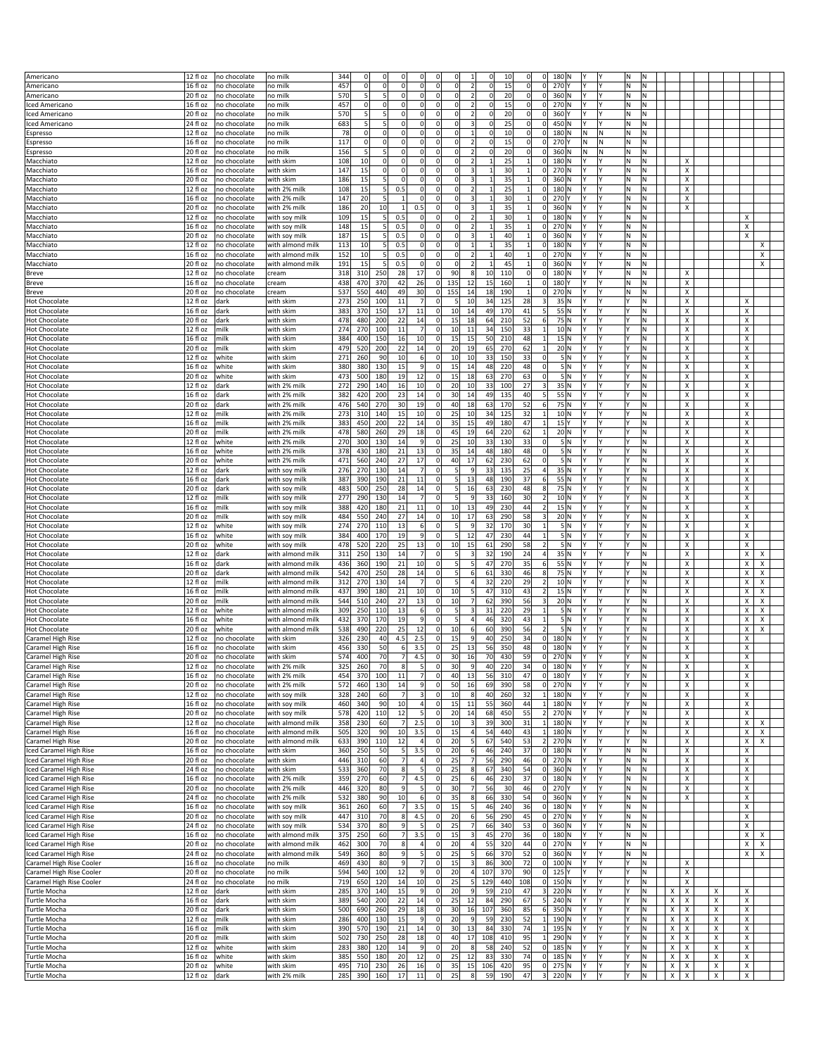| | | | | | | | | | | | | | | | | | | | | | | | | | | | | |
|---|---|---|---|---|---|---|---|---|---|---|---|---|---|---|---|---|---|---|---|---|---|---|---|---|---|---|---|---|
| Americano | 12 fl oz | no chocolate | no milk | 344 | 0 | 0 | 0 | 0 | 0 | 0 | 1 | 0 | 10 | 0 | 0 | 180 | N | Y | Y | N | N | | | | | | | |
| Americano | 16 fl oz | no chocolate | no milk | 457 | 0 | 0 | 0 | 0 | 0 | 0 | 2 | 0 | 15 | 0 | 0 | 270 | Y | Y | Y | N | N | | | | | | | |
| Americano | 20 fl oz | no chocolate | no milk | 570 | 5 | 5 | 0 | 0 | 0 | 0 | 2 | 0 | 20 | 0 | 0 | 360 | N | Y | Y | N | N | | | | | | | |
| Iced Americano | 16 fl oz | no chocolate | no milk | 457 | 0 | 0 | 0 | 0 | 0 | 0 | 2 | 0 | 15 | 0 | 0 | 270 | N | Y | Y | N | N | | | | | | | |
| Iced Americano | 20 fl oz | no chocolate | no milk | 570 | 5 | 5 | 0 | 0 | 0 | 0 | 2 | 0 | 20 | 0 | 0 | 360 | Y | Y | Y | N | N | | | | | | | |
| Iced Americano | 24 fl oz | no chocolate | no milk | 683 | 5 | 5 | 0 | 0 | 0 | 0 | 3 | 0 | 25 | 0 | 0 | 450 | N | Y | Y | N | N | | | | | | | |
| Espresso | 12 fl oz | no chocolate | no milk | 78 | 0 | 0 | 0 | 0 | 0 | 0 | 1 | 0 | 10 | 0 | 0 | 180 | N | N | N | N | N | | | | | | | |
| Espresso | 16 fl oz | no chocolate | no milk | 117 | 0 | 0 | 0 | 0 | 0 | 0 | 2 | 0 | 15 | 0 | 0 | 270 | Y | N | N | N | N | | | | | | | |
| Espresso | 20 fl oz | no chocolate | no milk | 156 | 5 | 5 | 0 | 0 | 0 | 0 | 2 | 0 | 20 | 0 | 0 | 360 | N | N | N | N | N | | | | | | | |
| Macchiato | 12 fl oz | no chocolate | with skim | 108 | 10 | 0 | 0 | 0 | 0 | 0 | 2 | 1 | 25 | 1 | 0 | 180 | N | Y | Y | N | N | | X | | | | | |
| Macchiato | 16 fl oz | no chocolate | with skim | 147 | 15 | 0 | 0 | 0 | 0 | 0 | 3 | 1 | 30 | 1 | 0 | 270 | N | Y | Y | N | N | | X | | | | | |
| Macchiato | 20 fl oz | no chocolate | with skim | 186 | 15 | 5 | 0 | 0 | 0 | 0 | 3 | 1 | 35 | 1 | 0 | 360 | N | Y | Y | N | N | | X | | | | | |
| Macchiato | 12 fl oz | no chocolate | with 2% milk | 108 | 15 | 5 | 0.5 | 0 | 0 | 0 | 2 | 1 | 25 | 1 | 0 | 180 | N | Y | Y | N | N | | X | | | | | |
| Macchiato | 16 fl oz | no chocolate | with 2% milk | 147 | 20 | 5 | 1 | 0 | 0 | 0 | 3 | 1 | 30 | 1 | 0 | 270 | Y | Y | Y | N | N | | X | | | | | |
| Macchiato | 20 fl oz | no chocolate | with 2% milk | 186 | 20 | 10 | 1 | 0.5 | 0 | 0 | 3 | 1 | 35 | 1 | 0 | 360 | N | Y | Y | N | N | | X | | | | | |
| Macchiato | 12 fl oz | no chocolate | with soy milk | 109 | 15 | 5 | 0.5 | 0 | 0 | 0 | 2 | 1 | 30 | 1 | 0 | 180 | N | Y | Y | N | N | | | | | | X | |
| Macchiato | 16 fl oz | no chocolate | with soy milk | 148 | 15 | 5 | 0.5 | 0 | 0 | 0 | 2 | 1 | 35 | 1 | 0 | 270 | N | Y | Y | N | N | | | | | | X | |
| Macchiato | 20 fl oz | no chocolate | with soy milk | 187 | 15 | 5 | 0.5 | 0 | 0 | 0 | 3 | 1 | 40 | 1 | 0 | 360 | N | Y | Y | N | N | | | | | | X | |
| Macchiato | 12 fl oz | no chocolate | with almond milk | 113 | 10 | 5 | 0.5 | 0 | 0 | 0 | 1 | 1 | 35 | 1 | 0 | 180 | N | Y | Y | N | N | | | | | | | X |
| Macchiato | 16 fl oz | no chocolate | with almond milk | 152 | 10 | 5 | 0.5 | 0 | 0 | 0 | 2 | 1 | 40 | 1 | 0 | 270 | N | Y | Y | N | N | | | | | | | X |
| Macchiato | 20 fl oz | no chocolate | with almond milk | 191 | 15 | 5 | 0.5 | 0 | 0 | 0 | 2 | 1 | 45 | 1 | 0 | 360 | N | Y | Y | N | N | | | | | | | X |
| Breve | 12 fl oz | no chocolate | cream | 318 | 310 | 250 | 28 | 17 | 0 | 90 | 8 | 10 | 110 | 0 | 0 | 180 | N | Y | Y | N | N | | X | | | | | |
| Breve | 16 fl oz | no chocolate | cream | 438 | 470 | 370 | 42 | 26 | 0 | 135 | 12 | 15 | 160 | 1 | 0 | 180 | Y | Y | Y | N | N | | X | | | | | |
| Breve | 20 fl oz | no chocolate | cream | 537 | 550 | 440 | 49 | 30 | 0 | 155 | 14 | 18 | 190 | 1 | 0 | 270 | N | Y | Y | N | N | | X | | | | | |
| Hot Chocolate | 12 fl oz | dark | with skim | 273 | 250 | 100 | 11 | 7 | 0 | 5 | 10 | 34 | 125 | 28 | 3 | 35 | N | Y | Y | Y | N | | X | | | | X | |
| Hot Chocolate | 16 fl oz | dark | with skim | 383 | 370 | 150 | 17 | 11 | 0 | 10 | 14 | 49 | 170 | 41 | 5 | 55 | N | Y | Y | Y | N | | X | | | | X | |
| Hot Chocolate | 20 fl oz | dark | with skim | 478 | 480 | 200 | 22 | 14 | 0 | 15 | 18 | 64 | 210 | 52 | 6 | 75 | N | Y | Y | Y | N | | X | | | | X | |
| Hot Chocolate | 12 fl oz | milk | with skim | 274 | 270 | 100 | 11 | 7 | 0 | 10 | 11 | 34 | 150 | 33 | 1 | 10 | N | Y | Y | Y | N | | X | | | | X | |
| Hot Chocolate | 16 fl oz | milk | with skim | 384 | 400 | 150 | 16 | 10 | 0 | 15 | 15 | 50 | 210 | 48 | 1 | 15 | N | Y | Y | Y | N | | X | | | | X | |
| Hot Chocolate | 20 fl oz | milk | with skim | 479 | 520 | 200 | 22 | 14 | 0 | 20 | 19 | 65 | 270 | 62 | 1 | 20 | N | Y | Y | Y | N | | X | | | | X | |
| Hot Chocolate | 12 fl oz | white | with skim | 271 | 260 | 90 | 10 | 6 | 0 | 10 | 10 | 33 | 150 | 33 | 0 | 5 | N | Y | Y | Y | N | | X | | | | X | |
| Hot Chocolate | 16 fl oz | white | with skim | 380 | 380 | 130 | 15 | 9 | 0 | 15 | 14 | 48 | 220 | 48 | 0 | 5 | N | Y | Y | Y | N | | X | | | | X | |
| Hot Chocolate | 20 fl oz | white | with skim | 473 | 500 | 180 | 19 | 12 | 0 | 15 | 18 | 63 | 270 | 63 | 0 | 5 | N | Y | Y | Y | N | | X | | | | X | |
| Hot Chocolate | 12 fl oz | dark | with 2% milk | 272 | 290 | 140 | 16 | 10 | 0 | 20 | 10 | 33 | 100 | 27 | 3 | 35 | N | Y | Y | Y | N | | X | | | | X | |
| Hot Chocolate | 16 fl oz | dark | with 2% milk | 382 | 420 | 200 | 23 | 14 | 0 | 30 | 14 | 49 | 135 | 40 | 5 | 55 | N | Y | Y | Y | N | | X | | | | X | |
| Hot Chocolate | 20 fl oz | dark | with 2% milk | 476 | 540 | 270 | 30 | 19 | 0 | 40 | 18 | 63 | 170 | 52 | 6 | 75 | N | Y | Y | Y | N | | X | | | | X | |
| Hot Chocolate | 12 fl oz | milk | with 2% milk | 273 | 310 | 140 | 15 | 10 | 0 | 25 | 10 | 34 | 125 | 32 | 1 | 10 | N | Y | Y | Y | N | | X | | | | X | |
| Hot Chocolate | 16 fl oz | milk | with 2% milk | 383 | 450 | 200 | 22 | 14 | 0 | 35 | 15 | 49 | 180 | 47 | 1 | 15 | Y | Y | Y | Y | N | | X | | | | X | |
| Hot Chocolate | 20 fl oz | milk | with 2% milk | 478 | 580 | 260 | 29 | 18 | 0 | 45 | 19 | 64 | 220 | 62 | 1 | 20 | N | Y | Y | Y | N | | X | | | | X | |
| Hot Chocolate | 12 fl oz | white | with 2% milk | 270 | 300 | 130 | 14 | 9 | 0 | 25 | 10 | 33 | 130 | 33 | 0 | 5 | N | Y | Y | Y | N | | X | | | | X | |
| Hot Chocolate | 16 fl oz | white | with 2% milk | 378 | 430 | 180 | 21 | 13 | 0 | 35 | 14 | 48 | 180 | 48 | 0 | 5 | N | Y | Y | Y | N | | X | | | | X | |
| Hot Chocolate | 20 fl oz | white | with 2% milk | 471 | 560 | 240 | 27 | 17 | 0 | 40 | 17 | 62 | 230 | 62 | 0 | 5 | N | Y | Y | Y | N | | X | | | | X | |
| Hot Chocolate | 12 fl oz | dark | with soy milk | 276 | 270 | 130 | 14 | 7 | 0 | 5 | 9 | 33 | 135 | 25 | 4 | 35 | N | Y | Y | Y | N | | X | | | | X | |
| Hot Chocolate | 16 fl oz | dark | with soy milk | 387 | 390 | 190 | 21 | 11 | 0 | 5 | 13 | 48 | 190 | 37 | 6 | 55 | N | Y | Y | Y | N | | X | | | | X | |
| Hot Chocolate | 20 fl oz | dark | with soy milk | 483 | 500 | 250 | 28 | 14 | 0 | 5 | 16 | 63 | 230 | 48 | 8 | 75 | N | Y | Y | Y | N | | X | | | | X | |
| Hot Chocolate | 12 fl oz | milk | with soy milk | 277 | 290 | 130 | 14 | 7 | 0 | 5 | 9 | 33 | 160 | 30 | 2 | 10 | N | Y | Y | Y | N | | X | | | | X | |
| Hot Chocolate | 16 fl oz | milk | with soy milk | 388 | 420 | 180 | 21 | 11 | 0 | 10 | 13 | 49 | 230 | 44 | 2 | 15 | N | Y | Y | Y | N | | X | | | | X | |
| Hot Chocolate | 20 fl oz | milk | with soy milk | 484 | 550 | 240 | 27 | 14 | 0 | 10 | 17 | 63 | 290 | 58 | 3 | 20 | N | Y | Y | Y | N | | X | | | | X | |
| Hot Chocolate | 12 fl oz | white | with soy milk | 274 | 270 | 110 | 13 | 6 | 0 | 5 | 9 | 32 | 170 | 30 | 1 | 5 | N | Y | Y | Y | N | | X | | | | X | |
| Hot Chocolate | 16 fl oz | white | with soy milk | 384 | 400 | 170 | 19 | 9 | 0 | 5 | 12 | 47 | 230 | 44 | 1 | 5 | N | Y | Y | Y | N | | X | | | | X | |
| Hot Chocolate | 20 fl oz | white | with soy milk | 478 | 520 | 220 | 25 | 13 | 0 | 10 | 15 | 61 | 290 | 58 | 2 | 5 | N | Y | Y | Y | N | | X | | | | X | |
| Hot Chocolate | 12 fl oz | dark | with almond milk | 311 | 250 | 130 | 14 | 7 | 0 | 5 | 3 | 32 | 190 | 24 | 4 | 35 | N | Y | Y | Y | N | | X | | | | X | X |
| Hot Chocolate | 16 fl oz | dark | with almond milk | 436 | 360 | 190 | 21 | 10 | 0 | 5 | 5 | 47 | 270 | 35 | 6 | 55 | N | Y | Y | Y | N | | X | | | | X | X |
| Hot Chocolate | 20 fl oz | dark | with almond milk | 542 | 470 | 250 | 28 | 14 | 0 | 5 | 6 | 61 | 330 | 46 | 8 | 75 | N | Y | Y | Y | N | | X | | | | X | X |
| Hot Chocolate | 12 fl oz | milk | with almond milk | 312 | 270 | 130 | 14 | 7 | 0 | 5 | 4 | 32 | 220 | 29 | 2 | 10 | N | Y | Y | Y | N | | X | | | | X | X |
| Hot Chocolate | 16 fl oz | milk | with almond milk | 437 | 390 | 180 | 21 | 10 | 0 | 10 | 5 | 47 | 310 | 43 | 2 | 15 | N | Y | Y | Y | N | | X | | | | X | X |
| Hot Chocolate | 20 fl oz | milk | with almond milk | 544 | 510 | 240 | 27 | 13 | 0 | 10 | 7 | 62 | 390 | 56 | 3 | 20 | N | Y | Y | Y | N | | X | | | | X | X |
| Hot Chocolate | 12 fl oz | white | with almond milk | 309 | 250 | 110 | 13 | 6 | 0 | 5 | 3 | 31 | 220 | 29 | 1 | 5 | N | Y | Y | Y | N | | X | | | | X | X |
| Hot Chocolate | 16 fl oz | white | with almond milk | 432 | 370 | 170 | 19 | 9 | 0 | 5 | 4 | 46 | 320 | 43 | 1 | 5 | N | Y | Y | Y | N | | X | | | | X | X |
| Hot Chocolate | 20 fl oz | white | with almond milk | 538 | 490 | 220 | 25 | 12 | 0 | 10 | 6 | 60 | 390 | 56 | 2 | 5 | N | Y | Y | Y | N | | X | | | | X | X |
| Caramel High Rise | 12 fl oz | no chocolate | with skim | 326 | 230 | 40 | 4.5 | 2.5 | 0 | 15 | 9 | 40 | 250 | 34 | 0 | 180 | N | Y | Y | Y | N | | X | | | | X | |
| Caramel High Rise | 16 fl oz | no chocolate | with skim | 456 | 330 | 50 | 6 | 3.5 | 0 | 25 | 13 | 56 | 350 | 48 | 0 | 180 | N | Y | Y | Y | N | | X | | | | X | |
| Caramel High Rise | 20 fl oz | no chocolate | with skim | 574 | 400 | 70 | 7 | 4.5 | 0 | 30 | 16 | 70 | 430 | 59 | 0 | 270 | N | Y | Y | Y | N | | X | | | | X | |
| Caramel High Rise | 12 fl oz | no chocolate | with 2% milk | 325 | 260 | 70 | 8 | 5 | 0 | 30 | 9 | 40 | 220 | 34 | 0 | 180 | N | Y | Y | Y | N | | X | | | | X | |
| Caramel High Rise | 16 fl oz | no chocolate | with 2% milk | 454 | 370 | 100 | 11 | 7 | 0 | 40 | 13 | 56 | 310 | 47 | 0 | 180 | Y | Y | Y | Y | N | | X | | | | X | |
| Caramel High Rise | 20 fl oz | no chocolate | with 2% milk | 572 | 460 | 130 | 14 | 9 | 0 | 50 | 16 | 69 | 390 | 58 | 0 | 270 | N | Y | Y | Y | N | | X | | | | X | |
| Caramel High Rise | 12 fl oz | no chocolate | with soy milk | 328 | 240 | 60 | 7 | 3 | 0 | 10 | 8 | 40 | 260 | 32 | 1 | 180 | N | Y | Y | Y | N | | X | | | | X | |
| Caramel High Rise | 16 fl oz | no chocolate | with soy milk | 460 | 340 | 90 | 10 | 4 | 0 | 15 | 11 | 55 | 360 | 44 | 1 | 180 | N | Y | Y | Y | N | | X | | | | X | |
| Caramel High Rise | 20 fl oz | no chocolate | with soy milk | 578 | 420 | 110 | 12 | 5 | 0 | 20 | 14 | 68 | 450 | 55 | 2 | 270 | N | Y | Y | Y | N | | X | | | | X | |
| Caramel High Rise | 12 fl oz | no chocolate | with almond milk | 358 | 230 | 60 | 7 | 2.5 | 0 | 10 | 3 | 39 | 300 | 31 | 1 | 180 | N | Y | Y | Y | N | | X | | | | X | X |
| Caramel High Rise | 16 fl oz | no chocolate | with almond milk | 505 | 320 | 90 | 10 | 3.5 | 0 | 15 | 4 | 54 | 440 | 43 | 1 | 180 | N | Y | Y | Y | N | | X | | | | X | X |
| Caramel High Rise | 20 fl oz | no chocolate | with almond milk | 633 | 390 | 110 | 12 | 4 | 0 | 20 | 5 | 67 | 540 | 53 | 2 | 270 | N | Y | Y | Y | N | | X | | | | X | X |
| Iced Caramel High Rise | 16 fl oz | no chocolate | with skim | 360 | 250 | 50 | 5 | 3.5 | 0 | 20 | 6 | 46 | 240 | 37 | 0 | 180 | N | Y | Y | N | N | | | | | | X | |
| Iced Caramel High Rise | 20 fl oz | no chocolate | with skim | 446 | 310 | 60 | 7 | 4 | 0 | 25 | 7 | 56 | 290 | 46 | 0 | 270 | N | Y | Y | N | N | | | | | | X | |
| Iced Caramel High Rise | 24 fl oz | no chocolate | with skim | 533 | 360 | 70 | 8 | 5 | 0 | 25 | 8 | 67 | 340 | 54 | 0 | 360 | N | Y | Y | N | N | | | | | | X | |
| Iced Caramel High Rise | 16 fl oz | no chocolate | with 2% milk | 359 | 270 | 60 | 7 | 4.5 | 0 | 25 | 6 | 46 | 230 | 37 | 0 | 180 | N | Y | Y | N | N | | | | | | X | |
| Iced Caramel High Rise | 20 fl oz | no chocolate | with 2% milk | 446 | 320 | 80 | 9 | 5 | 0 | 30 | 7 | 56 | 30 | 46 | 0 | 270 | Y | Y | Y | N | N | | | | | | X | |
| Iced Caramel High Rise | 24 fl oz | no chocolate | with 2% milk | 532 | 380 | 90 | 10 | 6 | 0 | 35 | 8 | 66 | 330 | 54 | 0 | 360 | N | Y | Y | N | N | | | | | | X | |
| Iced Caramel High Rise | 16 fl oz | no chocolate | with soy milk | 361 | 260 | 60 | 7 | 3.5 | 0 | 15 | 5 | 46 | 240 | 36 | 0 | 180 | N | Y | Y | N | N | | | | | | X | |
| Iced Caramel High Rise | 20 fl oz | no chocolate | with soy milk | 447 | 310 | 70 | 8 | 4.5 | 0 | 20 | 6 | 56 | 290 | 45 | 0 | 270 | N | Y | Y | N | N | | | | | | X | |
| Iced Caramel High Rise | 24 fl oz | no chocolate | with soy milk | 534 | 370 | 80 | 9 | 5 | 0 | 25 | 7 | 66 | 340 | 53 | 0 | 360 | N | Y | Y | N | N | | | | | | X | |
| Iced Caramel High Rise | 16 fl oz | no chocolate | with almond milk | 375 | 250 | 60 | 7 | 3.5 | 0 | 15 | 3 | 45 | 270 | 36 | 0 | 180 | N | Y | Y | N | N | | | | | | X | X |
| Iced Caramel High Rise | 20 fl oz | no chocolate | with almond milk | 462 | 300 | 70 | 8 | 4 | 0 | 20 | 4 | 55 | 320 | 44 | 0 | 270 | N | Y | Y | N | N | | | | | | X | X |
| Iced Caramel High Rise | 24 fl oz | no chocolate | with almond milk | 549 | 360 | 80 | 9 | 5 | 0 | 25 | 5 | 66 | 370 | 52 | 0 | 360 | N | Y | Y | N | N | | | | | | X | X |
| Caramel High Rise Cooler | 16 fl oz | no chocolate | no milk | 469 | 430 | 80 | 9 | 7 | 0 | 15 | 3 | 86 | 300 | 72 | 0 | 100 | N | Y | Y | Y | N | | X | | | | | |
| Caramel High Rise Cooler | 20 fl oz | no chocolate | no milk | 594 | 540 | 100 | 12 | 9 | 0 | 20 | 4 | 107 | 370 | 90 | 0 | 125 | Y | Y | Y | Y | N | | X | | | | | |
| Caramel High Rise Cooler | 24 fl oz | no chocolate | no milk | 719 | 650 | 120 | 14 | 10 | 0 | 25 | 5 | 129 | 440 | 108 | 0 | 150 | N | Y | Y | Y | N | | X | | | | | |
| Turtle Mocha | 12 fl oz | dark | with skim | 285 | 370 | 140 | 15 | 9 | 0 | 20 | 9 | 59 | 210 | 47 | 3 | 220 | N | Y | Y | Y | N | X | X | | X | | X | |
| Turtle Mocha | 16 fl oz | dark | with skim | 389 | 540 | 200 | 22 | 14 | 0 | 25 | 12 | 84 | 290 | 67 | 5 | 240 | N | Y | Y | Y | N | X | X | | X | | X | |
| Turtle Mocha | 20 fl oz | dark | with skim | 500 | 690 | 260 | 29 | 18 | 0 | 30 | 16 | 107 | 360 | 85 | 6 | 350 | N | Y | Y | Y | N | X | X | | X | | X | |
| Turtle Mocha | 12 fl oz | milk | with skim | 286 | 400 | 130 | 15 | 9 | 0 | 20 | 9 | 59 | 230 | 52 | 1 | 190 | N | Y | Y | Y | N | X | X | | X | | X | |
| Turtle Mocha | 16 fl oz | milk | with skim | 390 | 570 | 190 | 21 | 14 | 0 | 30 | 13 | 84 | 330 | 74 | 1 | 195 | N | Y | Y | Y | N | X | X | | X | | X | |
| Turtle Mocha | 20 fl oz | milk | with skim | 502 | 730 | 250 | 28 | 18 | 0 | 40 | 17 | 108 | 410 | 95 | 1 | 290 | N | Y | Y | Y | N | X | X | | X | | X | |
| Turtle Mocha | 12 fl oz | white | with skim | 283 | 380 | 120 | 14 | 9 | 0 | 20 | 8 | 58 | 240 | 52 | 0 | 185 | N | Y | Y | Y | N | X | X | | X | | X | |
| Turtle Mocha | 16 fl oz | white | with skim | 385 | 550 | 180 | 20 | 12 | 0 | 25 | 12 | 83 | 330 | 74 | 0 | 185 | N | Y | Y | Y | N | X | X | | X | | X | |
| Turtle Mocha | 20 fl oz | white | with skim | 495 | 710 | 230 | 26 | 16 | 0 | 35 | 15 | 106 | 420 | 95 | 0 | 275 | N | Y | Y | Y | N | X | X | | X | | X | |
| Turtle Mocha | 12 fl oz | dark | with 2% milk | 285 | 390 | 160 | 17 | 11 | 0 | 25 | 8 | 59 | 190 | 47 | 3 | 220 | N | Y | Y | Y | N | X | X | | X | | X | |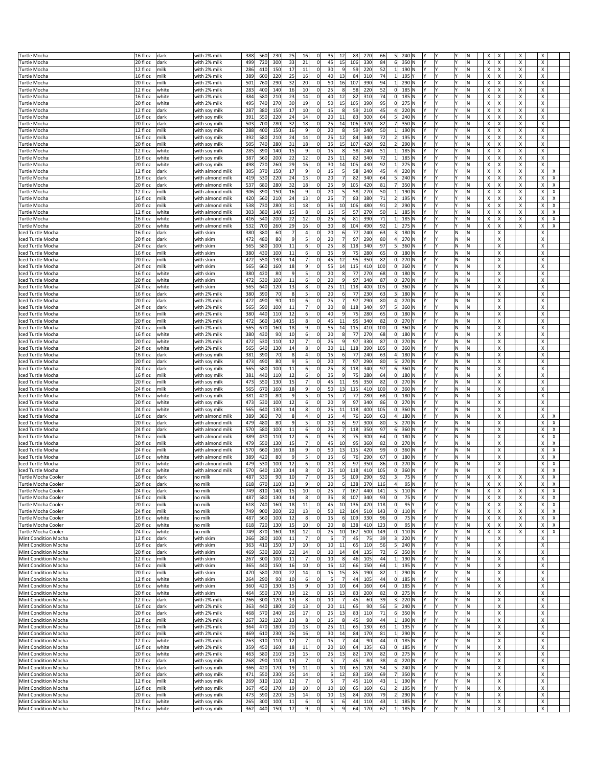| | | | | | | | | | | | | | | | | | | | | | | | | | | |
|---|---|---|---|---|---|---|---|---|---|---|---|---|---|---|---|---|---|---|---|---|---|---|---|---|---|---|
| Turtle Mocha | 16 fl oz | dark | with 2% milk | 388 | 560 | 230 | 25 | 16 | 0 | 35 | 12 | 83 | 270 | 66 | 5 | 240 | N | Y | Y | Y | N | X | X | X | X | |
| Turtle Mocha | 20 fl oz | dark | with 2% milk | 499 | 720 | 300 | 33 | 21 | 0 | 45 | 15 | 106 | 330 | 84 | 6 | 350 | N | Y | Y | Y | N | X | X | X | X | |
| Turtle Mocha | 12 fl oz | milk | with 2% milk | 286 | 410 | 150 | 17 | 11 | 0 | 30 | 9 | 59 | 220 | 52 | 1 | 190 | N | Y | Y | Y | N | X | X | X | X | |
| Turtle Mocha | 16 fl oz | milk | with 2% milk | 389 | 600 | 220 | 25 | 16 | 0 | 40 | 13 | 84 | 310 | 74 | 1 | 195 | Y | Y | Y | Y | N | X | X | X | X | |
| Turtle Mocha | 20 fl oz | milk | with 2% milk | 501 | 760 | 290 | 32 | 20 | 0 | 50 | 16 | 107 | 390 | 94 | 1 | 290 | N | Y | Y | Y | N | X | X | X | X | |
| Turtle Mocha | 12 fl oz | white | with 2% milk | 283 | 400 | 140 | 16 | 10 | 0 | 25 | 8 | 58 | 220 | 52 | 0 | 185 | N | Y | Y | Y | N | X | X | X | X | |
| Turtle Mocha | 16 fl oz | white | with 2% milk | 384 | 580 | 210 | 23 | 14 | 0 | 40 | 12 | 82 | 310 | 74 | 0 | 185 | N | Y | Y | Y | N | X | X | X | X | |
| Turtle Mocha | 20 fl oz | white | with 2% milk | 495 | 740 | 270 | 30 | 19 | 0 | 50 | 15 | 105 | 390 | 95 | 0 | 275 | N | Y | Y | Y | N | X | X | X | X | |
| Turtle Mocha | 12 fl oz | dark | with soy milk | 287 | 380 | 150 | 17 | 10 | 0 | 15 | 8 | 59 | 210 | 45 | 4 | 220 | N | Y | Y | Y | N | X | X | X | X | |
| Turtle Mocha | 16 fl oz | dark | with soy milk | 391 | 550 | 220 | 24 | 14 | 0 | 20 | 11 | 83 | 300 | 64 | 5 | 240 | N | Y | Y | Y | N | X | X | X | X | |
| Turtle Mocha | 20 fl oz | dark | with soy milk | 503 | 700 | 280 | 32 | 18 | 0 | 25 | 14 | 106 | 370 | 82 | 7 | 350 | N | Y | Y | Y | N | X | X | X | X | |
| Turtle Mocha | 12 fl oz | milk | with soy milk | 288 | 400 | 150 | 16 | 9 | 0 | 20 | 8 | 59 | 240 | 50 | 1 | 190 | N | Y | Y | Y | N | X | X | X | X | |
| Turtle Mocha | 16 fl oz | milk | with soy milk | 392 | 580 | 210 | 24 | 14 | 0 | 25 | 12 | 84 | 340 | 72 | 2 | 195 | N | Y | Y | Y | N | X | X | X | X | |
| Turtle Mocha | 20 fl oz | milk | with soy milk | 505 | 740 | 280 | 31 | 18 | 0 | 35 | 15 | 107 | 420 | 92 | 2 | 290 | N | Y | Y | Y | N | X | X | X | X | |
| Turtle Mocha | 12 fl oz | white | with soy milk | 285 | 390 | 140 | 15 | 9 | 0 | 15 | 8 | 58 | 240 | 51 | 1 | 185 | N | Y | Y | Y | N | X | X | X | X | |
| Turtle Mocha | 16 fl oz | white | with soy milk | 387 | 560 | 200 | 22 | 12 | 0 | 25 | 11 | 82 | 340 | 72 | 1 | 185 | N | Y | Y | Y | N | X | X | X | X | |
| Turtle Mocha | 20 fl oz | white | with soy milk | 498 | 720 | 260 | 29 | 16 | 0 | 30 | 14 | 105 | 430 | 92 | 1 | 275 | N | Y | Y | Y | N | X | X | X | X | |
| Turtle Mocha | 12 fl oz | dark | with almond milk | 305 | 370 | 150 | 17 | 9 | 0 | 15 | 5 | 58 | 240 | 45 | 4 | 220 | N | Y | Y | Y | N | X | X | X | X | X |
| Turtle Mocha | 16 fl oz | dark | with almond milk | 419 | 530 | 220 | 24 | 13 | 0 | 20 | 7 | 82 | 340 | 64 | 5 | 240 | N | Y | Y | Y | N | X | X | X | X | X |
| Turtle Mocha | 20 fl oz | dark | with almond milk | 537 | 680 | 280 | 32 | 18 | 0 | 25 | 9 | 105 | 420 | 81 | 7 | 350 | N | Y | Y | Y | N | X | X | X | X | X |
| Turtle Mocha | 12 fl oz | milk | with almond milk | 306 | 390 | 150 | 16 | 9 | 0 | 20 | 5 | 58 | 270 | 50 | 1 | 190 | N | Y | Y | Y | N | X | X | X | X | X |
| Turtle Mocha | 16 fl oz | milk | with almond milk | 420 | 560 | 210 | 24 | 13 | 0 | 25 | 7 | 83 | 380 | 71 | 2 | 195 | N | Y | Y | Y | N | X | X | X | X | X |
| Turtle Mocha | 20 fl oz | milk | with almond milk | 538 | 730 | 280 | 31 | 18 | 0 | 35 | 10 | 106 | 480 | 91 | 2 | 290 | N | Y | Y | Y | N | X | X | X | X | X |
| Turtle Mocha | 12 fl oz | white | with almond milk | 303 | 380 | 140 | 15 | 8 | 0 | 15 | 5 | 57 | 270 | 50 | 1 | 185 | N | Y | Y | Y | N | X | X | X | X | X |
| Turtle Mocha | 16 fl oz | white | with almond milk | 416 | 540 | 200 | 22 | 12 | 0 | 25 | 6 | 81 | 390 | 71 | 1 | 185 | N | Y | Y | Y | N | X | X | X | X | X |
| Turtle Mocha | 20 fl oz | white | with almond milk | 532 | 700 | 260 | 29 | 16 | 0 | 30 | 8 | 104 | 490 | 92 | 1 | 275 | N | Y | Y | Y | N | X | X | X | X | X |
| Iced Turtle Mocha | 16 fl oz | dark | with skim | 380 | 380 | 60 | 7 | 4 | 0 | 20 | 6 | 77 | 240 | 63 | 3 | 180 | N | Y | Y | N | N | | X | | X | |
| Iced Turtle Mocha | 20 fl oz | dark | with skim | 472 | 480 | 80 | 9 | 5 | 0 | 20 | 7 | 97 | 290 | 80 | 4 | 270 | N | Y | Y | N | N | | X | | X | |
| Iced Turtle Mocha | 24 fl oz | dark | with skim | 565 | 580 | 100 | 11 | 6 | 0 | 25 | 8 | 118 | 340 | 97 | 5 | 360 | N | Y | Y | N | N | | X | | X | |
| Iced Turtle Mocha | 16 fl oz | milk | with skim | 380 | 430 | 100 | 11 | 6 | 0 | 35 | 9 | 75 | 280 | 65 | 0 | 180 | N | Y | Y | N | N | | X | | X | |
| Iced Turtle Mocha | 20 fl oz | milk | with skim | 472 | 550 | 130 | 14 | 7 | 0 | 45 | 12 | 95 | 350 | 82 | 0 | 270 | N | Y | Y | N | N | | X | | X | |
| Iced Turtle Mocha | 24 fl oz | milk | with skim | 565 | 660 | 160 | 18 | 9 | 0 | 55 | 14 | 115 | 410 | 100 | 0 | 360 | N | Y | Y | N | N | | X | | X | |
| Iced Turtle Mocha | 16 fl oz | white | with skim | 380 | 420 | 80 | 9 | 5 | 0 | 20 | 8 | 77 | 270 | 68 | 0 | 180 | N | Y | Y | N | N | | X | | X | |
| Iced Turtle Mocha | 20 fl oz | white | with skim | 472 | 530 | 100 | 11 | 6 | 0 | 20 | 9 | 97 | 340 | 87 | 0 | 270 | N | Y | Y | N | N | | X | | X | |
| Iced Turtle Mocha | 24 fl oz | white | with skim | 565 | 640 | 120 | 13 | 8 | 0 | 25 | 11 | 118 | 400 | 105 | 0 | 360 | N | Y | Y | N | N | | X | | X | |
| Iced Turtle Mocha | 16 fl oz | dark | with 2% milk | 380 | 390 | 70 | 8 | 5 | 0 | 20 | 6 | 77 | 230 | 63 | 3 | 180 | N | Y | Y | N | N | | X | | X | |
| Iced Turtle Mocha | 20 fl oz | dark | with 2% milk | 472 | 490 | 90 | 10 | 6 | 0 | 25 | 7 | 97 | 290 | 80 | 4 | 270 | N | Y | Y | N | N | | X | | X | |
| Iced Turtle Mocha | 24 fl oz | dark | with 2% milk | 565 | 590 | 100 | 11 | 7 | 0 | 30 | 8 | 118 | 340 | 97 | 5 | 360 | N | Y | Y | N | N | | X | | X | |
| Iced Turtle Mocha | 16 fl oz | milk | with 2% milk | 380 | 440 | 110 | 12 | 6 | 0 | 40 | 9 | 75 | 280 | 65 | 0 | 180 | N | Y | Y | N | N | | X | | X | |
| Iced Turtle Mocha | 20 fl oz | milk | with 2% milk | 472 | 560 | 140 | 15 | 8 | 0 | 45 | 11 | 95 | 340 | 82 | 0 | 270 | Y | Y | Y | N | N | | X | | X | |
| Iced Turtle Mocha | 24 fl oz | milk | with 2% milk | 565 | 670 | 160 | 18 | 9 | 0 | 55 | 14 | 115 | 410 | 100 | 0 | 360 | N | Y | Y | N | N | | X | | X | |
| Iced Turtle Mocha | 16 fl oz | white | with 2% milk | 380 | 430 | 90 | 10 | 6 | 0 | 20 | 8 | 77 | 270 | 68 | 0 | 180 | N | Y | Y | N | N | | X | | X | |
| Iced Turtle Mocha | 20 fl oz | white | with 2% milk | 472 | 530 | 110 | 12 | 7 | 0 | 25 | 9 | 97 | 330 | 87 | 0 | 270 | N | Y | Y | N | N | | X | | X | |
| Iced Turtle Mocha | 24 fl oz | white | with 2% milk | 565 | 640 | 130 | 14 | 8 | 0 | 30 | 11 | 118 | 390 | 105 | 0 | 360 | N | Y | Y | N | N | | X | | X | |
| Iced Turtle Mocha | 16 fl oz | dark | with soy milk | 381 | 390 | 70 | 8 | 4 | 0 | 15 | 6 | 77 | 240 | 63 | 4 | 180 | N | Y | Y | N | N | | X | | X | |
| Iced Turtle Mocha | 20 fl oz | dark | with soy milk | 473 | 490 | 80 | 9 | 5 | 0 | 20 | 7 | 97 | 290 | 80 | 5 | 270 | N | Y | Y | N | N | | X | | X | |
| Iced Turtle Mocha | 24 fl oz | dark | with soy milk | 565 | 580 | 100 | 11 | 6 | 0 | 25 | 8 | 118 | 340 | 97 | 6 | 360 | N | Y | Y | N | N | | X | | X | |
| Iced Turtle Mocha | 16 fl oz | milk | with soy milk | 381 | 440 | 110 | 12 | 6 | 0 | 35 | 9 | 75 | 280 | 64 | 0 | 180 | N | Y | Y | N | N | | X | | X | |
| Iced Turtle Mocha | 20 fl oz | milk | with soy milk | 473 | 550 | 130 | 15 | 7 | 0 | 45 | 11 | 95 | 350 | 82 | 0 | 270 | N | Y | Y | N | N | | X | | X | |
| Iced Turtle Mocha | 24 fl oz | milk | with soy milk | 565 | 670 | 160 | 18 | 9 | 0 | 50 | 13 | 115 | 410 | 100 | 0 | 360 | N | Y | Y | N | N | | X | | X | |
| Iced Turtle Mocha | 16 fl oz | white | with soy milk | 381 | 420 | 80 | 9 | 5 | 0 | 15 | 7 | 77 | 280 | 68 | 0 | 180 | N | Y | Y | N | N | | X | | X | |
| Iced Turtle Mocha | 20 fl oz | white | with soy milk | 473 | 530 | 100 | 12 | 6 | 0 | 20 | 9 | 97 | 340 | 86 | 0 | 270 | N | Y | Y | N | N | | X | | X | |
| Iced Turtle Mocha | 24 fl oz | white | with soy milk | 565 | 640 | 130 | 14 | 8 | 0 | 25 | 11 | 118 | 400 | 105 | 0 | 360 | N | Y | Y | N | N | | X | | X | |
| Iced Turtle Mocha | 16 fl oz | dark | with almond milk | 389 | 380 | 70 | 8 | 4 | 0 | 15 | 4 | 76 | 260 | 63 | 4 | 180 | N | Y | Y | N | N | | X | | X | X |
| Iced Turtle Mocha | 20 fl oz | dark | with almond milk | 479 | 480 | 80 | 9 | 5 | 0 | 20 | 6 | 97 | 300 | 80 | 5 | 270 | N | Y | Y | N | N | | X | | X | X |
| Iced Turtle Mocha | 24 fl oz | dark | with almond milk | 570 | 580 | 100 | 11 | 6 | 0 | 25 | 7 | 118 | 350 | 97 | 6 | 360 | N | Y | Y | N | N | | X | | X | X |
| Iced Turtle Mocha | 16 fl oz | milk | with almond milk | 389 | 430 | 110 | 12 | 6 | 0 | 35 | 8 | 75 | 300 | 64 | 0 | 180 | N | Y | Y | N | N | | X | | X | X |
| Iced Turtle Mocha | 20 fl oz | milk | with almond milk | 479 | 550 | 130 | 15 | 7 | 0 | 45 | 10 | 95 | 360 | 82 | 0 | 270 | N | Y | Y | N | N | | X | | X | X |
| Iced Turtle Mocha | 24 fl oz | milk | with almond milk | 570 | 660 | 160 | 18 | 9 | 0 | 50 | 13 | 115 | 420 | 99 | 0 | 360 | N | Y | Y | N | N | | X | | X | X |
| Iced Turtle Mocha | 16 fl oz | white | with almond milk | 389 | 420 | 80 | 9 | 5 | 0 | 15 | 6 | 76 | 290 | 67 | 0 | 180 | N | Y | Y | N | N | | X | | X | X |
| Iced Turtle Mocha | 20 fl oz | white | with almond milk | 479 | 530 | 100 | 12 | 6 | 0 | 20 | 8 | 97 | 350 | 86 | 0 | 270 | N | Y | Y | N | N | | X | | X | X |
| Iced Turtle Mocha | 24 fl oz | white | with almond milk | 570 | 640 | 130 | 14 | 8 | 0 | 25 | 10 | 118 | 410 | 105 | 0 | 360 | N | Y | Y | N | N | | X | | X | X |
| Turtle Mocha Cooler | 16 fl oz | dark | no milk | 487 | 530 | 90 | 10 | 7 | 0 | 15 | 5 | 109 | 290 | 92 | 3 | 75 | N | Y | Y | Y | N | X | X | X | X | X |
| Turtle Mocha Cooler | 20 fl oz | dark | no milk | 618 | 670 | 110 | 13 | 9 | 0 | 20 | 6 | 138 | 370 | 116 | 4 | 95 | N | Y | Y | Y | N | X | X | X | X | X |
| Turtle Mocha Cooler | 24 fl oz | dark | no milk | 749 | 810 | 140 | 15 | 10 | 0 | 25 | 7 | 167 | 440 | 141 | 5 | 110 | N | Y | Y | Y | N | X | X | X | X | X |
| Turtle Mocha Cooler | 16 fl oz | milk | no milk | 487 | 580 | 130 | 14 | 8 | 0 | 35 | 8 | 107 | 340 | 93 | 0 | 75 | N | Y | Y | Y | N | X | X | X | X | X |
| Turtle Mocha Cooler | 20 fl oz | milk | no milk | 618 | 740 | 160 | 18 | 11 | 0 | 45 | 10 | 136 | 420 | 118 | 0 | 95 | Y | Y | Y | Y | N | X | X | X | X | X |
| Turtle Mocha Cooler | 24 fl oz | milk | no milk | 749 | 900 | 200 | 22 | 13 | 0 | 50 | 12 | 164 | 510 | 143 | 0 | 110 | N | Y | Y | Y | N | X | X | X | X | X |
| Turtle Mocha Cooler | 16 fl oz | white | no milk | 487 | 560 | 100 | 12 | 8 | 0 | 15 | 6 | 109 | 330 | 96 | 0 | 75 | N | Y | Y | Y | N | X | X | X | X | X |
| Turtle Mocha Cooler | 20 fl oz | white | no milk | 618 | 720 | 130 | 15 | 10 | 0 | 20 | 8 | 138 | 410 | 123 | 0 | 95 | N | Y | Y | Y | N | X | X | X | X | X |
| Turtle Mocha Cooler | 24 fl oz | white | no milk | 749 | 870 | 160 | 18 | 12 | 0 | 25 | 10 | 167 | 500 | 149 | 0 | 110 | N | Y | Y | Y | N | X | X | X | X | X |
| Mint Condition Mocha | 12 fl oz | dark | with skim | 266 | 280 | 100 | 11 | 7 | 0 | 5 | 7 | 45 | 75 | 39 | 3 | 220 | N | Y | Y | Y | N | | X | | X | |
| Mint Condition Mocha | 16 fl oz | dark | with skim | 363 | 410 | 150 | 17 | 10 | 0 | 10 | 11 | 65 | 110 | 56 | 5 | 240 | N | Y | Y | Y | N | | X | | X | |
| Mint Condition Mocha | 20 fl oz | dark | with skim | 469 | 530 | 200 | 22 | 14 | 0 | 10 | 14 | 84 | 135 | 72 | 6 | 350 | N | Y | Y | Y | N | | X | | X | |
| Mint Condition Mocha | 12 fl oz | milk | with skim | 267 | 300 | 100 | 11 | 7 | 0 | 10 | 8 | 46 | 105 | 44 | 1 | 190 | N | Y | Y | Y | N | | X | | X | |
| Mint Condition Mocha | 16 fl oz | milk | with skim | 365 | 440 | 150 | 16 | 10 | 0 | 15 | 12 | 66 | 150 | 64 | 1 | 195 | N | Y | Y | Y | N | | X | | X | |
| Mint Condition Mocha | 20 fl oz | milk | with skim | 470 | 580 | 200 | 22 | 14 | 0 | 15 | 15 | 85 | 190 | 82 | 1 | 290 | N | Y | Y | Y | N | | X | | X | |
| Mint Condition Mocha | 12 fl oz | white | with skim | 264 | 290 | 90 | 10 | 6 | 0 | 5 | 7 | 44 | 105 | 44 | 0 | 185 | N | Y | Y | Y | N | | X | | X | |
| Mint Condition Mocha | 16 fl oz | white | with skim | 360 | 420 | 130 | 15 | 9 | 0 | 10 | 10 | 64 | 160 | 64 | 0 | 185 | N | Y | Y | Y | N | | X | | X | |
| Mint Condition Mocha | 20 fl oz | white | with skim | 464 | 550 | 170 | 19 | 12 | 0 | 15 | 13 | 83 | 200 | 82 | 0 | 275 | N | Y | Y | Y | N | | X | | X | |
| Mint Condition Mocha | 12 fl oz | dark | with 2% milk | 266 | 300 | 120 | 13 | 8 | 0 | 10 | 7 | 45 | 60 | 39 | 3 | 220 | N | Y | Y | Y | N | | X | | X | |
| Mint Condition Mocha | 16 fl oz | dark | with 2% milk | 363 | 440 | 180 | 20 | 13 | 0 | 20 | 11 | 65 | 90 | 56 | 5 | 240 | N | Y | Y | Y | N | | X | | X | |
| Mint Condition Mocha | 20 fl oz | dark | with 2% milk | 468 | 570 | 240 | 26 | 17 | 0 | 25 | 13 | 83 | 110 | 71 | 6 | 350 | N | Y | Y | Y | N | | X | | X | |
| Mint Condition Mocha | 12 fl oz | milk | with 2% milk | 267 | 320 | 120 | 13 | 8 | 0 | 15 | 8 | 45 | 90 | 44 | 1 | 190 | N | Y | Y | Y | N | | X | | X | |
| Mint Condition Mocha | 16 fl oz | milk | with 2% milk | 364 | 470 | 180 | 20 | 13 | 0 | 25 | 11 | 65 | 130 | 63 | 1 | 195 | Y | Y | Y | Y | N | | X | | X | |
| Mint Condition Mocha | 20 fl oz | milk | with 2% milk | 469 | 610 | 230 | 26 | 16 | 0 | 30 | 14 | 84 | 170 | 81 | 1 | 290 | N | Y | Y | Y | N | | X | | X | |
| Mint Condition Mocha | 12 fl oz | white | with 2% milk | 263 | 310 | 110 | 12 | 7 | 0 | 15 | 7 | 44 | 90 | 44 | 0 | 185 | N | Y | Y | Y | N | | X | | X | |
| Mint Condition Mocha | 16 fl oz | white | with 2% milk | 359 | 450 | 160 | 18 | 11 | 0 | 20 | 10 | 64 | 135 | 63 | 0 | 185 | N | Y | Y | Y | N | | X | | X | |
| Mint Condition Mocha | 20 fl oz | white | with 2% milk | 463 | 580 | 210 | 23 | 15 | 0 | 25 | 13 | 82 | 170 | 82 | 0 | 275 | N | Y | Y | Y | N | | X | | X | |
| Mint Condition Mocha | 12 fl oz | dark | with soy milk | 268 | 290 | 110 | 13 | 7 | 0 | 5 | 7 | 45 | 80 | 38 | 4 | 220 | N | Y | Y | Y | N | | X | | X | |
| Mint Condition Mocha | 16 fl oz | dark | with soy milk | 366 | 420 | 170 | 19 | 11 | 0 | 5 | 10 | 65 | 120 | 54 | 5 | 240 | N | Y | Y | Y | N | | X | | X | |
| Mint Condition Mocha | 20 fl oz | dark | with soy milk | 471 | 550 | 230 | 25 | 14 | 0 | 5 | 12 | 83 | 150 | 69 | 7 | 350 | N | Y | Y | Y | N | | X | | X | |
| Mint Condition Mocha | 12 fl oz | milk | with soy milk | 269 | 310 | 110 | 12 | 7 | 0 | 5 | 7 | 45 | 110 | 43 | 1 | 190 | N | Y | Y | Y | N | | X | | X | |
| Mint Condition Mocha | 16 fl oz | milk | with soy milk | 367 | 450 | 170 | 19 | 10 | 0 | 10 | 10 | 65 | 160 | 61 | 2 | 195 | N | Y | Y | Y | N | | X | | X | |
| Mint Condition Mocha | 20 fl oz | milk | with soy milk | 473 | 590 | 220 | 25 | 14 | 0 | 10 | 13 | 84 | 200 | 79 | 2 | 290 | N | Y | Y | Y | N | | X | | X | |
| Mint Condition Mocha | 12 fl oz | white | with soy milk | 265 | 300 | 100 | 11 | 6 | 0 | 5 | 6 | 44 | 110 | 43 | 1 | 185 | N | Y | Y | Y | N | | X | | X | |
| Mint Condition Mocha | 16 fl oz | white | with soy milk | 362 | 440 | 150 | 17 | 9 | 0 | 5 | 9 | 64 | 170 | 62 | 1 | 185 | N | Y | Y | Y | N | | X | | X | |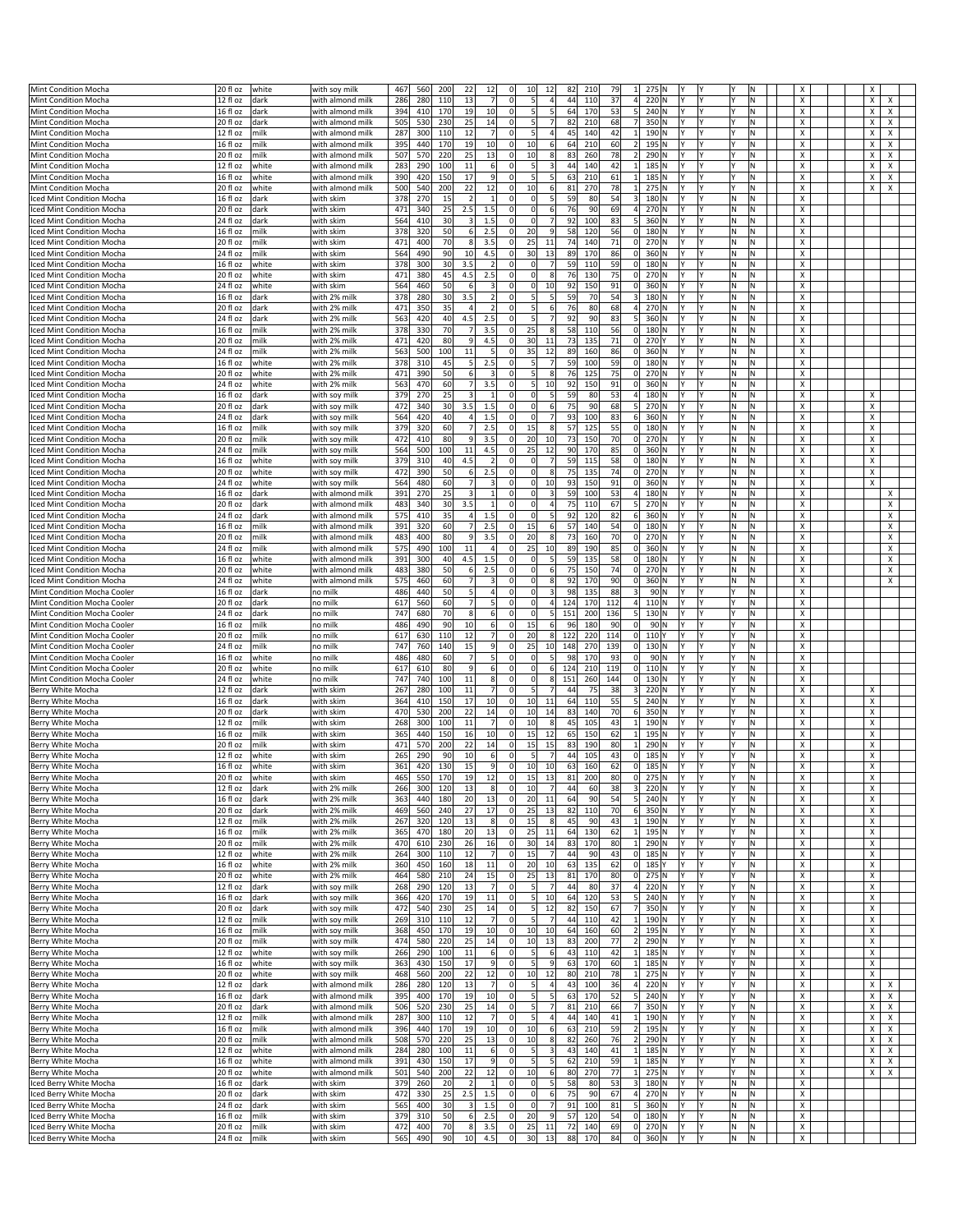| | | | | | | | | | | | | | | | | | | | | | | | | |
|---|---|---|---|---|---|---|---|---|---|---|---|---|---|---|---|---|---|---|---|---|---|---|---|---|
| Mint Condition Mocha | 20 fl oz | white | with soy milk | 467 | 560 | 200 | 22 | 12 | 0 | 10 | 12 | 82 | 210 | 79 | 1 | 275 | N | Y | Y | Y | N | X | X | |
| Mint Condition Mocha | 12 fl oz | dark | with almond milk | 286 | 280 | 110 | 13 | 7 | 0 | 5 | 4 | 44 | 110 | 37 | 4 | 220 | N | Y | Y | Y | N | X | X | X |
| Mint Condition Mocha | 16 fl oz | dark | with almond milk | 394 | 410 | 170 | 19 | 10 | 0 | 5 | 5 | 64 | 170 | 53 | 5 | 240 | N | Y | Y | Y | N | X | X | X |
| Mint Condition Mocha | 20 fl oz | dark | with almond milk | 505 | 530 | 230 | 25 | 14 | 0 | 5 | 7 | 82 | 210 | 68 | 7 | 350 | N | Y | Y | Y | N | X | X | X |
| Mint Condition Mocha | 12 fl oz | milk | with almond milk | 287 | 300 | 110 | 12 | 7 | 0 | 5 | 4 | 45 | 140 | 42 | 1 | 190 | N | Y | Y | Y | N | X | X | X |
| Mint Condition Mocha | 16 fl oz | milk | with almond milk | 395 | 440 | 170 | 19 | 10 | 0 | 10 | 6 | 64 | 210 | 60 | 2 | 195 | N | Y | Y | Y | N | X | X | X |
| Mint Condition Mocha | 20 fl oz | milk | with almond milk | 507 | 570 | 220 | 25 | 13 | 0 | 10 | 8 | 83 | 260 | 78 | 2 | 290 | N | Y | Y | Y | N | X | X | X |
| Mint Condition Mocha | 12 fl oz | white | with almond milk | 283 | 290 | 100 | 11 | 6 | 0 | 5 | 3 | 44 | 140 | 42 | 1 | 185 | N | Y | Y | Y | N | X | X | X |
| Mint Condition Mocha | 16 fl oz | white | with almond milk | 390 | 420 | 150 | 17 | 9 | 0 | 5 | 5 | 63 | 210 | 61 | 1 | 185 | N | Y | Y | Y | N | X | X | X |
| Mint Condition Mocha | 20 fl oz | white | with almond milk | 500 | 540 | 200 | 22 | 12 | 0 | 10 | 6 | 81 | 270 | 78 | 1 | 275 | N | Y | Y | Y | N | X | X | X |
| Iced Mint Condition Mocha | 16 fl oz | dark | with skim | 378 | 270 | 15 | 2 | 1 | 0 | 0 | 5 | 59 | 80 | 54 | 3 | 180 | N | Y | Y | N | N | X | | |
| Iced Mint Condition Mocha | 20 fl oz | dark | with skim | 471 | 340 | 25 | 2.5 | 1.5 | 0 | 0 | 6 | 76 | 90 | 69 | 4 | 270 | N | Y | Y | N | N | X | | |
| Iced Mint Condition Mocha | 24 fl oz | dark | with skim | 564 | 410 | 30 | 3 | 1.5 | 0 | 0 | 7 | 92 | 100 | 83 | 5 | 360 | N | Y | Y | N | N | X | | |
| Iced Mint Condition Mocha | 16 fl oz | milk | with skim | 378 | 320 | 50 | 6 | 2.5 | 0 | 20 | 9 | 58 | 120 | 56 | 0 | 180 | N | Y | Y | N | N | X | | |
| Iced Mint Condition Mocha | 20 fl oz | milk | with skim | 471 | 400 | 70 | 8 | 3.5 | 0 | 25 | 11 | 74 | 140 | 71 | 0 | 270 | N | Y | Y | N | N | X | | |
| Iced Mint Condition Mocha | 24 fl oz | milk | with skim | 564 | 490 | 90 | 10 | 4.5 | 0 | 30 | 13 | 89 | 170 | 86 | 0 | 360 | N | Y | Y | N | N | X | | |
| Iced Mint Condition Mocha | 16 fl oz | white | with skim | 378 | 300 | 30 | 3.5 | 2 | 0 | 0 | 7 | 59 | 110 | 59 | 0 | 180 | N | Y | Y | N | N | X | | |
| Iced Mint Condition Mocha | 20 fl oz | white | with skim | 471 | 380 | 45 | 4.5 | 2.5 | 0 | 0 | 8 | 76 | 130 | 75 | 0 | 270 | N | Y | Y | N | N | X | | |
| Iced Mint Condition Mocha | 24 fl oz | white | with skim | 564 | 460 | 50 | 6 | 3 | 0 | 0 | 10 | 92 | 150 | 91 | 0 | 360 | N | Y | Y | N | N | X | | |
| Iced Mint Condition Mocha | 16 fl oz | dark | with 2% milk | 378 | 280 | 30 | 3.5 | 2 | 0 | 5 | 5 | 59 | 70 | 54 | 3 | 180 | N | Y | Y | N | N | X | | |
| Iced Mint Condition Mocha | 20 fl oz | dark | with 2% milk | 471 | 350 | 35 | 4 | 2 | 0 | 5 | 6 | 76 | 80 | 68 | 4 | 270 | N | Y | Y | N | N | X | | |
| Iced Mint Condition Mocha | 24 fl oz | dark | with 2% milk | 563 | 420 | 40 | 4.5 | 2.5 | 0 | 5 | 7 | 92 | 90 | 83 | 5 | 360 | N | Y | Y | N | N | X | | |
| Iced Mint Condition Mocha | 16 fl oz | milk | with 2% milk | 378 | 330 | 70 | 7 | 3.5 | 0 | 25 | 8 | 58 | 110 | 56 | 0 | 180 | N | Y | Y | N | N | X | | |
| Iced Mint Condition Mocha | 20 fl oz | milk | with 2% milk | 471 | 420 | 80 | 9 | 4.5 | 0 | 30 | 11 | 73 | 135 | 71 | 0 | 270 | Y | Y | Y | N | N | X | | |
| Iced Mint Condition Mocha | 24 fl oz | milk | with 2% milk | 563 | 500 | 100 | 11 | 5 | 0 | 35 | 12 | 89 | 160 | 86 | 0 | 360 | N | Y | Y | N | N | X | | |
| Iced Mint Condition Mocha | 16 fl oz | white | with 2% milk | 378 | 310 | 45 | 5 | 2.5 | 0 | 5 | 7 | 59 | 100 | 59 | 0 | 180 | N | Y | Y | N | N | X | | |
| Iced Mint Condition Mocha | 20 fl oz | white | with 2% milk | 471 | 390 | 50 | 6 | 3 | 0 | 5 | 8 | 76 | 125 | 75 | 0 | 270 | N | Y | Y | N | N | X | | |
| Iced Mint Condition Mocha | 24 fl oz | white | with 2% milk | 563 | 470 | 60 | 7 | 3.5 | 0 | 5 | 10 | 92 | 150 | 91 | 0 | 360 | N | Y | Y | N | N | X | | |
| Iced Mint Condition Mocha | 16 fl oz | dark | with soy milk | 379 | 270 | 25 | 3 | 1 | 0 | 0 | 5 | 59 | 80 | 53 | 4 | 180 | N | Y | Y | N | N | X | X | |
| Iced Mint Condition Mocha | 20 fl oz | dark | with soy milk | 472 | 340 | 30 | 3.5 | 1.5 | 0 | 0 | 6 | 75 | 90 | 68 | 5 | 270 | N | Y | Y | N | N | X | X | |
| Iced Mint Condition Mocha | 24 fl oz | dark | with soy milk | 564 | 420 | 40 | 4 | 1.5 | 0 | 0 | 7 | 93 | 100 | 83 | 6 | 360 | N | Y | Y | N | N | X | X | |
| Iced Mint Condition Mocha | 16 fl oz | milk | with soy milk | 379 | 320 | 60 | 7 | 2.5 | 0 | 15 | 8 | 57 | 125 | 55 | 0 | 180 | N | Y | Y | N | N | X | X | |
| Iced Mint Condition Mocha | 20 fl oz | milk | with soy milk | 472 | 410 | 80 | 9 | 3.5 | 0 | 20 | 10 | 73 | 150 | 70 | 0 | 270 | N | Y | Y | N | N | X | X | |
| Iced Mint Condition Mocha | 24 fl oz | milk | with soy milk | 564 | 500 | 100 | 11 | 4.5 | 0 | 25 | 12 | 90 | 170 | 85 | 0 | 360 | N | Y | Y | N | N | X | X | |
| Iced Mint Condition Mocha | 16 fl oz | white | with soy milk | 379 | 310 | 40 | 4.5 | 2 | 0 | 0 | 7 | 59 | 115 | 58 | 0 | 180 | N | Y | Y | N | N | X | X | |
| Iced Mint Condition Mocha | 20 fl oz | white | with soy milk | 472 | 390 | 50 | 6 | 2.5 | 0 | 0 | 8 | 75 | 135 | 74 | 0 | 270 | N | Y | Y | N | N | X | X | |
| Iced Mint Condition Mocha | 24 fl oz | white | with soy milk | 564 | 480 | 60 | 7 | 3 | 0 | 0 | 10 | 93 | 150 | 91 | 0 | 360 | N | Y | Y | N | N | X | X | |
| Iced Mint Condition Mocha | 16 fl oz | dark | with almond milk | 391 | 270 | 25 | 3 | 1 | 0 | 0 | 3 | 59 | 100 | 53 | 4 | 180 | N | Y | Y | N | N | X | | X |
| Iced Mint Condition Mocha | 20 fl oz | dark | with almond milk | 483 | 340 | 30 | 3.5 | 1 | 0 | 0 | 4 | 75 | 110 | 67 | 5 | 270 | N | Y | Y | N | N | X | | X |
| Iced Mint Condition Mocha | 24 fl oz | dark | with almond milk | 575 | 410 | 35 | 4 | 1.5 | 0 | 0 | 5 | 92 | 120 | 82 | 6 | 360 | N | Y | Y | N | N | X | | X |
| Iced Mint Condition Mocha | 16 fl oz | milk | with almond milk | 391 | 320 | 60 | 7 | 2.5 | 0 | 15 | 6 | 57 | 140 | 54 | 0 | 180 | N | Y | Y | N | N | X | | X |
| Iced Mint Condition Mocha | 20 fl oz | milk | with almond milk | 483 | 400 | 80 | 9 | 3.5 | 0 | 20 | 8 | 73 | 160 | 70 | 0 | 270 | N | Y | Y | N | N | X | | X |
| Iced Mint Condition Mocha | 24 fl oz | milk | with almond milk | 575 | 490 | 100 | 11 | 4 | 0 | 25 | 10 | 89 | 190 | 85 | 0 | 360 | N | Y | Y | N | N | X | | X |
| Iced Mint Condition Mocha | 16 fl oz | white | with almond milk | 391 | 300 | 40 | 4.5 | 1.5 | 0 | 0 | 5 | 59 | 135 | 58 | 0 | 180 | N | Y | Y | N | N | X | | X |
| Iced Mint Condition Mocha | 20 fl oz | white | with almond milk | 483 | 380 | 50 | 6 | 2.5 | 0 | 0 | 6 | 75 | 150 | 74 | 0 | 270 | N | Y | Y | N | N | X | | X |
| Iced Mint Condition Mocha | 24 fl oz | white | with almond milk | 575 | 460 | 60 | 7 | 3 | 0 | 0 | 8 | 92 | 170 | 90 | 0 | 360 | N | Y | Y | N | N | X | | X |
| Mint Condition Mocha Cooler | 16 fl oz | dark | no milk | 486 | 440 | 50 | 5 | 4 | 0 | 0 | 3 | 98 | 135 | 88 | 3 | 90 | N | Y | Y | Y | N | X | | |
| Mint Condition Mocha Cooler | 20 fl oz | dark | no milk | 617 | 560 | 60 | 7 | 5 | 0 | 0 | 4 | 124 | 170 | 112 | 4 | 110 | N | Y | Y | Y | N | X | | |
| Mint Condition Mocha Cooler | 24 fl oz | dark | no milk | 747 | 680 | 70 | 8 | 6 | 0 | 0 | 5 | 151 | 200 | 136 | 5 | 130 | N | Y | Y | Y | N | X | | |
| Mint Condition Mocha Cooler | 16 fl oz | milk | no milk | 486 | 490 | 90 | 10 | 6 | 0 | 15 | 6 | 96 | 180 | 90 | 0 | 90 | N | Y | Y | Y | N | X | | |
| Mint Condition Mocha Cooler | 20 fl oz | milk | no milk | 617 | 630 | 110 | 12 | 7 | 0 | 20 | 8 | 122 | 220 | 114 | 0 | 110 | Y | Y | Y | Y | N | X | | |
| Mint Condition Mocha Cooler | 24 fl oz | milk | no milk | 747 | 760 | 140 | 15 | 9 | 0 | 25 | 10 | 148 | 270 | 139 | 0 | 130 | N | Y | Y | Y | N | X | | |
| Mint Condition Mocha Cooler | 16 fl oz | white | no milk | 486 | 480 | 60 | 7 | 5 | 0 | 0 | 5 | 98 | 170 | 93 | 0 | 90 | N | Y | Y | Y | N | X | | |
| Mint Condition Mocha Cooler | 20 fl oz | white | no milk | 617 | 610 | 80 | 9 | 6 | 0 | 0 | 6 | 124 | 210 | 119 | 0 | 110 | N | Y | Y | Y | N | X | | |
| Mint Condition Mocha Cooler | 24 fl oz | white | no milk | 747 | 740 | 100 | 11 | 8 | 0 | 0 | 8 | 151 | 260 | 144 | 0 | 130 | N | Y | Y | Y | N | X | | |
| Berry White Mocha | 12 fl oz | dark | with skim | 267 | 280 | 100 | 11 | 7 | 0 | 5 | 7 | 44 | 75 | 38 | 3 | 220 | N | Y | Y | Y | N | X | X | |
| Berry White Mocha | 16 fl oz | dark | with skim | 364 | 410 | 150 | 17 | 10 | 0 | 10 | 11 | 64 | 110 | 55 | 5 | 240 | N | Y | Y | Y | N | X | X | |
| Berry White Mocha | 20 fl oz | dark | with skim | 470 | 530 | 200 | 22 | 14 | 0 | 10 | 14 | 83 | 140 | 70 | 6 | 350 | N | Y | Y | Y | N | X | X | |
| Berry White Mocha | 12 fl oz | milk | with skim | 268 | 300 | 100 | 11 | 7 | 0 | 10 | 8 | 45 | 105 | 43 | 1 | 190 | N | Y | Y | Y | N | X | X | |
| Berry White Mocha | 16 fl oz | milk | with skim | 365 | 440 | 150 | 16 | 10 | 0 | 15 | 12 | 65 | 150 | 62 | 1 | 195 | N | Y | Y | Y | N | X | X | |
| Berry White Mocha | 20 fl oz | milk | with skim | 471 | 570 | 200 | 22 | 14 | 0 | 15 | 15 | 83 | 190 | 80 | 1 | 290 | N | Y | Y | Y | N | X | X | |
| Berry White Mocha | 12 fl oz | white | with skim | 265 | 290 | 90 | 10 | 6 | 0 | 5 | 7 | 44 | 105 | 43 | 0 | 185 | N | Y | Y | Y | N | X | X | |
| Berry White Mocha | 16 fl oz | white | with skim | 361 | 420 | 130 | 15 | 9 | 0 | 10 | 10 | 63 | 160 | 62 | 0 | 185 | N | Y | Y | Y | N | X | X | |
| Berry White Mocha | 20 fl oz | white | with skim | 465 | 550 | 170 | 19 | 12 | 0 | 15 | 13 | 81 | 200 | 80 | 0 | 275 | N | Y | Y | Y | N | X | X | |
| Berry White Mocha | 12 fl oz | dark | with 2% milk | 266 | 300 | 120 | 13 | 8 | 0 | 10 | 7 | 44 | 60 | 38 | 3 | 220 | N | Y | Y | Y | N | X | X | |
| Berry White Mocha | 16 fl oz | dark | with 2% milk | 363 | 440 | 180 | 20 | 13 | 0 | 20 | 11 | 64 | 90 | 54 | 5 | 240 | N | Y | Y | Y | N | X | X | |
| Berry White Mocha | 20 fl oz | dark | with 2% milk | 469 | 560 | 240 | 27 | 17 | 0 | 25 | 13 | 82 | 110 | 70 | 6 | 350 | N | Y | Y | Y | N | X | X | |
| Berry White Mocha | 12 fl oz | milk | with 2% milk | 267 | 320 | 120 | 13 | 8 | 0 | 15 | 8 | 45 | 90 | 43 | 1 | 190 | N | Y | Y | Y | N | X | X | |
| Berry White Mocha | 16 fl oz | milk | with 2% milk | 365 | 470 | 180 | 20 | 13 | 0 | 25 | 11 | 64 | 130 | 62 | 1 | 195 | N | Y | Y | Y | N | X | X | |
| Berry White Mocha | 20 fl oz | milk | with 2% milk | 470 | 610 | 230 | 26 | 16 | 0 | 30 | 14 | 83 | 170 | 80 | 1 | 290 | N | Y | Y | Y | N | X | X | |
| Berry White Mocha | 12 fl oz | white | with 2% milk | 264 | 300 | 110 | 12 | 7 | 0 | 15 | 7 | 44 | 90 | 43 | 0 | 185 | N | Y | Y | Y | N | X | X | |
| Berry White Mocha | 16 fl oz | white | with 2% milk | 360 | 450 | 160 | 18 | 11 | 0 | 20 | 10 | 63 | 135 | 62 | 0 | 185 | Y | Y | Y | Y | N | X | X | |
| Berry White Mocha | 20 fl oz | white | with 2% milk | 464 | 580 | 210 | 24 | 15 | 0 | 25 | 13 | 81 | 170 | 80 | 0 | 275 | N | Y | Y | Y | N | X | X | |
| Berry White Mocha | 12 fl oz | dark | with soy milk | 268 | 290 | 120 | 13 | 7 | 0 | 5 | 7 | 44 | 80 | 37 | 4 | 220 | N | Y | Y | Y | N | X | X | |
| Berry White Mocha | 16 fl oz | dark | with soy milk | 366 | 420 | 170 | 19 | 11 | 0 | 5 | 10 | 64 | 120 | 53 | 5 | 240 | N | Y | Y | Y | N | X | X | |
| Berry White Mocha | 20 fl oz | dark | with soy milk | 472 | 540 | 230 | 25 | 14 | 0 | 5 | 12 | 82 | 150 | 67 | 7 | 350 | N | Y | Y | Y | N | X | X | |
| Berry White Mocha | 12 fl oz | milk | with soy milk | 269 | 310 | 110 | 12 | 7 | 0 | 5 | 7 | 44 | 110 | 42 | 1 | 190 | N | Y | Y | Y | N | X | X | |
| Berry White Mocha | 16 fl oz | milk | with soy milk | 368 | 450 | 170 | 19 | 10 | 0 | 10 | 10 | 64 | 160 | 60 | 2 | 195 | N | Y | Y | Y | N | X | X | |
| Berry White Mocha | 20 fl oz | milk | with soy milk | 474 | 580 | 220 | 25 | 14 | 0 | 10 | 13 | 83 | 200 | 77 | 2 | 290 | N | Y | Y | Y | N | X | X | |
| Berry White Mocha | 12 fl oz | white | with soy milk | 266 | 290 | 100 | 11 | 6 | 0 | 5 | 6 | 43 | 110 | 42 | 1 | 185 | N | Y | Y | Y | N | X | X | |
| Berry White Mocha | 16 fl oz | white | with soy milk | 363 | 430 | 150 | 17 | 9 | 0 | 5 | 9 | 63 | 170 | 60 | 1 | 185 | N | Y | Y | Y | N | X | X | |
| Berry White Mocha | 20 fl oz | white | with soy milk | 468 | 560 | 200 | 22 | 12 | 0 | 10 | 12 | 80 | 210 | 78 | 1 | 275 | N | Y | Y | Y | N | X | X | |
| Berry White Mocha | 12 fl oz | dark | with almond milk | 286 | 280 | 120 | 13 | 7 | 0 | 5 | 4 | 43 | 100 | 36 | 4 | 220 | N | Y | Y | Y | N | X | X | X |
| Berry White Mocha | 16 fl oz | dark | with almond milk | 395 | 400 | 170 | 19 | 10 | 0 | 5 | 5 | 63 | 170 | 52 | 5 | 240 | N | Y | Y | Y | N | X | X | X |
| Berry White Mocha | 20 fl oz | dark | with almond milk | 506 | 520 | 230 | 25 | 14 | 0 | 5 | 7 | 81 | 210 | 66 | 7 | 350 | N | Y | Y | Y | N | X | X | X |
| Berry White Mocha | 12 fl oz | milk | with almond milk | 287 | 300 | 110 | 12 | 7 | 0 | 5 | 4 | 44 | 140 | 41 | 1 | 190 | N | Y | Y | Y | N | X | X | X |
| Berry White Mocha | 16 fl oz | milk | with almond milk | 396 | 440 | 170 | 19 | 10 | 0 | 10 | 6 | 63 | 210 | 59 | 2 | 195 | N | Y | Y | Y | N | X | X | X |
| Berry White Mocha | 20 fl oz | milk | with almond milk | 508 | 570 | 220 | 25 | 13 | 0 | 10 | 8 | 82 | 260 | 76 | 2 | 290 | N | Y | Y | Y | N | X | X | X |
| Berry White Mocha | 12 fl oz | white | with almond milk | 284 | 280 | 100 | 11 | 6 | 0 | 5 | 3 | 43 | 140 | 41 | 1 | 185 | N | Y | Y | Y | N | X | X | X |
| Berry White Mocha | 16 fl oz | white | with almond milk | 391 | 430 | 150 | 17 | 9 | 0 | 5 | 5 | 62 | 210 | 59 | 1 | 185 | N | Y | Y | Y | N | X | X | X |
| Berry White Mocha | 20 fl oz | white | with almond milk | 501 | 540 | 200 | 22 | 12 | 0 | 10 | 6 | 80 | 270 | 77 | 1 | 275 | N | Y | Y | Y | N | X | X | X |
| Iced Berry White Mocha | 16 fl oz | dark | with skim | 379 | 260 | 20 | 2 | 1 | 0 | 0 | 5 | 58 | 80 | 53 | 3 | 180 | N | Y | Y | N | N | X | | |
| Iced Berry White Mocha | 20 fl oz | dark | with skim | 472 | 330 | 25 | 2.5 | 1.5 | 0 | 0 | 6 | 75 | 90 | 67 | 4 | 270 | N | Y | Y | N | N | X | | |
| Iced Berry White Mocha | 24 fl oz | dark | with skim | 565 | 400 | 30 | 3 | 1.5 | 0 | 0 | 7 | 91 | 100 | 81 | 5 | 360 | N | Y | Y | N | N | X | | |
| Iced Berry White Mocha | 16 fl oz | milk | with skim | 379 | 310 | 50 | 6 | 2.5 | 0 | 20 | 9 | 57 | 120 | 54 | 0 | 180 | N | Y | Y | N | N | X | | |
| Iced Berry White Mocha | 20 fl oz | milk | with skim | 472 | 400 | 70 | 8 | 3.5 | 0 | 25 | 11 | 72 | 140 | 69 | 0 | 270 | N | Y | Y | N | N | X | | |
| Iced Berry White Mocha | 24 fl oz | milk | with skim | 565 | 490 | 90 | 10 | 4.5 | 0 | 30 | 13 | 88 | 170 | 84 | 0 | 360 | N | Y | Y | N | N | X | | |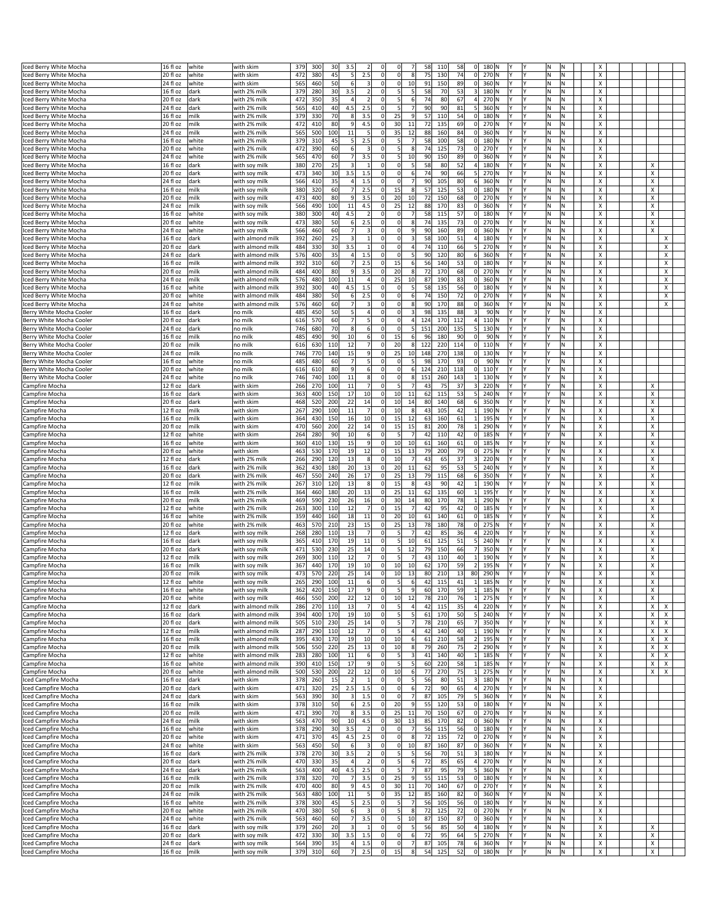| | | | | | | | | | | | | | | | | | | | | | | | | |
|---|---|---|---|---|---|---|---|---|---|---|---|---|---|---|---|---|---|---|---|---|---|---|---|---|
| Iced Berry White Mocha | 16 fl oz | white | with skim | 379 | 300 | 30 | 3.5 | 2 | 0 | 0 | 7 | 58 | 110 | 58 | 0 | 180 | N | Y | Y | N | N | X | | |
| Iced Berry White Mocha | 20 fl oz | white | with skim | 472 | 380 | 45 | 5 | 2.5 | 0 | 0 | 8 | 75 | 130 | 74 | 0 | 270 | N | Y | Y | N | N | X | | |
| Iced Berry White Mocha | 24 fl oz | white | with skim | 565 | 460 | 50 | 6 | 3 | 0 | 0 | 10 | 91 | 150 | 89 | 0 | 360 | N | Y | Y | N | N | X | | |
| Iced Berry White Mocha | 16 fl oz | dark | with 2% milk | 379 | 280 | 30 | 3.5 | 2 | 0 | 5 | 5 | 58 | 70 | 53 | 3 | 180 | N | Y | Y | N | N | X | | |
| Iced Berry White Mocha | 20 fl oz | dark | with 2% milk | 472 | 350 | 35 | 4 | 2 | 0 | 5 | 6 | 74 | 80 | 67 | 4 | 270 | N | Y | Y | N | N | X | | |
| Iced Berry White Mocha | 24 fl oz | dark | with 2% milk | 565 | 410 | 40 | 4.5 | 2.5 | 0 | 5 | 7 | 90 | 90 | 81 | 5 | 360 | N | Y | Y | N | N | X | | |
| Iced Berry White Mocha | 16 fl oz | milk | with 2% milk | 379 | 330 | 70 | 8 | 3.5 | 0 | 25 | 9 | 57 | 110 | 54 | 0 | 180 | N | Y | Y | N | N | X | | |
| Iced Berry White Mocha | 20 fl oz | milk | with 2% milk | 472 | 410 | 80 | 9 | 4.5 | 0 | 30 | 11 | 72 | 135 | 69 | 0 | 270 | N | Y | Y | N | N | X | | |
| Iced Berry White Mocha | 24 fl oz | milk | with 2% milk | 565 | 500 | 100 | 11 | 5 | 0 | 35 | 12 | 88 | 160 | 84 | 0 | 360 | N | Y | Y | N | N | X | | |
| Iced Berry White Mocha | 16 fl oz | white | with 2% milk | 379 | 310 | 45 | 5 | 2.5 | 0 | 5 | 7 | 58 | 100 | 58 | 0 | 180 | N | Y | Y | N | N | X | | |
| Iced Berry White Mocha | 20 fl oz | white | with 2% milk | 472 | 390 | 60 | 6 | 3 | 0 | 5 | 8 | 74 | 125 | 73 | 0 | 270 | Y | Y | Y | N | N | X | | |
| Iced Berry White Mocha | 24 fl oz | white | with 2% milk | 565 | 470 | 60 | 7 | 3.5 | 0 | 5 | 10 | 90 | 150 | 89 | 0 | 360 | N | Y | Y | N | N | X | | |
| Iced Berry White Mocha | 16 fl oz | dark | with soy milk | 380 | 270 | 25 | 3 | 1 | 0 | 0 | 5 | 58 | 80 | 52 | 4 | 180 | N | Y | Y | N | N | X | X | |
| Iced Berry White Mocha | 20 fl oz | dark | with soy milk | 473 | 340 | 30 | 3.5 | 1.5 | 0 | 0 | 6 | 74 | 90 | 66 | 5 | 270 | N | Y | Y | N | N | X | X | |
| Iced Berry White Mocha | 24 fl oz | dark | with soy milk | 566 | 410 | 35 | 4 | 1.5 | 0 | 0 | 7 | 90 | 105 | 80 | 6 | 360 | N | Y | Y | N | N | X | X | |
| Iced Berry White Mocha | 16 fl oz | milk | with soy milk | 380 | 320 | 60 | 7 | 2.5 | 0 | 15 | 8 | 57 | 125 | 53 | 0 | 180 | N | Y | Y | N | N | X | X | |
| Iced Berry White Mocha | 20 fl oz | milk | with soy milk | 473 | 400 | 80 | 9 | 3.5 | 0 | 20 | 10 | 72 | 150 | 68 | 0 | 270 | N | Y | Y | N | N | X | X | |
| Iced Berry White Mocha | 24 fl oz | milk | with soy milk | 566 | 490 | 100 | 11 | 4.5 | 0 | 25 | 12 | 88 | 170 | 83 | 0 | 360 | N | Y | Y | N | N | X | X | |
| Iced Berry White Mocha | 16 fl oz | white | with soy milk | 380 | 300 | 40 | 4.5 | 2 | 0 | 0 | 7 | 58 | 115 | 57 | 0 | 180 | N | Y | Y | N | N | X | X | |
| Iced Berry White Mocha | 20 fl oz | white | with soy milk | 473 | 380 | 50 | 6 | 2.5 | 0 | 0 | 8 | 74 | 135 | 73 | 0 | 270 | N | Y | Y | N | N | X | X | |
| Iced Berry White Mocha | 24 fl oz | white | with soy milk | 566 | 460 | 60 | 7 | 3 | 0 | 0 | 9 | 90 | 160 | 89 | 0 | 360 | N | Y | Y | N | N | X | X | |
| Iced Berry White Mocha | 16 fl oz | dark | with almond milk | 392 | 260 | 25 | 3 | 1 | 0 | 0 | 3 | 58 | 100 | 51 | 4 | 180 | N | Y | Y | N | N | X | | X |
| Iced Berry White Mocha | 20 fl oz | dark | with almond milk | 484 | 330 | 30 | 3.5 | 1 | 0 | 0 | 4 | 74 | 110 | 66 | 5 | 270 | N | Y | Y | N | N | X | | X |
| Iced Berry White Mocha | 24 fl oz | dark | with almond milk | 576 | 400 | 35 | 4 | 1.5 | 0 | 0 | 5 | 90 | 120 | 80 | 6 | 360 | N | Y | Y | N | N | X | | X |
| Iced Berry White Mocha | 16 fl oz | milk | with almond milk | 392 | 310 | 60 | 7 | 2.5 | 0 | 15 | 6 | 56 | 140 | 53 | 0 | 180 | N | Y | Y | N | N | X | | X |
| Iced Berry White Mocha | 20 fl oz | milk | with almond milk | 484 | 400 | 80 | 9 | 3.5 | 0 | 20 | 8 | 72 | 170 | 68 | 0 | 270 | N | Y | Y | N | N | X | | X |
| Iced Berry White Mocha | 24 fl oz | milk | with almond milk | 576 | 480 | 100 | 11 | 4 | 0 | 25 | 10 | 87 | 190 | 83 | 0 | 360 | N | Y | Y | N | N | X | | X |
| Iced Berry White Mocha | 16 fl oz | white | with almond milk | 392 | 300 | 40 | 4.5 | 1.5 | 0 | 0 | 5 | 58 | 135 | 56 | 0 | 180 | N | Y | Y | N | N | X | | X |
| Iced Berry White Mocha | 20 fl oz | white | with almond milk | 484 | 380 | 50 | 6 | 2.5 | 0 | 0 | 6 | 74 | 150 | 72 | 0 | 270 | N | Y | Y | N | N | X | | X |
| Iced Berry White Mocha | 24 fl oz | white | with almond milk | 576 | 460 | 60 | 7 | 3 | 0 | 0 | 8 | 90 | 170 | 88 | 0 | 360 | N | Y | Y | N | N | X | | X |
| Berry White Mocha Cooler | 16 fl oz | dark | no milk | 485 | 450 | 50 | 5 | 4 | 0 | 0 | 3 | 98 | 135 | 88 | 3 | 90 | N | Y | Y | Y | N | X | | |
| Berry White Mocha Cooler | 20 fl oz | dark | no milk | 616 | 570 | 60 | 7 | 5 | 0 | 0 | 4 | 124 | 170 | 112 | 4 | 110 | N | Y | Y | Y | N | X | | |
| Berry White Mocha Cooler | 24 fl oz | dark | no milk | 746 | 680 | 70 | 8 | 6 | 0 | 0 | 5 | 151 | 200 | 135 | 5 | 130 | N | Y | Y | Y | N | X | | |
| Berry White Mocha Cooler | 16 fl oz | milk | no milk | 485 | 490 | 90 | 10 | 6 | 0 | 15 | 6 | 96 | 180 | 90 | 0 | 90 | N | Y | Y | Y | N | X | | |
| Berry White Mocha Cooler | 20 fl oz | milk | no milk | 616 | 630 | 110 | 12 | 7 | 0 | 20 | 8 | 122 | 220 | 114 | 0 | 110 | N | Y | Y | Y | N | X | | |
| Berry White Mocha Cooler | 24 fl oz | milk | no milk | 746 | 770 | 140 | 15 | 9 | 0 | 25 | 10 | 148 | 270 | 138 | 0 | 130 | N | Y | Y | Y | N | X | | |
| Berry White Mocha Cooler | 16 fl oz | white | no milk | 485 | 480 | 60 | 7 | 5 | 0 | 0 | 5 | 98 | 170 | 93 | 0 | 90 | N | Y | Y | Y | N | X | | |
| Berry White Mocha Cooler | 20 fl oz | white | no milk | 616 | 610 | 80 | 9 | 6 | 0 | 0 | 6 | 124 | 210 | 118 | 0 | 110 | Y | Y | Y | Y | N | X | | |
| Berry White Mocha Cooler | 24 fl oz | white | no milk | 746 | 740 | 100 | 11 | 8 | 0 | 0 | 8 | 151 | 260 | 143 | 1 | 130 | N | Y | Y | Y | N | X | | |
| Campfire Mocha | 12 fl oz | dark | with skim | 266 | 270 | 100 | 11 | 7 | 0 | 5 | 7 | 43 | 75 | 37 | 3 | 220 | N | Y | Y | Y | N | X | X | |
| Campfire Mocha | 16 fl oz | dark | with skim | 363 | 400 | 150 | 17 | 10 | 0 | 10 | 11 | 62 | 115 | 53 | 5 | 240 | N | Y | Y | Y | N | X | X | |
| Campfire Mocha | 20 fl oz | dark | with skim | 468 | 520 | 200 | 22 | 14 | 0 | 10 | 14 | 80 | 140 | 68 | 6 | 350 | N | Y | Y | Y | N | X | X | |
| Campfire Mocha | 12 fl oz | milk | with skim | 267 | 290 | 100 | 11 | 7 | 0 | 10 | 8 | 43 | 105 | 42 | 1 | 190 | N | Y | Y | Y | N | X | X | |
| Campfire Mocha | 16 fl oz | milk | with skim | 364 | 430 | 150 | 16 | 10 | 0 | 15 | 12 | 63 | 160 | 61 | 1 | 195 | N | Y | Y | Y | N | X | X | |
| Campfire Mocha | 20 fl oz | milk | with skim | 470 | 560 | 200 | 22 | 14 | 0 | 15 | 15 | 81 | 200 | 78 | 1 | 290 | N | Y | Y | Y | N | X | X | |
| Campfire Mocha | 12 fl oz | white | with skim | 264 | 280 | 90 | 10 | 6 | 0 | 5 | 7 | 42 | 110 | 42 | 0 | 185 | N | Y | Y | Y | N | X | X | |
| Campfire Mocha | 16 fl oz | white | with skim | 360 | 410 | 130 | 15 | 9 | 0 | 10 | 10 | 61 | 160 | 61 | 0 | 185 | N | Y | Y | Y | N | X | X | |
| Campfire Mocha | 20 fl oz | white | with skim | 463 | 530 | 170 | 19 | 12 | 0 | 15 | 13 | 79 | 200 | 79 | 0 | 275 | N | Y | Y | Y | N | X | X | |
| Campfire Mocha | 12 fl oz | dark | with 2% milk | 266 | 290 | 120 | 13 | 8 | 0 | 10 | 7 | 43 | 65 | 37 | 3 | 220 | N | Y | Y | Y | N | X | X | |
| Campfire Mocha | 16 fl oz | dark | with 2% milk | 362 | 430 | 180 | 20 | 13 | 0 | 20 | 11 | 62 | 95 | 53 | 5 | 240 | N | Y | Y | Y | N | X | X | |
| Campfire Mocha | 20 fl oz | dark | with 2% milk | 467 | 550 | 240 | 26 | 17 | 0 | 25 | 13 | 79 | 115 | 68 | 6 | 350 | N | Y | Y | Y | N | X | X | |
| Campfire Mocha | 12 fl oz | milk | with 2% milk | 267 | 310 | 120 | 13 | 8 | 0 | 15 | 8 | 43 | 90 | 42 | 1 | 190 | N | Y | Y | Y | N | X | X | |
| Campfire Mocha | 16 fl oz | milk | with 2% milk | 364 | 460 | 180 | 20 | 13 | 0 | 25 | 11 | 62 | 135 | 60 | 1 | 195 | Y | Y | Y | Y | N | X | X | |
| Campfire Mocha | 20 fl oz | milk | with 2% milk | 469 | 590 | 230 | 26 | 16 | 0 | 30 | 14 | 80 | 170 | 78 | 1 | 290 | N | Y | Y | Y | N | X | X | |
| Campfire Mocha | 12 fl oz | white | with 2% milk | 263 | 300 | 110 | 12 | 7 | 0 | 15 | 7 | 42 | 95 | 42 | 0 | 185 | N | Y | Y | Y | N | X | X | |
| Campfire Mocha | 16 fl oz | white | with 2% milk | 359 | 440 | 160 | 18 | 11 | 0 | 20 | 10 | 61 | 140 | 61 | 0 | 185 | N | Y | Y | Y | N | X | X | |
| Campfire Mocha | 20 fl oz | white | with 2% milk | 463 | 570 | 210 | 23 | 15 | 0 | 25 | 13 | 78 | 180 | 78 | 0 | 275 | N | Y | Y | Y | N | X | X | |
| Campfire Mocha | 12 fl oz | dark | with soy milk | 268 | 280 | 110 | 13 | 7 | 0 | 5 | 7 | 42 | 85 | 36 | 4 | 220 | N | Y | Y | Y | N | X | X | |
| Campfire Mocha | 16 fl oz | dark | with soy milk | 365 | 410 | 170 | 19 | 11 | 0 | 5 | 10 | 61 | 125 | 51 | 5 | 240 | N | Y | Y | Y | N | X | X | |
| Campfire Mocha | 20 fl oz | dark | with soy milk | 471 | 530 | 230 | 25 | 14 | 0 | 5 | 12 | 79 | 150 | 66 | 7 | 350 | N | Y | Y | Y | N | X | X | |
| Campfire Mocha | 12 fl oz | milk | with soy milk | 269 | 300 | 110 | 12 | 7 | 0 | 5 | 7 | 43 | 110 | 40 | 1 | 190 | N | Y | Y | Y | N | X | X | |
| Campfire Mocha | 16 fl oz | milk | with soy milk | 367 | 440 | 170 | 19 | 10 | 0 | 10 | 10 | 62 | 170 | 59 | 2 | 195 | N | Y | Y | Y | N | X | X | |
| Campfire Mocha | 20 fl oz | milk | with soy milk | 473 | 570 | 220 | 25 | 14 | 0 | 10 | 13 | 80 | 210 | 13 | 80 | 290 | N | Y | Y | Y | N | X | X | |
| Campfire Mocha | 12 fl oz | white | with soy milk | 265 | 290 | 100 | 11 | 6 | 0 | 5 | 6 | 42 | 115 | 41 | 1 | 185 | N | Y | Y | Y | N | X | X | |
| Campfire Mocha | 16 fl oz | white | with soy milk | 362 | 420 | 150 | 17 | 9 | 0 | 5 | 9 | 60 | 170 | 59 | 1 | 185 | N | Y | Y | Y | N | X | X | |
| Campfire Mocha | 20 fl oz | white | with soy milk | 466 | 550 | 200 | 22 | 12 | 0 | 10 | 12 | 78 | 210 | 76 | 1 | 275 | N | Y | Y | Y | N | X | X | |
| Campfire Mocha | 12 fl oz | dark | with almond milk | 286 | 270 | 110 | 13 | 7 | 0 | 5 | 4 | 42 | 115 | 35 | 4 | 220 | N | Y | Y | Y | N | X | X | X |
| Campfire Mocha | 16 fl oz | dark | with almond milk | 394 | 400 | 170 | 19 | 10 | 0 | 5 | 5 | 61 | 170 | 50 | 5 | 240 | N | Y | Y | Y | N | X | X | X |
| Campfire Mocha | 20 fl oz | dark | with almond milk | 505 | 510 | 230 | 25 | 14 | 0 | 5 | 7 | 78 | 210 | 65 | 7 | 350 | N | Y | Y | Y | N | X | X | X |
| Campfire Mocha | 12 fl oz | milk | with almond milk | 287 | 290 | 110 | 12 | 7 | 0 | 5 | 4 | 42 | 140 | 40 | 1 | 190 | N | Y | Y | Y | N | X | X | X |
| Campfire Mocha | 16 fl oz | milk | with almond milk | 395 | 430 | 170 | 19 | 10 | 0 | 10 | 6 | 61 | 210 | 58 | 2 | 195 | N | Y | Y | Y | N | X | X | X |
| Campfire Mocha | 20 fl oz | milk | with almond milk | 506 | 550 | 220 | 25 | 13 | 0 | 10 | 8 | 79 | 260 | 75 | 2 | 290 | N | Y | Y | Y | N | X | X | X |
| Campfire Mocha | 12 fl oz | white | with almond milk | 283 | 280 | 100 | 11 | 6 | 0 | 5 | 3 | 41 | 140 | 40 | 1 | 185 | N | Y | Y | Y | N | X | X | X |
| Campfire Mocha | 16 fl oz | white | with almond milk | 390 | 410 | 150 | 17 | 9 | 0 | 5 | 5 | 60 | 220 | 58 | 1 | 185 | N | Y | Y | Y | N | X | X | X |
| Campfire Mocha | 20 fl oz | white | with almond milk | 500 | 530 | 200 | 22 | 12 | 0 | 10 | 6 | 77 | 270 | 75 | 1 | 275 | N | Y | Y | Y | N | X | X | X |
| Iced Campfire Mocha | 16 fl oz | dark | with skim | 378 | 260 | 15 | 2 | 1 | 0 | 0 | 5 | 56 | 80 | 51 | 3 | 180 | N | Y | Y | N | N | X | | |
| Iced Campfire Mocha | 20 fl oz | dark | with skim | 471 | 320 | 25 | 2.5 | 1.5 | 0 | 0 | 6 | 72 | 90 | 65 | 4 | 270 | N | Y | Y | N | N | X | | |
| Iced Campfire Mocha | 24 fl oz | dark | with skim | 563 | 390 | 30 | 3 | 1.5 | 0 | 0 | 7 | 87 | 105 | 79 | 5 | 360 | N | Y | Y | N | N | X | | |
| Iced Campfire Mocha | 16 fl oz | milk | with skim | 378 | 310 | 50 | 6 | 2.5 | 0 | 20 | 9 | 55 | 120 | 53 | 0 | 180 | N | Y | Y | N | N | X | | |
| Iced Campfire Mocha | 20 fl oz | milk | with skim | 471 | 390 | 70 | 8 | 3.5 | 0 | 25 | 11 | 70 | 150 | 67 | 0 | 270 | N | Y | Y | N | N | X | | |
| Iced Campfire Mocha | 24 fl oz | milk | with skim | 563 | 470 | 90 | 10 | 4.5 | 0 | 30 | 13 | 85 | 170 | 82 | 0 | 360 | N | Y | Y | N | N | X | | |
| Iced Campfire Mocha | 16 fl oz | white | with skim | 378 | 290 | 30 | 3.5 | 2 | 0 | 0 | 7 | 56 | 115 | 56 | 0 | 180 | N | Y | Y | N | N | X | | |
| Iced Campfire Mocha | 20 fl oz | white | with skim | 471 | 370 | 45 | 4.5 | 2.5 | 0 | 0 | 8 | 72 | 135 | 72 | 0 | 270 | N | Y | Y | N | N | X | | |
| Iced Campfire Mocha | 24 fl oz | white | with skim | 563 | 450 | 50 | 6 | 3 | 0 | 0 | 10 | 87 | 160 | 87 | 0 | 360 | N | Y | Y | N | N | X | | |
| Iced Campfire Mocha | 16 fl oz | dark | with 2% milk | 378 | 270 | 30 | 3.5 | 2 | 0 | 5 | 5 | 56 | 70 | 51 | 3 | 180 | N | Y | Y | N | N | X | | |
| Iced Campfire Mocha | 20 fl oz | dark | with 2% milk | 470 | 330 | 35 | 4 | 2 | 0 | 5 | 6 | 72 | 85 | 65 | 4 | 270 | N | Y | Y | N | N | X | | |
| Iced Campfire Mocha | 24 fl oz | dark | with 2% milk | 563 | 400 | 40 | 4.5 | 2.5 | 0 | 5 | 7 | 87 | 95 | 79 | 5 | 360 | N | Y | Y | N | N | X | | |
| Iced Campfire Mocha | 16 fl oz | milk | with 2% milk | 378 | 320 | 70 | 7 | 3.5 | 0 | 25 | 9 | 55 | 115 | 53 | 0 | 180 | N | Y | Y | N | N | X | | |
| Iced Campfire Mocha | 20 fl oz | milk | with 2% milk | 470 | 400 | 80 | 9 | 4.5 | 0 | 30 | 11 | 70 | 140 | 67 | 0 | 270 | Y | Y | Y | N | N | X | | |
| Iced Campfire Mocha | 24 fl oz | milk | with 2% milk | 563 | 480 | 100 | 11 | 5 | 0 | 35 | 12 | 85 | 160 | 82 | 0 | 360 | N | Y | Y | N | N | X | | |
| Iced Campfire Mocha | 16 fl oz | white | with 2% milk | 378 | 300 | 45 | 5 | 2.5 | 0 | 5 | 7 | 56 | 105 | 56 | 0 | 180 | N | Y | Y | N | N | X | | |
| Iced Campfire Mocha | 20 fl oz | white | with 2% milk | 470 | 380 | 50 | 6 | 3 | 0 | 5 | 8 | 72 | 125 | 72 | 0 | 270 | N | Y | Y | N | N | X | | |
| Iced Campfire Mocha | 24 fl oz | white | with 2% milk | 563 | 460 | 60 | 7 | 3.5 | 0 | 5 | 10 | 87 | 150 | 87 | 0 | 360 | N | Y | Y | N | N | X | | |
| Iced Campfire Mocha | 16 fl oz | dark | with soy milk | 379 | 260 | 20 | 3 | 1 | 0 | 0 | 5 | 56 | 85 | 50 | 4 | 180 | N | Y | Y | N | N | X | X | |
| Iced Campfire Mocha | 20 fl oz | dark | with soy milk | 472 | 330 | 30 | 3.5 | 1.5 | 0 | 0 | 6 | 72 | 95 | 64 | 5 | 270 | N | Y | Y | N | N | X | X | |
| Iced Campfire Mocha | 24 fl oz | dark | with soy milk | 564 | 390 | 35 | 4 | 1.5 | 0 | 0 | 7 | 87 | 105 | 78 | 6 | 360 | N | Y | Y | N | N | X | X | |
| Iced Campfire Mocha | 16 fl oz | milk | with soy milk | 379 | 310 | 60 | 7 | 2.5 | 0 | 15 | 8 | 54 | 125 | 52 | 0 | 180 | N | Y | Y | N | N | X | X | |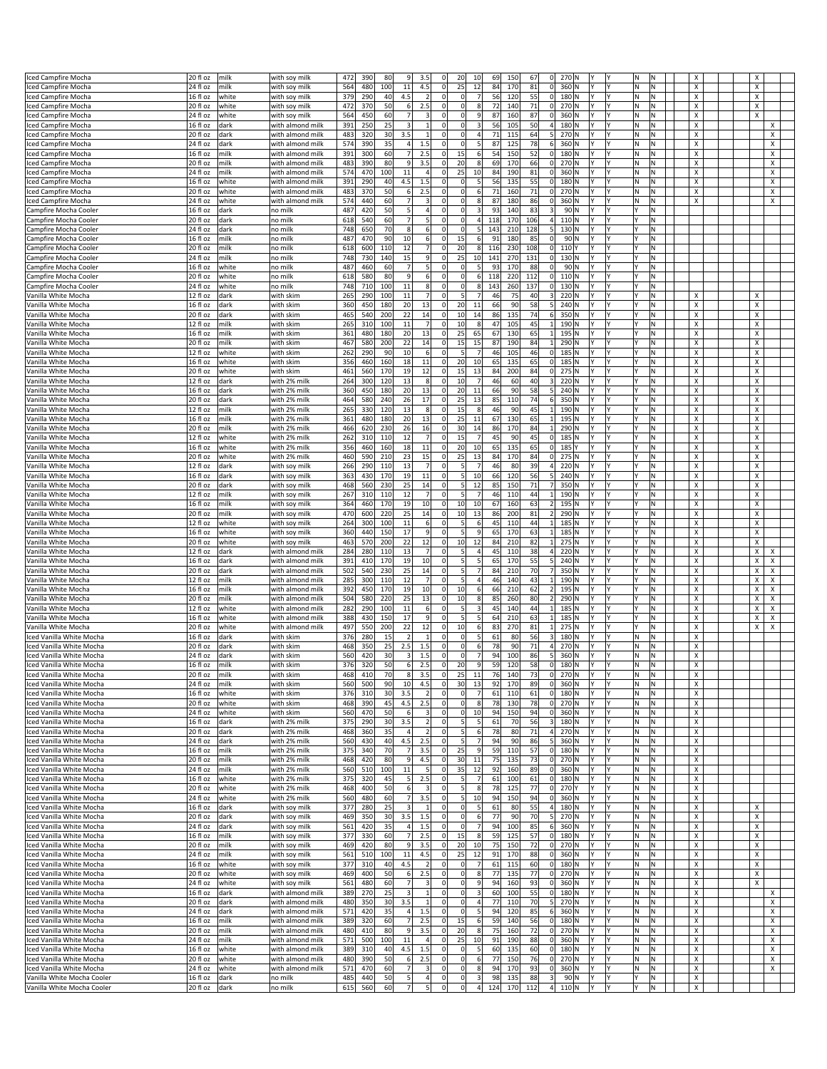| | | | | | | | | | | | | | | | | | | | | | | | | |
|---|---|---|---|---|---|---|---|---|---|---|---|---|---|---|---|---|---|---|---|---|---|---|---|---|
| Iced Campfire Mocha | 20 fl oz | milk | with soy milk | 472 | 390 | 80 | 9 | 3.5 | 0 | 20 | 10 | 69 | 150 | 67 | 0 | 270 | N | Y | Y | N | N | X | X | |
| Iced Campfire Mocha | 24 fl oz | milk | with soy milk | 564 | 480 | 100 | 11 | 4.5 | 0 | 25 | 12 | 84 | 170 | 81 | 0 | 360 | N | Y | Y | N | N | X | X | |
| Iced Campfire Mocha | 16 fl oz | white | with soy milk | 379 | 290 | 40 | 4.5 | 2 | 0 | 0 | 7 | 56 | 120 | 55 | 0 | 180 | N | Y | Y | N | N | X | X | |
| Iced Campfire Mocha | 20 fl oz | white | with soy milk | 472 | 370 | 50 | 6 | 2.5 | 0 | 0 | 8 | 72 | 140 | 71 | 0 | 270 | N | Y | Y | N | N | X | X | |
| Iced Campfire Mocha | 24 fl oz | white | with soy milk | 564 | 450 | 60 | 7 | 3 | 0 | 0 | 9 | 87 | 160 | 87 | 0 | 360 | N | Y | Y | N | N | X | X | |
| Iced Campfire Mocha | 16 fl oz | dark | with almond milk | 391 | 250 | 25 | 3 | 1 | 0 | 0 | 3 | 56 | 105 | 50 | 4 | 180 | N | Y | Y | N | N | X | | X |
| Iced Campfire Mocha | 20 fl oz | dark | with almond milk | 483 | 320 | 30 | 3.5 | 1 | 0 | 0 | 4 | 71 | 115 | 64 | 5 | 270 | N | Y | Y | N | N | X | | X |
| Iced Campfire Mocha | 24 fl oz | dark | with almond milk | 574 | 390 | 35 | 4 | 1.5 | 0 | 0 | 5 | 87 | 125 | 78 | 6 | 360 | N | Y | Y | N | N | X | | X |
| Iced Campfire Mocha | 16 fl oz | milk | with almond milk | 391 | 300 | 60 | 7 | 2.5 | 0 | 15 | 6 | 54 | 150 | 52 | 0 | 180 | N | Y | Y | N | N | X | | X |
| Iced Campfire Mocha | 20 fl oz | milk | with almond milk | 483 | 390 | 80 | 9 | 3.5 | 0 | 20 | 8 | 69 | 170 | 66 | 0 | 270 | N | Y | Y | N | N | X | | X |
| Iced Campfire Mocha | 24 fl oz | milk | with almond milk | 574 | 470 | 100 | 11 | 4 | 0 | 25 | 10 | 84 | 190 | 81 | 0 | 360 | N | Y | Y | N | N | X | | X |
| Iced Campfire Mocha | 16 fl oz | white | with almond milk | 391 | 290 | 40 | 4.5 | 1.5 | 0 | 0 | 5 | 56 | 135 | 55 | 0 | 180 | N | Y | Y | N | N | X | | X |
| Iced Campfire Mocha | 20 fl oz | white | with almond milk | 483 | 370 | 50 | 6 | 2.5 | 0 | 0 | 6 | 71 | 160 | 71 | 0 | 270 | N | Y | Y | N | N | X | | X |
| Iced Campfire Mocha | 24 fl oz | white | with almond milk | 574 | 440 | 60 | 7 | 3 | 0 | 0 | 8 | 87 | 180 | 86 | 0 | 360 | N | Y | Y | N | N | X | | X |
| Campfire Mocha Cooler | 16 fl oz | dark | no milk | 487 | 420 | 50 | 5 | 4 | 0 | 0 | 3 | 93 | 140 | 83 | 3 | 90 | N | Y | Y | Y | N | | | |
| Campfire Mocha Cooler | 20 fl oz | dark | no milk | 618 | 540 | 60 | 7 | 5 | 0 | 0 | 4 | 118 | 170 | 106 | 4 | 110 | N | Y | Y | Y | N | | | |
| Campfire Mocha Cooler | 24 fl oz | dark | no milk | 748 | 650 | 70 | 8 | 6 | 0 | 0 | 5 | 143 | 210 | 128 | 5 | 130 | N | Y | Y | Y | N | | | |
| Campfire Mocha Cooler | 16 fl oz | milk | no milk | 487 | 470 | 90 | 10 | 6 | 0 | 15 | 6 | 91 | 180 | 85 | 0 | 90 | N | Y | Y | Y | N | | | |
| Campfire Mocha Cooler | 20 fl oz | milk | no milk | 618 | 600 | 110 | 12 | 7 | 0 | 20 | 8 | 116 | 230 | 108 | 0 | 110 | Y | Y | Y | Y | N | | | |
| Campfire Mocha Cooler | 24 fl oz | milk | no milk | 748 | 730 | 140 | 15 | 9 | 0 | 25 | 10 | 141 | 270 | 131 | 0 | 130 | N | Y | Y | Y | N | | | |
| Campfire Mocha Cooler | 16 fl oz | white | no milk | 487 | 460 | 60 | 7 | 5 | 0 | 0 | 5 | 93 | 170 | 88 | 0 | 90 | N | Y | Y | Y | N | | | |
| Campfire Mocha Cooler | 20 fl oz | white | no milk | 618 | 580 | 80 | 9 | 6 | 0 | 0 | 6 | 118 | 220 | 112 | 0 | 110 | N | Y | Y | Y | N | | | |
| Campfire Mocha Cooler | 24 fl oz | white | no milk | 748 | 710 | 100 | 11 | 8 | 0 | 0 | 8 | 143 | 260 | 137 | 0 | 130 | N | Y | Y | Y | N | | | |
| Vanilla White Mocha | 12 fl oz | dark | with skim | 265 | 290 | 100 | 11 | 7 | 0 | 5 | 7 | 46 | 75 | 40 | 3 | 220 | N | Y | Y | Y | N | X | X | |
| Vanilla White Mocha | 16 fl oz | dark | with skim | 360 | 450 | 180 | 20 | 13 | 0 | 20 | 11 | 66 | 90 | 58 | 5 | 240 | N | Y | Y | Y | N | X | X | |
| Vanilla White Mocha | 20 fl oz | dark | with skim | 465 | 540 | 200 | 22 | 14 | 0 | 10 | 14 | 86 | 135 | 74 | 6 | 350 | N | Y | Y | Y | N | X | X | |
| Vanilla White Mocha | 12 fl oz | milk | with skim | 265 | 310 | 100 | 11 | 7 | 0 | 10 | 8 | 47 | 105 | 45 | 1 | 190 | N | Y | Y | Y | N | X | X | |
| Vanilla White Mocha | 16 fl oz | milk | with skim | 361 | 480 | 180 | 20 | 13 | 0 | 25 | 65 | 67 | 130 | 65 | 1 | 195 | N | Y | Y | Y | N | X | X | |
| Vanilla White Mocha | 20 fl oz | milk | with skim | 467 | 580 | 200 | 22 | 14 | 0 | 15 | 15 | 87 | 190 | 84 | 1 | 290 | N | Y | Y | Y | N | X | X | |
| Vanilla White Mocha | 12 fl oz | white | with skim | 262 | 290 | 90 | 10 | 6 | 0 | 5 | 7 | 46 | 105 | 46 | 0 | 185 | N | Y | Y | Y | N | X | X | |
| Vanilla White Mocha | 16 fl oz | white | with skim | 356 | 460 | 160 | 18 | 11 | 0 | 20 | 10 | 65 | 135 | 65 | 0 | 185 | N | Y | Y | Y | N | X | X | |
| Vanilla White Mocha | 20 fl oz | white | with skim | 461 | 560 | 170 | 19 | 12 | 0 | 15 | 13 | 84 | 200 | 84 | 0 | 275 | N | Y | Y | Y | N | X | X | |
| Vanilla White Mocha | 12 fl oz | dark | with 2% milk | 264 | 300 | 120 | 13 | 8 | 0 | 10 | 7 | 46 | 60 | 40 | 3 | 220 | N | Y | Y | Y | N | X | X | |
| Vanilla White Mocha | 16 fl oz | dark | with 2% milk | 360 | 450 | 180 | 20 | 13 | 0 | 20 | 11 | 66 | 90 | 58 | 5 | 240 | N | Y | Y | Y | N | X | X | |
| Vanilla White Mocha | 20 fl oz | dark | with 2% milk | 464 | 580 | 240 | 26 | 17 | 0 | 25 | 13 | 85 | 110 | 74 | 6 | 350 | N | Y | Y | Y | N | X | X | |
| Vanilla White Mocha | 12 fl oz | milk | with 2% milk | 265 | 330 | 120 | 13 | 8 | 0 | 15 | 8 | 46 | 90 | 45 | 1 | 190 | N | Y | Y | Y | N | X | X | |
| Vanilla White Mocha | 16 fl oz | milk | with 2% milk | 361 | 480 | 180 | 20 | 13 | 0 | 25 | 11 | 67 | 130 | 65 | 1 | 195 | N | Y | Y | Y | N | X | X | |
| Vanilla White Mocha | 20 fl oz | milk | with 2% milk | 466 | 620 | 230 | 26 | 16 | 0 | 30 | 14 | 86 | 170 | 84 | 1 | 290 | N | Y | Y | Y | N | X | X | |
| Vanilla White Mocha | 12 fl oz | white | with 2% milk | 262 | 310 | 110 | 12 | 7 | 0 | 15 | 7 | 45 | 90 | 45 | 0 | 185 | N | Y | Y | Y | N | X | X | |
| Vanilla White Mocha | 16 fl oz | white | with 2% milk | 356 | 460 | 160 | 18 | 11 | 0 | 20 | 10 | 65 | 135 | 65 | 0 | 185 | Y | Y | Y | Y | N | X | X | |
| Vanilla White Mocha | 20 fl oz | white | with 2% milk | 460 | 590 | 210 | 23 | 15 | 0 | 25 | 13 | 84 | 170 | 84 | 0 | 275 | N | Y | Y | Y | N | X | X | |
| Vanilla White Mocha | 12 fl oz | dark | with soy milk | 266 | 290 | 110 | 13 | 7 | 0 | 5 | 7 | 46 | 80 | 39 | 4 | 220 | N | Y | Y | Y | N | X | X | |
| Vanilla White Mocha | 16 fl oz | dark | with soy milk | 363 | 430 | 170 | 19 | 11 | 0 | 5 | 10 | 66 | 120 | 56 | 5 | 240 | N | Y | Y | Y | N | X | X | |
| Vanilla White Mocha | 20 fl oz | dark | with soy milk | 468 | 560 | 230 | 25 | 14 | 0 | 5 | 12 | 85 | 150 | 71 | 7 | 350 | N | Y | Y | Y | N | X | X | |
| Vanilla White Mocha | 12 fl oz | milk | with soy milk | 267 | 310 | 110 | 12 | 7 | 0 | 5 | 7 | 46 | 110 | 44 | 1 | 190 | N | Y | Y | Y | N | X | X | |
| Vanilla White Mocha | 16 fl oz | milk | with soy milk | 364 | 460 | 170 | 19 | 10 | 0 | 10 | 10 | 67 | 160 | 63 | 2 | 195 | N | Y | Y | Y | N | X | X | |
| Vanilla White Mocha | 20 fl oz | milk | with soy milk | 470 | 600 | 220 | 25 | 14 | 0 | 10 | 13 | 86 | 200 | 81 | 2 | 290 | N | Y | Y | Y | N | X | X | |
| Vanilla White Mocha | 12 fl oz | white | with soy milk | 264 | 300 | 100 | 11 | 6 | 0 | 5 | 6 | 45 | 110 | 44 | 1 | 185 | N | Y | Y | Y | N | X | X | |
| Vanilla White Mocha | 16 fl oz | white | with soy milk | 360 | 440 | 150 | 17 | 9 | 0 | 5 | 9 | 65 | 170 | 63 | 1 | 185 | N | Y | Y | Y | N | X | X | |
| Vanilla White Mocha | 20 fl oz | white | with soy milk | 463 | 570 | 200 | 22 | 12 | 0 | 10 | 12 | 84 | 210 | 82 | 1 | 275 | N | Y | Y | Y | N | X | X | |
| Vanilla White Mocha | 12 fl oz | dark | with almond milk | 284 | 280 | 110 | 13 | 7 | 0 | 5 | 4 | 45 | 110 | 38 | 4 | 220 | N | Y | Y | Y | N | X | X | X |
| Vanilla White Mocha | 16 fl oz | dark | with almond milk | 391 | 410 | 170 | 19 | 10 | 0 | 5 | 5 | 65 | 170 | 55 | 5 | 240 | N | Y | Y | Y | N | X | X | X |
| Vanilla White Mocha | 20 fl oz | dark | with almond milk | 502 | 540 | 230 | 25 | 14 | 0 | 5 | 7 | 84 | 210 | 70 | 7 | 350 | N | Y | Y | Y | N | X | X | X |
| Vanilla White Mocha | 12 fl oz | milk | with almond milk | 285 | 300 | 110 | 12 | 7 | 0 | 5 | 4 | 46 | 140 | 43 | 1 | 190 | N | Y | Y | Y | N | X | X | X |
| Vanilla White Mocha | 16 fl oz | milk | with almond milk | 392 | 450 | 170 | 19 | 10 | 0 | 10 | 6 | 66 | 210 | 62 | 2 | 195 | N | Y | Y | Y | N | X | X | X |
| Vanilla White Mocha | 20 fl oz | milk | with almond milk | 504 | 580 | 220 | 25 | 13 | 0 | 10 | 8 | 85 | 260 | 80 | 2 | 290 | N | Y | Y | Y | N | X | X | X |
| Vanilla White Mocha | 12 fl oz | white | with almond milk | 282 | 290 | 100 | 11 | 6 | 0 | 5 | 3 | 45 | 140 | 44 | 1 | 185 | N | Y | Y | Y | N | X | X | X |
| Vanilla White Mocha | 16 fl oz | white | with almond milk | 388 | 430 | 150 | 17 | 9 | 0 | 5 | 5 | 64 | 210 | 63 | 1 | 185 | N | Y | Y | Y | N | X | X | X |
| Vanilla White Mocha | 20 fl oz | white | with almond milk | 497 | 550 | 200 | 22 | 12 | 0 | 10 | 6 | 83 | 270 | 81 | 1 | 275 | N | Y | Y | Y | N | X | X | X |
| Iced Vanilla White Mocha | 16 fl oz | dark | with skim | 376 | 280 | 15 | 2 | 1 | 0 | 0 | 5 | 61 | 80 | 56 | 3 | 180 | N | Y | Y | N | N | X | | |
| Iced Vanilla White Mocha | 20 fl oz | dark | with skim | 468 | 350 | 25 | 2.5 | 1.5 | 0 | 0 | 6 | 78 | 90 | 71 | 4 | 270 | N | Y | Y | N | N | X | | |
| Iced Vanilla White Mocha | 24 fl oz | dark | with skim | 560 | 420 | 30 | 3 | 1.5 | 0 | 0 | 7 | 94 | 100 | 86 | 5 | 360 | N | Y | Y | N | N | X | | |
| Iced Vanilla White Mocha | 16 fl oz | milk | with skim | 376 | 320 | 50 | 6 | 2.5 | 0 | 20 | 9 | 59 | 120 | 58 | 0 | 180 | N | Y | Y | N | N | X | | |
| Iced Vanilla White Mocha | 20 fl oz | milk | with skim | 468 | 410 | 70 | 8 | 3.5 | 0 | 25 | 11 | 76 | 140 | 73 | 0 | 270 | N | Y | Y | N | N | X | | |
| Iced Vanilla White Mocha | 24 fl oz | milk | with skim | 560 | 500 | 90 | 10 | 4.5 | 0 | 30 | 13 | 92 | 170 | 89 | 0 | 360 | N | Y | Y | N | N | X | | |
| Iced Vanilla White Mocha | 16 fl oz | white | with skim | 376 | 310 | 30 | 3.5 | 2 | 0 | 0 | 7 | 61 | 110 | 61 | 0 | 180 | N | Y | Y | N | N | X | | |
| Iced Vanilla White Mocha | 20 fl oz | white | with skim | 468 | 390 | 45 | 4.5 | 2.5 | 0 | 0 | 8 | 78 | 130 | 78 | 0 | 270 | N | Y | Y | N | N | X | | |
| Iced Vanilla White Mocha | 24 fl oz | white | with skim | 560 | 470 | 50 | 6 | 3 | 0 | 0 | 10 | 94 | 150 | 94 | 0 | 360 | N | Y | Y | N | N | X | | |
| Iced Vanilla White Mocha | 16 fl oz | dark | with 2% milk | 375 | 290 | 30 | 3.5 | 2 | 0 | 5 | 5 | 61 | 70 | 56 | 3 | 180 | N | Y | Y | N | N | X | | |
| Iced Vanilla White Mocha | 20 fl oz | dark | with 2% milk | 468 | 360 | 35 | 4 | 2 | 0 | 5 | 6 | 78 | 80 | 71 | 4 | 270 | N | Y | Y | N | N | X | | |
| Iced Vanilla White Mocha | 24 fl oz | dark | with 2% milk | 560 | 430 | 40 | 4.5 | 2.5 | 0 | 5 | 7 | 94 | 90 | 86 | 5 | 360 | N | Y | Y | N | N | X | | |
| Iced Vanilla White Mocha | 16 fl oz | milk | with 2% milk | 375 | 340 | 70 | 7 | 3.5 | 0 | 25 | 9 | 59 | 110 | 57 | 0 | 180 | N | Y | Y | N | N | X | | |
| Iced Vanilla White Mocha | 20 fl oz | milk | with 2% milk | 468 | 420 | 80 | 9 | 4.5 | 0 | 30 | 11 | 75 | 135 | 73 | 0 | 270 | N | Y | Y | N | N | X | | |
| Iced Vanilla White Mocha | 24 fl oz | milk | with 2% milk | 560 | 510 | 100 | 11 | 5 | 0 | 35 | 12 | 92 | 160 | 89 | 0 | 360 | N | Y | Y | N | N | X | | |
| Iced Vanilla White Mocha | 16 fl oz | white | with 2% milk | 375 | 320 | 45 | 5 | 2.5 | 0 | 5 | 7 | 61 | 100 | 61 | 0 | 180 | N | Y | Y | N | N | X | | |
| Iced Vanilla White Mocha | 20 fl oz | white | with 2% milk | 468 | 400 | 50 | 6 | 3 | 0 | 5 | 8 | 78 | 125 | 77 | 0 | 270 | Y | Y | Y | N | N | X | | |
| Iced Vanilla White Mocha | 24 fl oz | white | with 2% milk | 560 | 480 | 60 | 7 | 3.5 | 0 | 5 | 10 | 94 | 150 | 94 | 0 | 360 | N | Y | Y | N | N | X | | |
| Iced Vanilla White Mocha | 16 fl oz | dark | with soy milk | 377 | 280 | 25 | 3 | 1 | 0 | 0 | 5 | 61 | 80 | 55 | 4 | 180 | N | Y | Y | N | N | X | X | |
| Iced Vanilla White Mocha | 20 fl oz | dark | with soy milk | 469 | 350 | 30 | 3.5 | 1.5 | 0 | 0 | 6 | 77 | 90 | 70 | 5 | 270 | N | Y | Y | N | N | X | X | |
| Iced Vanilla White Mocha | 24 fl oz | dark | with soy milk | 561 | 420 | 35 | 4 | 1.5 | 0 | 0 | 7 | 94 | 100 | 85 | 6 | 360 | N | Y | Y | N | N | X | X | |
| Iced Vanilla White Mocha | 16 fl oz | milk | with soy milk | 377 | 330 | 60 | 7 | 2.5 | 0 | 15 | 8 | 59 | 125 | 57 | 0 | 180 | N | Y | Y | N | N | X | X | |
| Iced Vanilla White Mocha | 20 fl oz | milk | with soy milk | 469 | 420 | 80 | 9 | 3.5 | 0 | 20 | 10 | 75 | 150 | 72 | 0 | 270 | N | Y | Y | N | N | X | X | |
| Iced Vanilla White Mocha | 24 fl oz | milk | with soy milk | 561 | 510 | 100 | 11 | 4.5 | 0 | 25 | 12 | 91 | 170 | 88 | 0 | 360 | N | Y | Y | N | N | X | X | |
| Iced Vanilla White Mocha | 16 fl oz | white | with soy milk | 377 | 310 | 40 | 4.5 | 2 | 0 | 0 | 7 | 61 | 115 | 60 | 0 | 180 | N | Y | Y | N | N | X | X | |
| Iced Vanilla White Mocha | 20 fl oz | white | with soy milk | 469 | 400 | 50 | 6 | 2.5 | 0 | 0 | 8 | 77 | 135 | 77 | 0 | 270 | N | Y | Y | N | N | X | X | |
| Iced Vanilla White Mocha | 24 fl oz | white | with soy milk | 561 | 480 | 60 | 7 | 3 | 0 | 0 | 9 | 94 | 160 | 93 | 0 | 360 | N | Y | Y | N | N | X | X | |
| Iced Vanilla White Mocha | 16 fl oz | dark | with almond milk | 389 | 270 | 25 | 3 | 1 | 0 | 0 | 3 | 60 | 100 | 55 | 0 | 180 | N | Y | Y | N | N | X | | X |
| Iced Vanilla White Mocha | 20 fl oz | dark | with almond milk | 480 | 350 | 30 | 3.5 | 1 | 0 | 0 | 4 | 77 | 110 | 70 | 5 | 270 | N | Y | Y | N | N | X | | X |
| Iced Vanilla White Mocha | 24 fl oz | dark | with almond milk | 571 | 420 | 35 | 4 | 1.5 | 0 | 0 | 5 | 94 | 120 | 85 | 6 | 360 | N | Y | Y | N | N | X | | X |
| Iced Vanilla White Mocha | 16 fl oz | milk | with almond milk | 389 | 320 | 60 | 7 | 2.5 | 0 | 15 | 6 | 59 | 140 | 56 | 0 | 180 | N | Y | Y | N | N | X | | X |
| Iced Vanilla White Mocha | 20 fl oz | milk | with almond milk | 480 | 410 | 80 | 9 | 3.5 | 0 | 20 | 8 | 75 | 160 | 72 | 0 | 270 | N | Y | Y | N | N | X | | X |
| Iced Vanilla White Mocha | 24 fl oz | milk | with almond milk | 571 | 500 | 100 | 11 | 4 | 0 | 25 | 10 | 91 | 190 | 88 | 0 | 360 | N | Y | Y | N | N | X | | X |
| Iced Vanilla White Mocha | 16 fl oz | white | with almond milk | 389 | 310 | 40 | 4.5 | 1.5 | 0 | 0 | 5 | 60 | 135 | 60 | 0 | 180 | N | Y | Y | N | N | X | | X |
| Iced Vanilla White Mocha | 20 fl oz | white | with almond milk | 480 | 390 | 50 | 6 | 2.5 | 0 | 0 | 6 | 77 | 150 | 76 | 0 | 270 | N | Y | Y | N | N | X | | X |
| Iced Vanilla White Mocha | 24 fl oz | white | with almond milk | 571 | 470 | 60 | 7 | 3 | 0 | 0 | 8 | 94 | 170 | 93 | 0 | 360 | N | Y | Y | N | N | X | | X |
| Vanilla White Mocha Cooler | 16 fl oz | dark | no milk | 485 | 440 | 50 | 5 | 4 | 0 | 0 | 3 | 98 | 135 | 88 | 3 | 90 | N | Y | Y | Y | N | X | | |
| Vanilla White Mocha Cooler | 20 fl oz | dark | no milk | 615 | 560 | 60 | 7 | 5 | 0 | 0 | 4 | 124 | 170 | 112 | 4 | 110 | N | Y | Y | Y | N | X | | |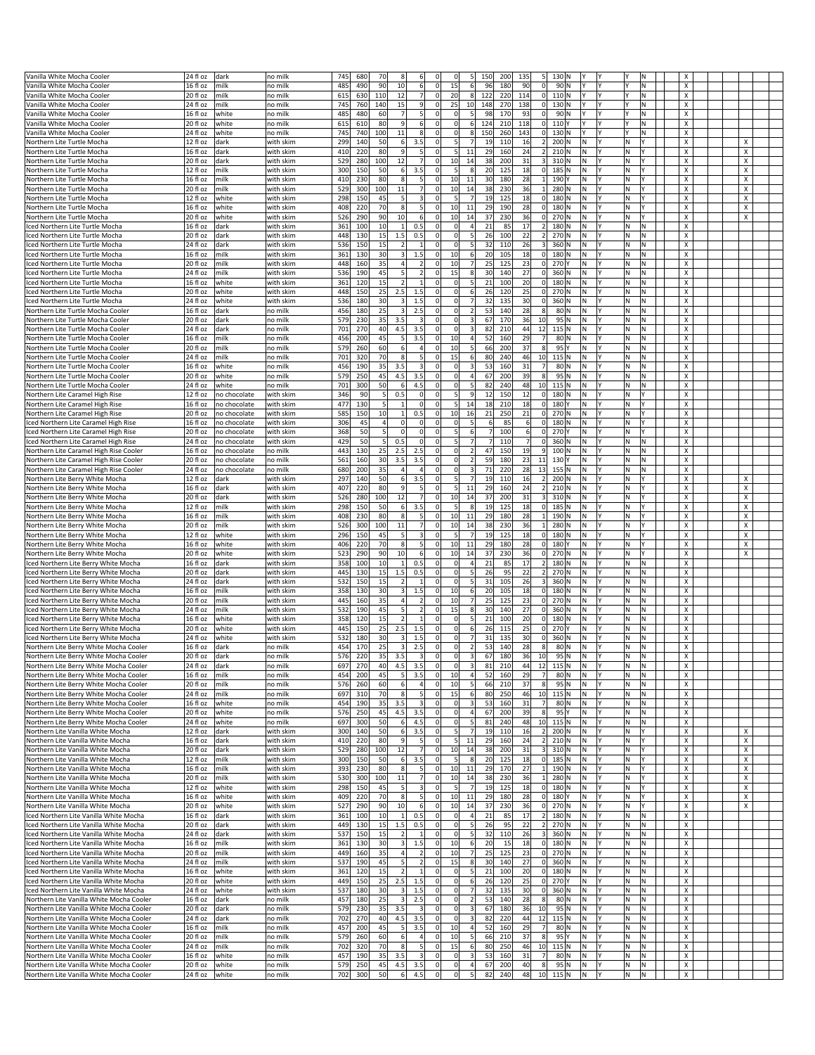| | | | | | | | | | | | | | | | | | | | | | | | | | | | | | | |
|---|---|---|---|---|---|---|---|---|---|---|---|---|---|---|---|---|---|---|---|---|---|---|---|---|---|---|---|---|---|---|
| Vanilla White Mocha Cooler | 24 fl oz | dark | no milk | 745 | 680 | 70 | 8 | 6 | 0 | 0 | 5 | 150 | 200 | 135 | 5 | 130 | N | Y | Y | | Y | N | | | X | | | | | |
| Vanilla White Mocha Cooler | 16 fl oz | milk | no milk | 485 | 490 | 90 | 10 | 6 | 0 | 15 | 6 | 96 | 180 | 90 | 0 | 90 | N | Y | Y | | Y | N | | | X | | | | | |
| Vanilla White Mocha Cooler | 20 fl oz | milk | no milk | 615 | 630 | 110 | 12 | 7 | 0 | 20 | 8 | 122 | 220 | 114 | 0 | 110 | N | Y | Y | | Y | N | | | X | | | | | |
| Vanilla White Mocha Cooler | 24 fl oz | milk | no milk | 745 | 760 | 140 | 15 | 9 | 0 | 25 | 10 | 148 | 270 | 138 | 0 | 130 | N | Y | Y | | Y | N | | | X | | | | | |
| Vanilla White Mocha Cooler | 16 fl oz | white | no milk | 485 | 480 | 60 | 7 | 5 | 0 | 0 | 5 | 98 | 170 | 93 | 0 | 90 | N | Y | Y | | Y | N | | | X | | | | | |
| Vanilla White Mocha Cooler | 20 fl oz | white | no milk | 615 | 610 | 80 | 9 | 6 | 0 | 0 | 6 | 124 | 210 | 118 | 0 | 110 | Y | Y | Y | | Y | N | | | X | | | | | |
| Vanilla White Mocha Cooler | 24 fl oz | white | no milk | 745 | 740 | 100 | 11 | 8 | 0 | 0 | 8 | 150 | 260 | 143 | 0 | 130 | N | Y | Y | | Y | N | | | X | | | | | |
| Northern Lite Turtle Mocha | 12 fl oz | dark | with skim | 299 | 140 | 50 | 6 | 3.5 | 0 | 5 | 7 | 19 | 110 | 16 | 2 | 200 | N | N | Y | | N | Y | | | X | | | X | | |
| Northern Lite Turtle Mocha | 16 fl oz | dark | with skim | 410 | 220 | 80 | 9 | 5 | 0 | 5 | 11 | 29 | 160 | 24 | 2 | 210 | N | N | Y | | N | Y | | | X | | | X | | |
| Northern Lite Turtle Mocha | 20 fl oz | dark | with skim | 529 | 280 | 100 | 12 | 7 | 0 | 10 | 14 | 38 | 200 | 31 | 3 | 310 | N | N | Y | | N | Y | | | X | | | X | | |
| Northern Lite Turtle Mocha | 12 fl oz | milk | with skim | 300 | 150 | 50 | 6 | 3.5 | 0 | 5 | 8 | 20 | 125 | 18 | 0 | 185 | N | N | Y | | N | Y | | | X | | | X | | |
| Northern Lite Turtle Mocha | 16 fl oz | milk | with skim | 410 | 230 | 80 | 8 | 5 | 0 | 10 | 11 | 30 | 180 | 28 | 1 | 190 | Y | N | Y | | N | Y | | | X | | | X | | |
| Northern Lite Turtle Mocha | 20 fl oz | milk | with skim | 529 | 300 | 100 | 11 | 7 | 0 | 10 | 14 | 38 | 230 | 36 | 1 | 280 | N | N | Y | | N | Y | | | X | | | X | | |
| Northern Lite Turtle Mocha | 12 fl oz | white | with skim | 298 | 150 | 45 | 5 | 3 | 0 | 5 | 7 | 19 | 125 | 18 | 0 | 180 | N | N | Y | | N | Y | | | X | | | X | | |
| Northern Lite Turtle Mocha | 16 fl oz | white | with skim | 408 | 220 | 70 | 8 | 5 | 0 | 10 | 11 | 29 | 190 | 28 | 0 | 180 | N | N | Y | | N | Y | | | X | | | X | | |
| Northern Lite Turtle Mocha | 20 fl oz | white | with skim | 526 | 290 | 90 | 10 | 6 | 0 | 10 | 14 | 37 | 230 | 36 | 0 | 270 | N | N | Y | | N | Y | | | X | | | X | | |
| Iced Northern Lite Turtle Mocha | 16 fl oz | dark | with skim | 361 | 100 | 10 | 1 | 0.5 | 0 | 0 | 4 | 21 | 85 | 17 | 2 | 180 | N | N | Y | | N | N | | | X | | | | | |
| Iced Northern Lite Turtle Mocha | 20 fl oz | dark | with skim | 448 | 130 | 15 | 1.5 | 0.5 | 0 | 0 | 5 | 26 | 100 | 22 | 2 | 270 | N | N | Y | | N | N | | | X | | | | | |
| Iced Northern Lite Turtle Mocha | 24 fl oz | dark | with skim | 536 | 150 | 15 | 2 | 1 | 0 | 0 | 5 | 32 | 110 | 26 | 3 | 360 | N | N | Y | | N | N | | | X | | | | | |
| Iced Northern Lite Turtle Mocha | 16 fl oz | milk | with skim | 361 | 130 | 30 | 3 | 1.5 | 0 | 10 | 6 | 20 | 105 | 18 | 0 | 180 | N | N | Y | | N | N | | | X | | | | | |
| Iced Northern Lite Turtle Mocha | 20 fl oz | milk | with skim | 448 | 160 | 35 | 4 | 2 | 0 | 10 | 7 | 25 | 125 | 23 | 0 | 270 | Y | N | Y | | N | N | | | X | | | | | |
| Iced Northern Lite Turtle Mocha | 24 fl oz | milk | with skim | 536 | 190 | 45 | 5 | 2 | 0 | 15 | 8 | 30 | 140 | 27 | 0 | 360 | N | N | Y | | N | N | | | X | | | | | |
| Iced Northern Lite Turtle Mocha | 16 fl oz | white | with skim | 361 | 120 | 15 | 2 | 1 | 0 | 0 | 5 | 21 | 100 | 20 | 0 | 180 | N | N | Y | | N | N | | | X | | | | | |
| Iced Northern Lite Turtle Mocha | 20 fl oz | white | with skim | 448 | 150 | 25 | 2.5 | 1.5 | 0 | 0 | 6 | 26 | 120 | 25 | 0 | 270 | N | N | Y | | N | N | | | X | | | | | |
| Iced Northern Lite Turtle Mocha | 24 fl oz | white | with skim | 536 | 180 | 30 | 3 | 1.5 | 0 | 0 | 7 | 32 | 135 | 30 | 0 | 360 | N | N | Y | | N | N | | | X | | | | | |
| Northern Lite Turtle Mocha Cooler | 16 fl oz | dark | no milk | 456 | 180 | 25 | 3 | 2.5 | 0 | 0 | 2 | 53 | 140 | 28 | 8 | 80 | N | N | Y | | N | N | | | X | | | | | |
| Northern Lite Turtle Mocha Cooler | 20 fl oz | dark | no milk | 579 | 230 | 35 | 3.5 | 3 | 0 | 0 | 3 | 67 | 170 | 36 | 10 | 95 | N | N | Y | | N | N | | | X | | | | | |
| Northern Lite Turtle Mocha Cooler | 24 fl oz | dark | no milk | 701 | 270 | 40 | 4.5 | 3.5 | 0 | 0 | 3 | 82 | 210 | 44 | 12 | 115 | N | N | Y | | N | N | | | X | | | | | |
| Northern Lite Turtle Mocha Cooler | 16 fl oz | milk | no milk | 456 | 200 | 45 | 5 | 3.5 | 0 | 10 | 4 | 52 | 160 | 29 | 7 | 80 | N | N | Y | | N | N | | | X | | | | | |
| Northern Lite Turtle Mocha Cooler | 20 fl oz | milk | no milk | 579 | 260 | 60 | 6 | 4 | 0 | 10 | 5 | 66 | 200 | 37 | 8 | 95 | Y | N | Y | | N | N | | | X | | | | | |
| Northern Lite Turtle Mocha Cooler | 24 fl oz | milk | no milk | 701 | 320 | 70 | 8 | 5 | 0 | 15 | 6 | 80 | 240 | 46 | 10 | 115 | N | N | Y | | N | N | | | X | | | | | |
| Northern Lite Turtle Mocha Cooler | 16 fl oz | white | no milk | 456 | 190 | 35 | 3.5 | 3 | 0 | 0 | 3 | 53 | 160 | 31 | 7 | 80 | N | N | Y | | N | N | | | X | | | | | |
| Northern Lite Turtle Mocha Cooler | 20 fl oz | white | no milk | 579 | 250 | 45 | 4.5 | 3.5 | 0 | 0 | 4 | 67 | 200 | 39 | 8 | 95 | N | N | Y | | N | N | | | X | | | | | |
| Northern Lite Turtle Mocha Cooler | 24 fl oz | white | no milk | 701 | 300 | 50 | 6 | 4.5 | 0 | 0 | 5 | 82 | 240 | 48 | 10 | 115 | N | N | Y | | N | N | | | X | | | | | |
| Northern Lite Caramel High Rise | 12 fl oz | no chocolate | with skim | 346 | 90 | 5 | 0.5 | 0 | 0 | 5 | 9 | 12 | 150 | 12 | 0 | 180 | N | N | Y | | N | Y | | | X | | | | | |
| Northern Lite Caramel High Rise | 16 fl oz | no chocolate | with skim | 477 | 130 | 5 | 1 | 0 | 0 | 5 | 14 | 18 | 210 | 18 | 0 | 180 | Y | N | Y | | N | Y | | | X | | | | | |
| Northern Lite Caramel High Rise | 20 fl oz | no chocolate | with skim | 585 | 150 | 10 | 1 | 0.5 | 0 | 10 | 16 | 21 | 250 | 21 | 0 | 270 | N | N | Y | | N | Y | | | X | | | | | |
| Iced Northern Lite Caramel High Rise | 16 fl oz | no chocolate | with skim | 306 | 45 | 4 | 0 | 0 | 0 | 0 | 5 | 6 | 85 | 6 | 0 | 180 | N | N | Y | | N | Y | | | X | | | | | |
| Iced Northern Lite Caramel High Rise | 20 fl oz | no chocolate | with skim | 368 | 50 | 5 | 0 | 0 | 0 | 5 | 6 | 7 | 100 | 6 | 0 | 270 | Y | N | Y | | N | Y | | | X | | | | | |
| Iced Northern Lite Caramel High Rise | 24 fl oz | no chocolate | with skim | 429 | 50 | 5 | 0.5 | 0 | 0 | 5 | 7 | 7 | 110 | 7 | 0 | 360 | N | N | Y | | N | N | | | X | | | | | |
| Northern Lite Caramel High Rise Cooler | 16 fl oz | no chocolate | no milk | 443 | 130 | 25 | 2.5 | 2.5 | 0 | 0 | 2 | 47 | 150 | 19 | 9 | 100 | N | N | Y | | N | N | | | X | | | | | |
| Northern Lite Caramel High Rise Cooler | 20 fl oz | no chocolate | no milk | 561 | 160 | 30 | 3.5 | 3.5 | 0 | 0 | 2 | 59 | 180 | 23 | 11 | 130 | Y | N | Y | | N | N | | | X | | | | | |
| Northern Lite Caramel High Rise Cooler | 24 fl oz | no chocolate | no milk | 680 | 200 | 35 | 4 | 4 | 0 | 0 | 3 | 71 | 220 | 28 | 13 | 155 | N | N | Y | | N | N | | | X | | | | | |
| Northern Lite Berry White Mocha | 12 fl oz | dark | with skim | 297 | 140 | 50 | 6 | 3.5 | 0 | 5 | 7 | 19 | 110 | 16 | 2 | 200 | N | N | Y | | N | Y | | | X | | | X | | |
| Northern Lite Berry White Mocha | 16 fl oz | dark | with skim | 407 | 220 | 80 | 9 | 5 | 0 | 5 | 11 | 29 | 160 | 24 | 2 | 210 | N | N | Y | | N | Y | | | X | | | X | | |
| Northern Lite Berry White Mocha | 20 fl oz | dark | with skim | 526 | 280 | 100 | 12 | 7 | 0 | 10 | 14 | 37 | 200 | 31 | 3 | 310 | N | N | Y | | N | Y | | | X | | | X | | |
| Northern Lite Berry White Mocha | 12 fl oz | milk | with skim | 298 | 150 | 50 | 6 | 3.5 | 0 | 5 | 8 | 19 | 125 | 18 | 0 | 185 | N | N | Y | | N | Y | | | X | | | X | | |
| Northern Lite Berry White Mocha | 16 fl oz | milk | with skim | 408 | 230 | 80 | 8 | 5 | 0 | 10 | 11 | 29 | 180 | 28 | 1 | 190 | N | N | Y | | N | Y | | | X | | | X | | |
| Northern Lite Berry White Mocha | 20 fl oz | milk | with skim | 526 | 300 | 100 | 11 | 7 | 0 | 10 | 14 | 38 | 230 | 36 | 1 | 280 | N | N | Y | | N | Y | | | X | | | X | | |
| Northern Lite Berry White Mocha | 12 fl oz | white | with skim | 296 | 150 | 45 | 5 | 3 | 0 | 5 | 7 | 19 | 125 | 18 | 0 | 180 | N | N | Y | | N | Y | | | X | | | X | | |
| Northern Lite Berry White Mocha | 16 fl oz | white | with skim | 406 | 220 | 70 | 8 | 5 | 0 | 10 | 11 | 29 | 180 | 28 | 0 | 180 | Y | N | Y | | N | Y | | | X | | | X | | |
| Northern Lite Berry White Mocha | 20 fl oz | white | with skim | 523 | 290 | 90 | 10 | 6 | 0 | 10 | 14 | 37 | 230 | 36 | 0 | 270 | N | N | Y | | N | Y | | | X | | | X | | |
| Iced Northern Lite Berry White Mocha | 16 fl oz | dark | with skim | 358 | 100 | 10 | 1 | 0.5 | 0 | 0 | 4 | 21 | 85 | 17 | 2 | 180 | N | N | Y | | N | N | | | X | | | | | |
| Iced Northern Lite Berry White Mocha | 20 fl oz | dark | with skim | 445 | 130 | 15 | 1.5 | 0.5 | 0 | 0 | 5 | 26 | 95 | 22 | 2 | 270 | N | N | Y | | N | N | | | X | | | | | |
| Iced Northern Lite Berry White Mocha | 24 fl oz | dark | with skim | 532 | 150 | 15 | 2 | 1 | 0 | 0 | 5 | 31 | 105 | 26 | 3 | 360 | N | N | Y | | N | N | | | X | | | | | |
| Iced Northern Lite Berry White Mocha | 16 fl oz | milk | with skim | 358 | 130 | 30 | 3 | 1.5 | 0 | 10 | 6 | 20 | 105 | 18 | 0 | 180 | N | N | Y | | N | N | | | X | | | | | |
| Iced Northern Lite Berry White Mocha | 20 fl oz | milk | with skim | 445 | 160 | 35 | 4 | 2 | 0 | 10 | 7 | 25 | 125 | 23 | 0 | 270 | N | N | Y | | N | N | | | X | | | | | |
| Iced Northern Lite Berry White Mocha | 24 fl oz | milk | with skim | 532 | 190 | 45 | 5 | 2 | 0 | 15 | 8 | 30 | 140 | 27 | 0 | 360 | N | N | Y | | N | N | | | X | | | | | |
| Iced Northern Lite Berry White Mocha | 16 fl oz | white | with skim | 358 | 120 | 15 | 2 | 1 | 0 | 0 | 5 | 21 | 100 | 20 | 0 | 180 | N | N | Y | | N | N | | | X | | | | | |
| Iced Northern Lite Berry White Mocha | 20 fl oz | white | with skim | 445 | 150 | 25 | 2.5 | 1.5 | 0 | 0 | 6 | 26 | 115 | 25 | 0 | 270 | Y | N | Y | | N | N | | | X | | | | | |
| Iced Northern Lite Berry White Mocha | 24 fl oz | white | with skim | 532 | 180 | 30 | 3 | 1.5 | 0 | 0 | 7 | 31 | 135 | 30 | 0 | 360 | N | N | Y | | N | N | | | X | | | | | |
| Northern Lite Berry White Mocha Cooler | 16 fl oz | dark | no milk | 454 | 170 | 25 | 3 | 2.5 | 0 | 0 | 2 | 53 | 140 | 28 | 8 | 80 | N | N | Y | | N | N | | | X | | | | | |
| Northern Lite Berry White Mocha Cooler | 20 fl oz | dark | no milk | 576 | 220 | 35 | 3.5 | 3 | 0 | 0 | 3 | 67 | 180 | 36 | 10 | 95 | N | N | Y | | N | N | | | X | | | | | |
| Northern Lite Berry White Mocha Cooler | 24 fl oz | dark | no milk | 697 | 270 | 40 | 4.5 | 3.5 | 0 | 0 | 3 | 81 | 210 | 44 | 12 | 115 | N | N | Y | | N | N | | | X | | | | | |
| Northern Lite Berry White Mocha Cooler | 16 fl oz | milk | no milk | 454 | 200 | 45 | 5 | 3.5 | 0 | 10 | 4 | 52 | 160 | 29 | 7 | 80 | N | N | Y | | N | N | | | X | | | | | |
| Northern Lite Berry White Mocha Cooler | 20 fl oz | milk | no milk | 576 | 260 | 60 | 6 | 4 | 0 | 10 | 5 | 66 | 210 | 37 | 8 | 95 | N | N | Y | | N | N | | | X | | | | | |
| Northern Lite Berry White Mocha Cooler | 24 fl oz | milk | no milk | 697 | 310 | 70 | 8 | 5 | 0 | 15 | 6 | 80 | 250 | 46 | 10 | 115 | N | N | Y | | N | N | | | X | | | | | |
| Northern Lite Berry White Mocha Cooler | 16 fl oz | white | no milk | 454 | 190 | 35 | 3.5 | 3 | 0 | 0 | 3 | 53 | 160 | 31 | 7 | 80 | N | N | Y | | N | N | | | X | | | | | |
| Northern Lite Berry White Mocha Cooler | 20 fl oz | white | no milk | 576 | 250 | 45 | 4.5 | 3.5 | 0 | 0 | 4 | 67 | 200 | 39 | 8 | 95 | Y | N | Y | | N | N | | | X | | | | | |
| Northern Lite Berry White Mocha Cooler | 24 fl oz | white | no milk | 697 | 300 | 50 | 6 | 4.5 | 0 | 0 | 5 | 81 | 240 | 48 | 10 | 115 | N | N | Y | | N | N | | | X | | | | | |
| Northern Lite Vanilla White Mocha | 12 fl oz | dark | with skim | 300 | 140 | 50 | 6 | 3.5 | 0 | 5 | 7 | 19 | 110 | 16 | 2 | 200 | N | N | Y | | N | Y | | | X | | | X | | |
| Northern Lite Vanilla White Mocha | 16 fl oz | dark | with skim | 410 | 220 | 80 | 9 | 5 | 0 | 5 | 11 | 29 | 160 | 24 | 2 | 210 | N | N | Y | | N | Y | | | X | | | X | | |
| Northern Lite Vanilla White Mocha | 20 fl oz | dark | with skim | 529 | 280 | 100 | 12 | 7 | 0 | 10 | 14 | 38 | 200 | 31 | 3 | 310 | N | N | Y | | N | Y | | | X | | | X | | |
| Northern Lite Vanilla White Mocha | 12 fl oz | milk | with skim | 300 | 150 | 50 | 6 | 3.5 | 0 | 5 | 8 | 20 | 125 | 18 | 0 | 185 | N | N | Y | | N | Y | | | X | | | X | | |
| Northern Lite Vanilla White Mocha | 16 fl oz | milk | with skim | 393 | 230 | 80 | 8 | 5 | 0 | 10 | 11 | 29 | 170 | 27 | 1 | 190 | N | N | Y | | N | Y | | | X | | | X | | |
| Northern Lite Vanilla White Mocha | 20 fl oz | milk | with skim | 530 | 300 | 100 | 11 | 7 | 0 | 10 | 14 | 38 | 230 | 36 | 1 | 280 | N | N | Y | | N | Y | | | X | | | X | | |
| Northern Lite Vanilla White Mocha | 12 fl oz | white | with skim | 298 | 150 | 45 | 5 | 3 | 0 | 5 | 7 | 19 | 125 | 18 | 0 | 180 | N | N | Y | | N | Y | | | X | | | X | | |
| Northern Lite Vanilla White Mocha | 16 fl oz | white | with skim | 409 | 220 | 70 | 8 | 5 | 0 | 10 | 11 | 29 | 180 | 28 | 0 | 180 | Y | N | Y | | N | Y | | | X | | | X | | |
| Northern Lite Vanilla White Mocha | 20 fl oz | white | with skim | 527 | 290 | 90 | 10 | 6 | 0 | 10 | 14 | 37 | 230 | 36 | 0 | 270 | N | N | Y | | N | Y | | | X | | | X | | |
| Iced Northern Lite Vanilla White Mocha | 16 fl oz | dark | with skim | 361 | 100 | 10 | 1 | 0.5 | 0 | 0 | 4 | 21 | 85 | 17 | 2 | 180 | N | N | Y | | N | N | | | X | | | | | |
| Iced Northern Lite Vanilla White Mocha | 20 fl oz | dark | with skim | 449 | 130 | 15 | 1.5 | 0.5 | 0 | 0 | 5 | 26 | 95 | 22 | 2 | 270 | N | N | Y | | N | N | | | X | | | | | |
| Iced Northern Lite Vanilla White Mocha | 24 fl oz | dark | with skim | 537 | 150 | 15 | 2 | 1 | 0 | 0 | 5 | 32 | 110 | 26 | 3 | 360 | N | N | Y | | N | N | | | X | | | | | |
| Iced Northern Lite Vanilla White Mocha | 16 fl oz | milk | with skim | 361 | 130 | 30 | 3 | 1.5 | 0 | 10 | 6 | 20 | 15 | 18 | 0 | 180 | N | N | Y | | N | N | | | X | | | | | |
| Iced Northern Lite Vanilla White Mocha | 20 fl oz | milk | with skim | 449 | 160 | 35 | 4 | 2 | 0 | 10 | 7 | 25 | 125 | 23 | 0 | 270 | N | N | Y | | N | N | | | X | | | | | |
| Iced Northern Lite Vanilla White Mocha | 24 fl oz | milk | with skim | 537 | 190 | 45 | 5 | 2 | 0 | 15 | 8 | 30 | 140 | 27 | 0 | 360 | N | N | Y | | N | N | | | X | | | | | |
| Iced Northern Lite Vanilla White Mocha | 16 fl oz | white | with skim | 361 | 120 | 15 | 2 | 1 | 0 | 0 | 5 | 21 | 100 | 20 | 0 | 180 | N | N | Y | | N | N | | | X | | | | | |
| Iced Northern Lite Vanilla White Mocha | 20 fl oz | white | with skim | 449 | 150 | 25 | 2.5 | 1.5 | 0 | 0 | 6 | 26 | 120 | 25 | 0 | 270 | Y | N | Y | | N | N | | | X | | | | | |
| Iced Northern Lite Vanilla White Mocha | 24 fl oz | white | with skim | 537 | 180 | 30 | 3 | 1.5 | 0 | 0 | 7 | 32 | 135 | 30 | 0 | 360 | N | N | Y | | N | N | | | X | | | | | |
| Northern Lite Vanilla White Mocha Cooler | 16 fl oz | dark | no milk | 457 | 180 | 25 | 3 | 2.5 | 0 | 0 | 2 | 53 | 140 | 28 | 8 | 80 | N | N | Y | | N | N | | | X | | | | | |
| Northern Lite Vanilla White Mocha Cooler | 20 fl oz | dark | no milk | 579 | 230 | 35 | 3.5 | 3 | 0 | 0 | 3 | 67 | 180 | 36 | 10 | 95 | N | N | Y | | N | N | | | X | | | | | |
| Northern Lite Vanilla White Mocha Cooler | 24 fl oz | dark | no milk | 702 | 270 | 40 | 4.5 | 3.5 | 0 | 0 | 3 | 82 | 220 | 44 | 12 | 115 | N | N | Y | | N | N | | | X | | | | | |
| Northern Lite Vanilla White Mocha Cooler | 16 fl oz | milk | no milk | 457 | 200 | 45 | 5 | 3.5 | 0 | 10 | 4 | 52 | 160 | 29 | 7 | 80 | N | N | Y | | N | N | | | X | | | | | |
| Northern Lite Vanilla White Mocha Cooler | 20 fl oz | milk | no milk | 579 | 260 | 60 | 6 | 4 | 0 | 10 | 5 | 66 | 210 | 37 | 8 | 95 | Y | N | Y | | N | N | | | X | | | | | |
| Northern Lite Vanilla White Mocha Cooler | 24 fl oz | milk | no milk | 702 | 320 | 70 | 8 | 5 | 0 | 15 | 6 | 80 | 250 | 46 | 10 | 115 | N | N | Y | | N | N | | | X | | | | | |
| Northern Lite Vanilla White Mocha Cooler | 16 fl oz | white | no milk | 457 | 190 | 35 | 3.5 | 3 | 0 | 0 | 3 | 53 | 160 | 31 | 7 | 80 | N | N | Y | | N | N | | | X | | | | | |
| Northern Lite Vanilla White Mocha Cooler | 20 fl oz | white | no milk | 579 | 250 | 45 | 4.5 | 3.5 | 0 | 0 | 4 | 67 | 200 | 40 | 8 | 95 | N | N | Y | | N | N | | | X | | | | | |
| Northern Lite Vanilla White Mocha Cooler | 24 fl oz | white | no milk | 702 | 300 | 50 | 6 | 4.5 | 0 | 0 | 5 | 82 | 240 | 48 | 10 | 115 | N | N | Y | | N | N | | | X | | | | | |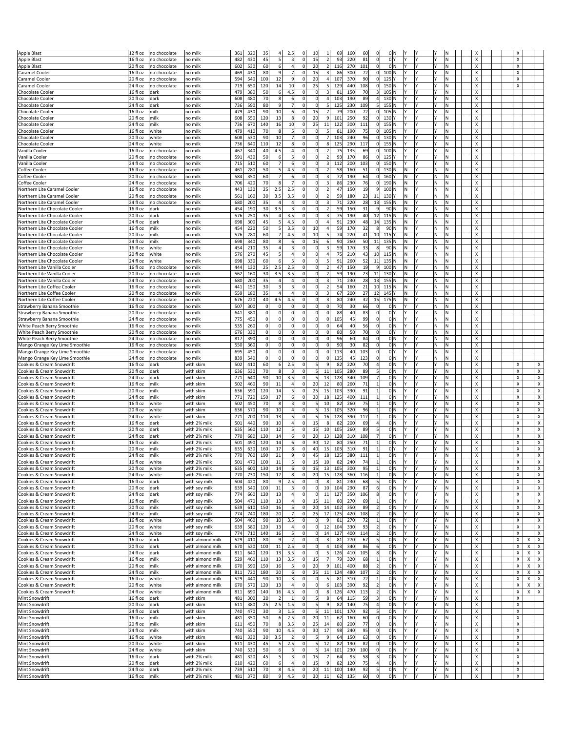| | | | | | | | | | | | | | | | | | | | | | | | | | |
|---|---|---|---|---|---|---|---|---|---|---|---|---|---|---|---|---|---|---|---|---|---|---|---|---|---|
| Apple Blast | 12 fl oz | no chocolate | no milk | 361 | 320 | 35 | 4 | 2.5 | 0 | 10 | 1 | 69 | 160 | 60 | 0 | 0 | N | Y | Y | Y | N | X | X | | |
| Apple Blast | 16 fl oz | no chocolate | no milk | 482 | 430 | 45 | 5 | 3 | 0 | 15 | 2 | 93 | 220 | 81 | 0 | 0 | Y | Y | Y | Y | N | X | X | | |
| Apple Blast | 20 fl oz | no chocolate | no milk | 602 | 530 | 60 | 6 | 4 | 0 | 20 | 2 | 116 | 270 | 101 | 0 | 0 | N | Y | Y | Y | N | X | X | | |
| Caramel Cooler | 16 fl oz | no chocolate | no milk | 469 | 430 | 80 | 9 | 7 | 0 | 15 | 3 | 86 | 300 | 72 | 0 | 100 | N | Y | Y | Y | N | X | X | | |
| Caramel Cooler | 20 fl oz | no chocolate | no milk | 594 | 540 | 100 | 12 | 9 | 0 | 20 | 4 | 107 | 370 | 90 | 0 | 125 | Y | Y | Y | Y | N | X | X | | |
| Caramel Cooler | 24 fl oz | no chocolate | no milk | 719 | 650 | 120 | 14 | 10 | 0 | 25 | 5 | 129 | 440 | 108 | 0 | 150 | N | Y | Y | Y | N | X | X | | |
| Chocolate Cooler | 16 fl oz | dark | no milk | 479 | 380 | 50 | 6 | 4.5 | 0 | 0 | 3 | 81 | 150 | 70 | 3 | 105 | N | Y | Y | Y | N | X | | | |
| Chocolate Cooler | 20 fl oz | dark | no milk | 608 | 480 | 70 | 8 | 6 | 0 | 0 | 4 | 103 | 190 | 89 | 4 | 130 | N | Y | Y | Y | N | X | | | |
| Chocolate Cooler | 24 fl oz | dark | no milk | 736 | 590 | 80 | 9 | 7 | 0 | 0 | 5 | 125 | 230 | 109 | 5 | 155 | N | Y | Y | Y | N | X | | | |
| Chocolate Cooler | 16 fl oz | milk | no milk | 479 | 430 | 90 | 10 | 6 | 0 | 15 | 7 | 79 | 200 | 72 | 0 | 105 | N | Y | Y | Y | N | X | | | |
| Chocolate Cooler | 20 fl oz | milk | no milk | 608 | 550 | 120 | 13 | 8 | 0 | 20 | 9 | 101 | 250 | 92 | 0 | 130 | Y | Y | Y | Y | N | X | | | |
| Chocolate Cooler | 24 fl oz | milk | no milk | 736 | 670 | 140 | 16 | 10 | 0 | 25 | 11 | 122 | 300 | 111 | 0 | 155 | N | Y | Y | Y | N | X | | | |
| Chocolate Cooler | 16 fl oz | white | no milk | 479 | 410 | 70 | 8 | 5 | 0 | 0 | 5 | 81 | 190 | 75 | 0 | 105 | N | Y | Y | Y | N | X | | | |
| Chocolate Cooler | 20 fl oz | white | no milk | 608 | 530 | 90 | 10 | 7 | 0 | 0 | 7 | 103 | 240 | 96 | 0 | 130 | N | Y | Y | Y | N | X | | | |
| Chocolate Cooler | 24 fl oz | white | no milk | 736 | 640 | 110 | 12 | 8 | 0 | 0 | 8 | 125 | 290 | 117 | 0 | 155 | N | Y | Y | Y | N | X | | | |
| Vanilla Cooler | 16 fl oz | no chocolate | no milk | 467 | 340 | 40 | 4.5 | 4 | 0 | 0 | 2 | 75 | 135 | 69 | 0 | 100 | N | Y | Y | Y | N | X | | | |
| Vanilla Cooler | 20 fl oz | no chocolate | no milk | 591 | 430 | 50 | 6 | 5 | 0 | 0 | 2 | 93 | 170 | 86 | 0 | 125 | Y | Y | Y | Y | N | X | | | |
| Vanilla Cooler | 24 fl oz | no chocolate | no milk | 715 | 510 | 60 | 7 | 6 | 0 | 0 | 3 | 112 | 200 | 103 | 0 | 150 | N | Y | Y | Y | N | X | | | |
| Coffee Cooler | 16 fl oz | no chocolate | no milk | 461 | 280 | 50 | 5 | 4.5 | 0 | 0 | 2 | 58 | 160 | 51 | 0 | 130 | N | N | Y | N | N | X | | | |
| Coffee Cooler | 20 fl oz | no chocolate | no milk | 584 | 350 | 60 | 7 | 6 | 0 | 0 | 3 | 72 | 190 | 64 | 0 | 160 | Y | N | Y | N | N | X | | | |
| Coffee Cooler | 24 fl oz | no chocolate | no milk | 706 | 420 | 70 | 8 | 7 | 0 | 0 | 3 | 86 | 230 | 76 | 0 | 190 | N | N | Y | N | N | X | | | |
| Northern Lite Caramel Cooler | 16 fl oz | no chocolate | no milk | 443 | 130 | 25 | 2.5 | 2.5 | 0 | 0 | 2 | 47 | 150 | 19 | 9 | 100 | N | N | Y | N | N | X | | | |
| Northern Lite Caramel Cooler | 20 fl oz | no chocolate | no milk | 561 | 160 | 30 | 3.5 | 3.5 | 0 | 0 | 2 | 59 | 180 | 23 | 11 | 130 | Y | N | Y | N | N | X | | | |
| Northern Lite Caramel Cooler | 24 fl oz | no chocolate | no milk | 680 | 200 | 35 | 4 | 4 | 0 | 0 | 3 | 71 | 220 | 28 | 13 | 155 | N | N | Y | N | N | X | | | |
| Northern Lite Chocolate Cooler | 16 fl oz | dark | no milk | 454 | 190 | 30 | 3.5 | 3 | 0 | 0 | 2 | 59 | 150 | 31 | 9 | 90 | N | N | Y | N | N | X | | | |
| Northern Lite Chocolate Cooler | 20 fl oz | dark | no milk | 576 | 250 | 35 | 4 | 3.5 | 0 | 0 | 3 | 75 | 190 | 40 | 12 | 115 | N | N | Y | N | N | X | | | |
| Northern Lite Chocolate Cooler | 24 fl oz | dark | no milk | 698 | 300 | 45 | 5 | 4.5 | 0 | 0 | 4 | 91 | 230 | 48 | 14 | 135 | N | N | Y | N | N | X | | | |
| Northern Lite Chocolate Cooler | 16 fl oz | milk | no milk | 454 | 220 | 50 | 5 | 3.5 | 0 | 10 | 4 | 59 | 170 | 32 | 8 | 90 | N | N | Y | N | N | X | | | |
| Northern Lite Chocolate Cooler | 20 fl oz | milk | no milk | 576 | 280 | 60 | 7 | 4.5 | 0 | 10 | 5 | 74 | 220 | 41 | 10 | 115 | Y | N | Y | N | N | X | | | |
| Northern Lite Chocolate Cooler | 24 fl oz | milk | no milk | 698 | 340 | 80 | 8 | 6 | 0 | 15 | 6 | 90 | 260 | 50 | 11 | 135 | N | N | Y | N | N | X | | | |
| Northern Lite Chocolate Cooler | 16 fl oz | white | no milk | 454 | 210 | 35 | 4 | 3 | 0 | 0 | 3 | 59 | 170 | 33 | 8 | 90 | N | N | Y | N | N | X | | | |
| Northern Lite Chocolate Cooler | 20 fl oz | white | no milk | 576 | 270 | 45 | 5 | 4 | 0 | 0 | 4 | 75 | 210 | 43 | 10 | 115 | N | N | Y | N | N | X | | | |
| Northern Lite Chocolate Cooler | 24 fl oz | white | no milk | 698 | 330 | 60 | 6 | 5 | 0 | 0 | 5 | 91 | 260 | 52 | 11 | 135 | N | N | Y | N | N | X | | | |
| Northern Lite Vanilla Cooler | 16 fl oz | no chocolate | no milk | 444 | 130 | 25 | 2.5 | 2.5 | 0 | 0 | 2 | 47 | 150 | 19 | 9 | 100 | N | N | Y | N | N | X | | | |
| Northern Lite Vanilla Cooler | 20 fl oz | no chocolate | no milk | 562 | 160 | 30 | 3.5 | 3.5 | 0 | 0 | 2 | 59 | 190 | 23 | 11 | 130 | Y | N | Y | N | N | X | | | |
| Northern Lite Vanilla Cooler | 24 fl oz | no chocolate | no milk | 680 | 200 | 35 | 4 | 4 | 0 | 0 | 3 | 71 | 230 | 28 | 13 | 155 | N | N | Y | N | N | X | | | |
| Northern Lite Coffee Cooler | 16 fl oz | no chocolate | no milk | 441 | 150 | 30 | 3 | 3 | 0 | 0 | 2 | 54 | 160 | 21 | 10 | 115 | N | N | Y | N | N | X | | | |
| Northern Lite Coffee Cooler | 20 fl oz | no chocolate | no milk | 559 | 180 | 35 | 4 | 4 | 0 | 0 | 3 | 67 | 200 | 27 | 12 | 145 | Y | N | Y | N | N | X | | | |
| Northern Lite Coffee Cooler | 24 fl oz | no chocolate | no milk | 676 | 220 | 40 | 4.5 | 4.5 | 0 | 0 | 3 | 80 | 240 | 32 | 15 | 175 | N | N | Y | N | N | X | | | |
| Strawberry Banana Smoothie | 16 fl oz | no chocolate | no milk | 507 | 300 | 0 | 0 | 0 | 0 | 0 | 0 | 70 | 30 | 66 | 0 | 0 | N | Y | Y | N | N | X | | | |
| Strawberry Banana Smoothie | 20 fl oz | no chocolate | no milk | 641 | 380 | 0 | 0 | 0 | 0 | 0 | 0 | 88 | 40 | 83 | 0 | 0 | Y | Y | Y | N | N | X | | | |
| Strawberry Banana Smoothie | 24 fl oz | no chocolate | no milk | 775 | 450 | 0 | 0 | 0 | 0 | 0 | 0 | 105 | 45 | 99 | 0 | 0 | N | Y | Y | N | N | X | | | |
| White Peach Berry Smoothie | 16 fl oz | no chocolate | no milk | 535 | 260 | 0 | 0 | 0 | 0 | 0 | 0 | 64 | 40 | 56 | 0 | 0 | N | Y | Y | N | N | X | | | |
| White Peach Berry Smoothie | 20 fl oz | no chocolate | no milk | 676 | 330 | 0 | 0 | 0 | 0 | 0 | 0 | 80 | 50 | 70 | 0 | 0 | Y | Y | Y | N | N | X | | | |
| White Peach Berry Smoothie | 24 fl oz | no chocolate | no milk | 817 | 390 | 0 | 0 | 0 | 0 | 0 | 0 | 96 | 60 | 84 | 0 | 0 | N | Y | Y | N | N | X | | | |
| Mango Orange Key Lime Smoothie | 16 fl oz | no chocolate | no milk | 550 | 360 | 0 | 0 | 0 | 0 | 0 | 0 | 90 | 30 | 82 | 0 | 0 | N | Y | Y | N | N | X | | | |
| Mango Orange Key Lime Smoothie | 20 fl oz | no chocolate | no milk | 695 | 450 | 0 | 0 | 0 | 0 | 0 | 0 | 113 | 40 | 103 | 0 | 0 | Y | Y | Y | N | N | X | | | |
| Mango Orange Key Lime Smoothie | 24 fl oz | no chocolate | no milk | 839 | 540 | 0 | 0 | 0 | 0 | 0 | 0 | 135 | 45 | 123 | 0 | 0 | N | Y | Y | N | N | X | | | |
| Cookies & Cream Snowdrift | 16 fl oz | dark | with skim | 502 | 410 | 60 | 6 | 2.5 | 0 | 5 | 9 | 82 | 220 | 70 | 4 | 0 | N | Y | Y | Y | N | X | X | | X |
| Cookies & Cream Snowdrift | 20 fl oz | dark | with skim | 636 | 530 | 70 | 8 | 3 | 0 | 5 | 11 | 105 | 280 | 89 | 5 | 0 | N | Y | Y | Y | N | X | X | | X |
| Cookies & Cream Snowdrift | 24 fl oz | dark | with skim | 771 | 640 | 90 | 10 | 3.5 | 0 | 5 | 13 | 128 | 340 | 109 | 7 | 0 | N | Y | Y | Y | N | X | X | | X |
| Cookies & Cream Snowdrift | 16 fl oz | milk | with skim | 502 | 460 | 90 | 11 | 4 | 0 | 20 | 12 | 80 | 260 | 71 | 1 | 0 | N | Y | Y | Y | N | X | X | | X |
| Cookies & Cream Snowdrift | 20 fl oz | milk | with skim | 636 | 590 | 120 | 14 | 5 | 0 | 25 | 15 | 103 | 330 | 91 | 1 | 0 | N | Y | Y | Y | N | X | X | | X |
| Cookies & Cream Snowdrift | 24 fl oz | milk | with skim | 771 | 720 | 150 | 17 | 6 | 0 | 30 | 18 | 125 | 400 | 111 | 1 | 0 | N | Y | Y | Y | N | X | X | | X |
| Cookies & Cream Snowdrift | 16 fl oz | white | with skim | 502 | 450 | 70 | 8 | 3 | 0 | 5 | 10 | 82 | 260 | 75 | 1 | 0 | N | Y | Y | Y | N | X | X | | X |
| Cookies & Cream Snowdrift | 20 fl oz | white | with skim | 636 | 570 | 90 | 10 | 4 | 0 | 5 | 13 | 105 | 320 | 96 | 1 | 0 | N | Y | Y | Y | N | X | X | | X |
| Cookies & Cream Snowdrift | 24 fl oz | white | with skim | 771 | 700 | 110 | 13 | 5 | 0 | 5 | 16 | 128 | 390 | 117 | 1 | 0 | N | Y | Y | Y | N | X | X | | X |
| Cookies & Cream Snowdrift | 16 fl oz | dark | with 2% milk | 501 | 440 | 90 | 10 | 4 | 0 | 15 | 8 | 82 | 200 | 69 | 4 | 0 | N | Y | Y | Y | N | X | X | | X |
| Cookies & Cream Snowdrift | 20 fl oz | dark | with 2% milk | 635 | 560 | 110 | 12 | 5 | 0 | 15 | 10 | 105 | 260 | 89 | 5 | 0 | N | Y | Y | Y | N | X | X | | X |
| Cookies & Cream Snowdrift | 24 fl oz | dark | with 2% milk | 770 | 680 | 130 | 14 | 6 | 0 | 20 | 13 | 128 | 310 | 108 | 7 | 0 | N | Y | Y | Y | N | X | X | | X |
| Cookies & Cream Snowdrift | 16 fl oz | milk | with 2% milk | 501 | 490 | 120 | 14 | 6 | 0 | 30 | 12 | 80 | 250 | 71 | 1 | 0 | N | Y | Y | Y | N | X | X | | X |
| Cookies & Cream Snowdrift | 20 fl oz | milk | with 2% milk | 635 | 630 | 160 | 17 | 8 | 0 | 40 | 15 | 103 | 310 | 91 | 1 | 0 | Y | Y | Y | Y | N | X | X | | X |
| Cookies & Cream Snowdrift | 24 fl oz | milk | with 2% milk | 770 | 760 | 190 | 21 | 9 | 0 | 45 | 18 | 125 | 380 | 111 | 1 | 0 | N | Y | Y | Y | N | X | X | | X |
| Cookies & Cream Snowdrift | 16 fl oz | white | with 2% milk | 501 | 470 | 100 | 11 | 5 | 0 | 15 | 10 | 82 | 240 | 74 | 1 | 0 | N | Y | Y | Y | N | X | X | | X |
| Cookies & Cream Snowdrift | 20 fl oz | white | with 2% milk | 635 | 600 | 130 | 14 | 6 | 0 | 15 | 13 | 105 | 300 | 95 | 1 | 0 | N | Y | Y | Y | N | X | X | | X |
| Cookies & Cream Snowdrift | 24 fl oz | white | with 2% milk | 770 | 730 | 150 | 17 | 8 | 0 | 20 | 15 | 128 | 360 | 116 | 1 | 0 | N | Y | Y | Y | N | X | X | | X |
| Cookies & Cream Snowdrift | 16 fl oz | dark | with soy milk | 504 | 420 | 80 | 9 | 2.5 | 0 | 0 | 8 | 81 | 230 | 68 | 5 | 0 | N | Y | Y | Y | N | X | X | | X |
| Cookies & Cream Snowdrift | 20 fl oz | dark | with soy milk | 639 | 540 | 100 | 11 | 3 | 0 | 0 | 10 | 104 | 290 | 87 | 6 | 0 | N | Y | Y | Y | N | X | X | | X |
| Cookies & Cream Snowdrift | 24 fl oz | dark | with soy milk | 774 | 660 | 120 | 13 | 4 | 0 | 0 | 11 | 127 | 350 | 106 | 8 | 0 | N | Y | Y | Y | N | X | X | | X |
| Cookies & Cream Snowdrift | 16 fl oz | milk | with soy milk | 504 | 470 | 110 | 13 | 4 | 0 | 15 | 11 | 80 | 270 | 69 | 1 | 0 | N | Y | Y | Y | N | X | X | | X |
| Cookies & Cream Snowdrift | 20 fl oz | milk | with soy milk | 639 | 610 | 150 | 16 | 5 | 0 | 20 | 14 | 102 | 350 | 89 | 2 | 0 | N | Y | Y | Y | N | X | X | | X |
| Cookies & Cream Snowdrift | 24 fl oz | milk | with soy milk | 774 | 740 | 180 | 20 | 7 | 0 | 25 | 17 | 125 | 420 | 108 | 2 | 0 | N | Y | Y | Y | N | X | X | | X |
| Cookies & Cream Snowdrift | 16 fl oz | white | with soy milk | 504 | 460 | 90 | 10 | 3.5 | 0 | 0 | 9 | 81 | 270 | 72 | 1 | 0 | N | Y | Y | Y | N | X | X | | X |
| Cookies & Cream Snowdrift | 20 fl oz | white | with soy milk | 639 | 580 | 120 | 13 | 4 | 0 | 0 | 12 | 104 | 330 | 93 | 2 | 0 | N | Y | Y | Y | N | X | X | | X |
| Cookies & Cream Snowdrift | 24 fl oz | white | with soy milk | 774 | 710 | 140 | 16 | 5 | 0 | 0 | 14 | 127 | 400 | 114 | 2 | 0 | N | Y | Y | Y | N | X | X | | X |
| Cookies & Cream Snowdrift | 16 fl oz | dark | with almond milk | 529 | 410 | 80 | 9 | 2 | 0 | 0 | 3 | 81 | 270 | 67 | 5 | 0 | N | Y | Y | Y | N | X | X | X | X |
| Cookies & Cream Snowdrift | 20 fl oz | dark | with almond milk | 670 | 520 | 100 | 11 | 2.5 | 0 | 0 | 4 | 103 | 340 | 86 | 6 | 0 | N | Y | Y | Y | N | X | X | X | X |
| Cookies & Cream Snowdrift | 24 fl oz | dark | with almond milk | 811 | 640 | 120 | 13 | 3.5 | 0 | 0 | 5 | 126 | 410 | 105 | 8 | 0 | N | Y | Y | Y | N | X | X | X | X |
| Cookies & Cream Snowdrift | 16 fl oz | milk | with almond milk | 529 | 460 | 110 | 13 | 3.5 | 0 | 15 | 7 | 79 | 320 | 68 | 1 | 0 | N | Y | Y | Y | N | X | X | X | X |
| Cookies & Cream Snowdrift | 20 fl oz | milk | with almond milk | 670 | 590 | 150 | 16 | 5 | 0 | 20 | 9 | 101 | 400 | 88 | 2 | 0 | N | Y | Y | Y | N | X | X | X | X |
| Cookies & Cream Snowdrift | 24 fl oz | milk | with almond milk | 811 | 720 | 180 | 20 | 6 | 0 | 25 | 11 | 124 | 480 | 107 | 2 | 0 | N | Y | Y | Y | N | X | X | X | X |
| Cookies & Cream Snowdrift | 16 fl oz | white | with almond milk | 529 | 440 | 90 | 10 | 3 | 0 | 0 | 5 | 81 | 310 | 72 | 1 | 0 | N | Y | Y | Y | N | X | X | X | X |
| Cookies & Cream Snowdrift | 20 fl oz | white | with almond milk | 670 | 570 | 120 | 13 | 4 | 0 | 0 | 6 | 103 | 390 | 92 | 2 | 0 | N | Y | Y | Y | N | X | X | X | X |
| Cookies & Cream Snowdrift | 24 fl oz | white | with almond milk | 811 | 690 | 140 | 16 | 4.5 | 0 | 0 | 8 | 126 | 470 | 113 | 2 | 0 | N | Y | Y | Y | N | X | X | X | X |
| Mint Snowdrift | 16 fl oz | dark | with skim | 481 | 300 | 20 | 2 | 1 | 0 | 5 | 8 | 64 | 115 | 59 | 3 | 0 | N | Y | Y | Y | N | X | X | | |
| Mint Snowdrift | 20 fl oz | dark | with skim | 611 | 380 | 25 | 2.5 | 1.5 | 0 | 5 | 9 | 82 | 140 | 75 | 4 | 0 | N | Y | Y | Y | N | X | X | | |
| Mint Snowdrift | 24 fl oz | dark | with skim | 740 | 470 | 30 | 3 | 1.5 | 0 | 5 | 11 | 101 | 170 | 92 | 5 | 0 | N | Y | Y | Y | N | X | X | | |
| Mint Snowdrift | 16 fl oz | milk | with skim | 481 | 350 | 50 | 6 | 2.5 | 0 | 20 | 11 | 62 | 160 | 60 | 0 | 0 | N | Y | Y | Y | N | X | X | | |
| Mint Snowdrift | 20 fl oz | milk | with skim | 611 | 450 | 70 | 8 | 3.5 | 0 | 25 | 14 | 80 | 200 | 77 | 0 | 0 | N | Y | Y | Y | N | X | X | | |
| Mint Snowdrift | 24 fl oz | milk | with skim | 740 | 550 | 90 | 10 | 4.5 | 0 | 30 | 17 | 98 | 240 | 95 | 0 | 0 | N | Y | Y | Y | N | X | X | | |
| Mint Snowdrift | 16 fl oz | white | with skim | 481 | 330 | 30 | 3.5 | 2 | 0 | 5 | 9 | 64 | 150 | 63 | 0 | 0 | N | Y | Y | Y | N | X | X | | |
| Mint Snowdrift | 20 fl oz | white | with skim | 611 | 430 | 45 | 5 | 2.5 | 0 | 5 | 12 | 82 | 190 | 82 | 0 | 0 | N | Y | Y | Y | N | X | X | | |
| Mint Snowdrift | 24 fl oz | white | with skim | 740 | 530 | 50 | 6 | 3 | 0 | 5 | 14 | 101 | 230 | 100 | 0 | 0 | N | Y | Y | Y | N | X | X | | |
| Mint Snowdrift | 16 fl oz | dark | with 2% milk | 481 | 320 | 45 | 5 | 3 | 0 | 15 | 7 | 64 | 95 | 58 | 3 | 0 | N | Y | Y | Y | N | X | X | | |
| Mint Snowdrift | 20 fl oz | dark | with 2% milk | 610 | 420 | 60 | 6 | 4 | 0 | 15 | 9 | 82 | 120 | 75 | 4 | 0 | N | Y | Y | Y | N | X | X | | |
| Mint Snowdrift | 24 fl oz | dark | with 2% milk | 739 | 510 | 70 | 8 | 4.5 | 0 | 20 | 11 | 100 | 140 | 92 | 5 | 0 | N | Y | Y | Y | N | X | X | | |
| Mint Snowdrift | 16 fl oz | milk | with 2% milk | 481 | 370 | 80 | 9 | 4.5 | 0 | 30 | 11 | 62 | 135 | 60 | 0 | 0 | N | Y | Y | Y | N | X | X | | |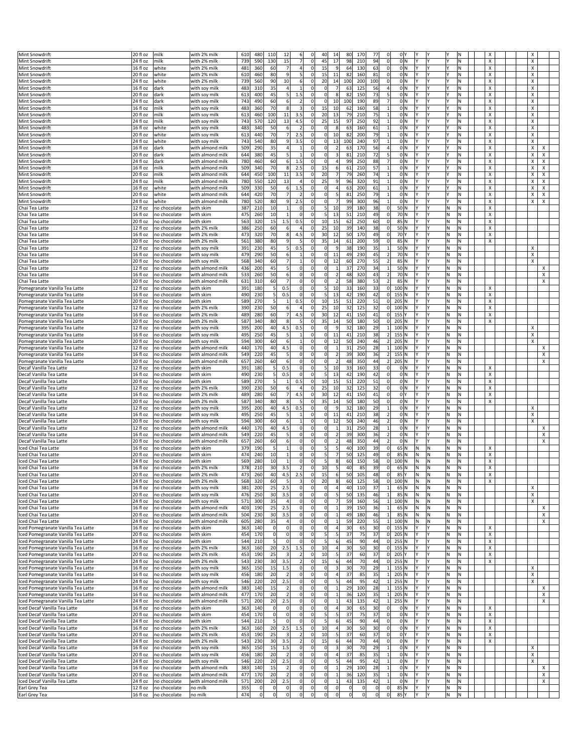| | | | | | | | | | | | | | | | | | | | | | | | | | | | | | |
|---|---|---|---|---|---|---|---|---|---|---|---|---|---|---|---|---|---|---|---|---|---|---|---|---|---|---|---|---|---|
| Mint Snowdrift | 20 fl oz | milk | with 2% milk | 610 | 480 | 110 | 12 | 6 | 0 | 40 | 14 | 80 | 170 | 77 | 0 | 0 | Y | Y | Y | | Y | N | | X | | | X | | |
| Mint Snowdrift | 24 fl oz | milk | with 2% milk | 739 | 590 | 130 | 15 | 7 | 0 | 45 | 17 | 98 | 210 | 94 | 0 | 0 | N | Y | Y | | Y | N | | X | | | X | | |
| Mint Snowdrift | 16 fl oz | white | with 2% milk | 481 | 360 | 60 | 7 | 4 | 0 | 15 | 9 | 64 | 130 | 63 | 0 | 0 | N | Y | Y | | Y | N | | X | | | X | | |
| Mint Snowdrift | 20 fl oz | white | with 2% milk | 610 | 460 | 80 | 9 | 5 | 0 | 15 | 11 | 82 | 160 | 81 | 0 | 0 | N | Y | Y | | Y | N | | X | | | X | | |
| Mint Snowdrift | 24 fl oz | white | with 2% milk | 739 | 560 | 90 | 10 | 6 | 0 | 20 | 14 | 100 | 200 | 100 | 0 | 0 | N | Y | Y | | Y | N | | X | | | X | | |
| Mint Snowdrift | 16 fl oz | dark | with soy milk | 483 | 310 | 35 | 4 | 1 | 0 | 0 | 7 | 63 | 125 | 56 | 4 | 0 | N | Y | Y | | Y | N | | X | | | X | | |
| Mint Snowdrift | 20 fl oz | dark | with soy milk | 613 | 400 | 45 | 5 | 1.5 | 0 | 0 | 8 | 82 | 150 | 73 | 5 | 0 | N | Y | Y | | Y | N | | X | | | X | | |
| Mint Snowdrift | 24 fl oz | dark | with soy milk | 743 | 490 | 60 | 6 | 2 | 0 | 0 | 10 | 100 | 190 | 89 | 7 | 0 | N | Y | Y | | Y | N | | X | | | X | | |
| Mint Snowdrift | 16 fl oz | milk | with soy milk | 483 | 360 | 70 | 8 | 3 | 0 | 15 | 10 | 62 | 160 | 58 | 1 | 0 | N | Y | Y | | Y | N | | X | | | X | | |
| Mint Snowdrift | 20 fl oz | milk | with soy milk | 613 | 460 | 100 | 11 | 3.5 | 0 | 20 | 13 | 79 | 210 | 75 | 1 | 0 | N | Y | Y | | Y | N | | X | | | X | | |
| Mint Snowdrift | 24 fl oz | milk | with soy milk | 743 | 570 | 120 | 13 | 4.5 | 0 | 25 | 15 | 97 | 250 | 92 | 1 | 0 | N | Y | Y | | Y | N | | X | | | X | | |
| Mint Snowdrift | 16 fl oz | white | with soy milk | 483 | 340 | 50 | 6 | 2 | 0 | 0 | 8 | 63 | 160 | 61 | 1 | 0 | N | Y | Y | | Y | N | | X | | | X | | |
| Mint Snowdrift | 20 fl oz | white | with soy milk | 613 | 440 | 70 | 7 | 2.5 | 0 | 0 | 10 | 82 | 200 | 79 | 1 | 0 | N | Y | Y | | Y | N | | X | | | X | | |
| Mint Snowdrift | 24 fl oz | white | with soy milk | 743 | 540 | 80 | 9 | 3.5 | 0 | 0 | 13 | 100 | 240 | 97 | 1 | 0 | N | Y | Y | | Y | N | | X | | | X | | |
| Mint Snowdrift | 16 fl oz | dark | with almond milk | 509 | 290 | 35 | 4 | 1 | 0 | 0 | 2 | 63 | 170 | 56 | 4 | 0 | N | Y | Y | | Y | N | | X | | | X | X | |
| Mint Snowdrift | 20 fl oz | dark | with almond milk | 644 | 380 | 45 | 5 | 1 | 0 | 0 | 3 | 81 | 210 | 72 | 5 | 0 | N | Y | Y | | Y | N | | X | | | X | X | |
| Mint Snowdrift | 24 fl oz | dark | with almond milk | 780 | 460 | 60 | 6 | 1.5 | 0 | 0 | 4 | 99 | 250 | 88 | 7 | 0 | N | Y | Y | | Y | N | | X | | | X | X | |
| Mint Snowdrift | 16 fl oz | milk | with almond milk | 509 | 340 | 70 | 8 | 2.5 | 0 | 15 | 6 | 61 | 210 | 57 | 1 | 0 | N | Y | Y | | Y | N | | X | | | X | X | |
| Mint Snowdrift | 20 fl oz | milk | with almond milk | 644 | 450 | 100 | 11 | 3.5 | 0 | 20 | 7 | 79 | 260 | 74 | 1 | 0 | N | Y | Y | | Y | N | | X | | | X | X | |
| Mint Snowdrift | 24 fl oz | milk | with almond milk | 780 | 550 | 120 | 13 | 4 | 0 | 25 | 9 | 96 | 320 | 91 | 1 | 0 | N | Y | Y | | Y | N | | X | | | X | X | |
| Mint Snowdrift | 16 fl oz | white | with almond milk | 509 | 330 | 50 | 6 | 1.5 | 0 | 0 | 4 | 63 | 200 | 61 | 1 | 0 | N | Y | Y | | Y | N | | X | | | X | X | |
| Mint Snowdrift | 20 fl oz | white | with almond milk | 644 | 420 | 70 | 7 | 2 | 0 | 0 | 5 | 81 | 250 | 79 | 1 | 0 | N | Y | Y | | Y | N | | X | | | X | X | |
| Mint Snowdrift | 24 fl oz | white | with almond milk | 780 | 520 | 80 | 9 | 2.5 | 0 | 0 | 7 | 99 | 300 | 96 | 1 | 0 | N | Y | Y | | Y | N | | X | | | X | X | |
| Chai Tea Latte | 12 fl oz | no chocolate | with skim | 387 | 210 | 10 | 1 | 0 | 0 | 5 | 10 | 39 | 180 | 38 | 0 | 50 | N | Y | Y | | N | N | | X | | | | | |
| Chai Tea Latte | 16 fl oz | no chocolate | with skim | 475 | 260 | 10 | 1 | 0 | 0 | 5 | 13 | 51 | 210 | 49 | 0 | 70 | N | Y | Y | | N | N | | X | | | | | |
| Chai Tea Latte | 20 fl oz | no chocolate | with skim | 563 | 320 | 15 | 1.5 | 0.5 | 0 | 10 | 15 | 62 | 250 | 60 | 0 | 85 | N | Y | Y | | N | N | | X | | | | | |
| Chai Tea Latte | 12 fl oz | no chocolate | with 2% milk | 386 | 250 | 60 | 6 | 4 | 0 | 25 | 10 | 39 | 140 | 38 | 0 | 50 | N | Y | Y | | N | N | | X | | | | | |
| Chai Tea Latte | 16 fl oz | no chocolate | with 2% milk | 473 | 320 | 70 | 8 | 4.5 | 0 | 30 | 12 | 50 | 170 | 49 | 0 | 70 | Y | Y | Y | | N | N | | X | | | | | |
| Chai Tea Latte | 20 fl oz | no chocolate | with 2% milk | 561 | 380 | 80 | 9 | 5 | 0 | 35 | 14 | 61 | 200 | 59 | 0 | 85 | N | Y | Y | | N | N | | X | | | | | |
| Chai Tea Latte | 12 fl oz | no chocolate | with soy milk | 391 | 230 | 45 | 5 | 0.5 | 0 | 0 | 9 | 38 | 190 | 35 | 1 | 50 | N | Y | Y | | N | N | | | | | X | | |
| Chai Tea Latte | 16 fl oz | no chocolate | with soy milk | 479 | 290 | 50 | 6 | 1 | 0 | 0 | 11 | 49 | 230 | 45 | 2 | 70 | N | Y | Y | | N | N | | | | | X | | |
| Chai Tea Latte | 20 fl oz | no chocolate | with soy milk | 568 | 340 | 60 | 7 | 1 | 0 | 0 | 12 | 60 | 270 | 55 | 2 | 85 | N | Y | Y | | N | N | | | | | X | | |
| Chai Tea Latte | 12 fl oz | no chocolate | with almond milk | 436 | 200 | 45 | 5 | 0 | 0 | 0 | 1 | 37 | 270 | 34 | 1 | 50 | N | Y | Y | | N | N | | | | | | X | |
| Chai Tea Latte | 16 fl oz | no chocolate | with almond milk | 533 | 260 | 50 | 6 | 0 | 0 | 0 | 2 | 48 | 320 | 43 | 2 | 70 | N | Y | Y | | N | N | | | | | | X | |
| Chai Tea Latte | 20 fl oz | no chocolate | with almond milk | 631 | 310 | 60 | 7 | 0 | 0 | 0 | 2 | 58 | 380 | 53 | 2 | 85 | N | Y | Y | | N | N | | | | | | X | |
| Pomegranate Vanilla Tea Latte | 12 fl oz | no chocolate | with skim | 391 | 180 | 5 | 0.5 | 0 | 0 | 5 | 10 | 33 | 160 | 33 | 0 | 100 | N | Y | Y | | N | N | | X | | | | | |
| Pomegranate Vanilla Tea Latte | 16 fl oz | no chocolate | with skim | 490 | 230 | 5 | 0.5 | 0 | 0 | 5 | 13 | 42 | 190 | 42 | 0 | 155 | N | Y | Y | | N | N | | X | | | | | |
| Pomegranate Vanilla Tea Latte | 20 fl oz | no chocolate | with skim | 589 | 270 | 5 | 1 | 0.5 | 0 | 10 | 15 | 51 | 220 | 51 | 0 | 205 | N | Y | Y | | N | N | | X | | | | | |
| Pomegranate Vanilla Tea Latte | 12 fl oz | no chocolate | with 2% milk | 390 | 230 | 50 | 6 | 4 | 0 | 25 | 10 | 32 | 125 | 32 | 0 | 100 | N | Y | Y | | N | N | | X | | | | | |
| Pomegranate Vanilla Tea Latte | 16 fl oz | no chocolate | with 2% milk | 489 | 280 | 60 | 7 | 4.5 | 0 | 30 | 12 | 41 | 150 | 41 | 0 | 155 | Y | Y | Y | | N | N | | X | | | | | |
| Pomegranate Vanilla Tea Latte | 20 fl oz | no chocolate | with 2% milk | 587 | 340 | 80 | 8 | 5 | 0 | 35 | 14 | 50 | 180 | 50 | 0 | 205 | N | Y | Y | | N | N | | X | | | | | |
| Pomegranate Vanilla Tea Latte | 12 fl oz | no chocolate | with soy milk | 395 | 200 | 40 | 4.5 | 0.5 | 0 | 0 | 9 | 32 | 180 | 29 | 1 | 100 | N | Y | Y | | N | N | | | | | X | | |
| Pomegranate Vanilla Tea Latte | 16 fl oz | no chocolate | with soy milk | 495 | 250 | 45 | 5 | 1 | 0 | 0 | 11 | 41 | 210 | 38 | 2 | 155 | N | Y | Y | | N | N | | | | | X | | |
| Pomegranate Vanilla Tea Latte | 20 fl oz | no chocolate | with soy milk | 594 | 300 | 60 | 6 | 1 | 0 | 0 | 12 | 50 | 240 | 46 | 2 | 205 | N | Y | Y | | N | N | | | | | X | | |
| Pomegranate Vanilla Tea Latte | 12 fl oz | no chocolate | with almond milk | 440 | 170 | 40 | 4.5 | 0 | 0 | 0 | 1 | 31 | 250 | 28 | 1 | 100 | N | Y | Y | | N | N | | | | | | X | |
| Pomegranate Vanilla Tea Latte | 16 fl oz | no chocolate | with almond milk | 549 | 220 | 45 | 5 | 0 | 0 | 0 | 2 | 39 | 300 | 36 | 2 | 155 | N | Y | Y | | N | N | | | | | | X | |
| Pomegranate Vanilla Tea Latte | 20 fl oz | no chocolate | with almond milk | 657 | 260 | 60 | 6 | 0 | 0 | 0 | 2 | 48 | 350 | 44 | 2 | 205 | N | Y | Y | | N | N | | | | | | X | |
| Decaf Vanilla Tea Latte | 12 fl oz | no chocolate | with skim | 391 | 180 | 5 | 0.5 | 0 | 0 | 5 | 10 | 33 | 160 | 33 | 0 | 0 | N | Y | Y | | N | N | | X | | | | | |
| Decaf Vanilla Tea Latte | 16 fl oz | no chocolate | with skim | 490 | 230 | 5 | 0.5 | 0 | 0 | 5 | 13 | 42 | 190 | 42 | 0 | 0 | N | Y | Y | | N | N | | X | | | | | |
| Decaf Vanilla Tea Latte | 20 fl oz | no chocolate | with skim | 589 | 270 | 5 | 1 | 0.5 | 0 | 10 | 15 | 51 | 220 | 51 | 0 | 0 | N | Y | Y | | N | N | | X | | | | | |
| Decaf Vanilla Tea Latte | 12 fl oz | no chocolate | with 2% milk | 390 | 230 | 50 | 6 | 4 | 0 | 25 | 10 | 32 | 125 | 32 | 0 | 0 | N | Y | Y | | N | N | | X | | | | | |
| Decaf Vanilla Tea Latte | 16 fl oz | no chocolate | with 2% milk | 489 | 280 | 60 | 7 | 4.5 | 0 | 30 | 12 | 41 | 150 | 41 | 0 | 0 | Y | Y | Y | | N | N | | X | | | | | |
| Decaf Vanilla Tea Latte | 20 fl oz | no chocolate | with 2% milk | 587 | 340 | 80 | 8 | 5 | 0 | 35 | 14 | 50 | 180 | 50 | 0 | 0 | N | Y | Y | | N | N | | X | | | | | |
| Decaf Vanilla Tea Latte | 12 fl oz | no chocolate | with soy milk | 395 | 200 | 40 | 4.5 | 0.5 | 0 | 0 | 9 | 32 | 180 | 29 | 1 | 0 | N | Y | Y | | N | N | | | | | X | | |
| Decaf Vanilla Tea Latte | 16 fl oz | no chocolate | with soy milk | 495 | 250 | 45 | 5 | 1 | 0 | 0 | 11 | 41 | 210 | 38 | 2 | 0 | N | Y | Y | | N | N | | | | | X | | |
| Decaf Vanilla Tea Latte | 20 fl oz | no chocolate | with soy milk | 594 | 300 | 60 | 6 | 1 | 0 | 0 | 12 | 50 | 240 | 46 | 2 | 0 | N | Y | Y | | N | N | | | | | X | | |
| Decaf Vanilla Tea Latte | 12 fl oz | no chocolate | with almond milk | 440 | 170 | 40 | 4.5 | 0 | 0 | 0 | 1 | 31 | 250 | 28 | 1 | 0 | N | Y | Y | | N | N | | | | | | X | |
| Decaf Vanilla Tea Latte | 16 fl oz | no chocolate | with almond milk | 549 | 220 | 45 | 5 | 0 | 0 | 0 | 2 | 39 | 300 | 36 | 2 | 0 | N | Y | Y | | N | N | | | | | | X | |
| Decaf Vanilla Tea Latte | 20 fl oz | no chocolate | with almond milk | 657 | 260 | 60 | 6 | 0 | 0 | 0 | 2 | 48 | 350 | 44 | 2 | 0 | N | Y | Y | | N | N | | | | | | X | |
| Iced Chai Tea Latte | 16 fl oz | no chocolate | with skim | 379 | 190 | 5 | 1 | 0 | 0 | 5 | 5 | 40 | 100 | 39 | 0 | 65 | N | N | N | | N | N | | X | | | | | |
| Iced Chai Tea Latte | 20 fl oz | no chocolate | with skim | 474 | 240 | 10 | 1 | 0 | 0 | 5 | 7 | 50 | 125 | 49 | 0 | 85 | N | N | N | | N | N | | X | | | | | |
| Iced Chai Tea Latte | 24 fl oz | no chocolate | with skim | 569 | 280 | 10 | 1 | 0 | 0 | 5 | 8 | 60 | 150 | 58 | 0 | 100 | N | N | N | | N | N | | X | | | | | |
| Iced Chai Tea Latte | 16 fl oz | no chocolate | with 2% milk | 378 | 210 | 30 | 3.5 | 2 | 0 | 10 | 5 | 40 | 85 | 39 | 0 | 65 | N | N | N | | N | N | | X | | | | | |
| Iced Chai Tea Latte | 20 fl oz | no chocolate | with 2% milk | 473 | 260 | 40 | 4.5 | 2.5 | 0 | 15 | 6 | 50 | 105 | 48 | 0 | 85 | Y | N | N | | N | N | | X | | | | | |
| Iced Chai Tea Latte | 24 fl oz | no chocolate | with 2% milk | 568 | 320 | 60 | 5 | 3 | 0 | 20 | 8 | 60 | 125 | 58 | 0 | 100 | N | N | N | | N | N | | X | | | | | |
| Iced Chai Tea Latte | 16 fl oz | no chocolate | with soy milk | 381 | 200 | 25 | 2.5 | 0 | 0 | 0 | 4 | 40 | 110 | 37 | 1 | 65 | N | N | N | | N | N | | | | | X | | |
| Iced Chai Tea Latte | 20 fl oz | no chocolate | with soy milk | 476 | 250 | 30 | 3.5 | 0 | 0 | 0 | 5 | 50 | 135 | 46 | 1 | 85 | N | N | N | | N | N | | | | | X | | |
| Iced Chai Tea Latte | 24 fl oz | no chocolate | with soy milk | 571 | 300 | 35 | 4 | 0 | 0 | 0 | 7 | 59 | 160 | 56 | 1 | 100 | N | N | N | | N | N | | | | | X | | |
| Iced Chai Tea Latte | 16 fl oz | no chocolate | with almond milk | 403 | 190 | 25 | 2.5 | 0 | 0 | 0 | 1 | 39 | 150 | 36 | 1 | 65 | N | N | N | | N | N | | | | | | X | |
| Iced Chai Tea Latte | 20 fl oz | no chocolate | with almond milk | 504 | 230 | 30 | 3.5 | 0 | 0 | 0 | 1 | 49 | 180 | 46 | 1 | 85 | N | N | N | | N | N | | | | | | X | |
| Iced Chai Tea Latte | 24 fl oz | no chocolate | with almond milk | 605 | 280 | 35 | 4 | 0 | 0 | 0 | 1 | 59 | 220 | 55 | 1 | 100 | N | N | N | | N | N | | | | | | X | |
| Iced Pomegranate Vanilla Tea Latte | 16 fl oz | no chocolate | with skim | 363 | 140 | 0 | 0 | 0 | 0 | 0 | 4 | 30 | 65 | 30 | 0 | 155 | N | Y | Y | | N | N | | X | | | | | |
| Iced Pomegranate Vanilla Tea Latte | 20 fl oz | no chocolate | with skim | 454 | 170 | 0 | 0 | 0 | 0 | 5 | 5 | 37 | 75 | 37 | 0 | 205 | N | Y | Y | | N | N | | X | | | | | |
| Iced Pomegranate Vanilla Tea Latte | 24 fl oz | no chocolate | with skim | 544 | 210 | 5 | 0 | 0 | 0 | 5 | 6 | 45 | 90 | 44 | 0 | 255 | N | Y | Y | | N | N | | X | | | | | |
| Iced Pomegranate Vanilla Tea Latte | 16 fl oz | no chocolate | with 2% milk | 363 | 160 | 20 | 2.5 | 1.5 | 0 | 10 | 4 | 30 | 50 | 30 | 0 | 155 | N | Y | Y | | N | N | | X | | | | | |
| Iced Pomegranate Vanilla Tea Latte | 20 fl oz | no chocolate | with 2% milk | 453 | 190 | 25 | 3 | 2 | 0 | 10 | 5 | 37 | 60 | 37 | 0 | 205 | Y | Y | Y | | N | N | | X | | | | | |
| Iced Pomegranate Vanilla Tea Latte | 24 fl oz | no chocolate | with 2% milk | 543 | 230 | 30 | 3.5 | 2 | 0 | 15 | 6 | 44 | 70 | 44 | 0 | 255 | N | Y | Y | | N | N | | X | | | | | |
| Iced Pomegranate Vanilla Tea Latte | 16 fl oz | no chocolate | with soy milk | 365 | 150 | 15 | 1.5 | 0 | 0 | 0 | 3 | 30 | 70 | 29 | 1 | 155 | N | Y | Y | | N | N | | | | | X | | |
| Iced Pomegranate Vanilla Tea Latte | 16 fl oz | no chocolate | with soy milk | 456 | 180 | 20 | 2 | 0 | 0 | 0 | 4 | 37 | 85 | 35 | 1 | 205 | N | Y | Y | | N | N | | | | | X | | |
| Iced Pomegranate Vanilla Tea Latte | 24 fl oz | no chocolate | with soy milk | 546 | 220 | 20 | 2.5 | 0 | 0 | 0 | 5 | 44 | 95 | 42 | 1 | 255 | N | Y | Y | | N | N | | | | | X | | |
| Iced Pomegranate Vanilla Tea Latte | 16 fl oz | no chocolate | with almond milk | 383 | 140 | 15 | 2 | 0 | 0 | 0 | 1 | 29 | 100 | 28 | 1 | 155 | N | Y | Y | | N | N | | | | | | X | |
| Iced Pomegranate Vanilla Tea Latte | 16 fl oz | no chocolate | with almond milk | 477 | 170 | 20 | 2 | 0 | 0 | 0 | 1 | 36 | 120 | 35 | 1 | 205 | N | Y | Y | | N | N | | | | | | X | |
| Iced Pomegranate Vanilla Tea Latte | 24 fl oz | no chocolate | with almond milk | 571 | 200 | 20 | 2.5 | 0 | 0 | 0 | 1 | 43 | 135 | 42 | 1 | 255 | N | Y | Y | | N | N | | | | | | X | |
| Iced Decaf Vanilla Tea Latte | 16 fl oz | no chocolate | with skim | 363 | 140 | 0 | 0 | 0 | 0 | 0 | 4 | 30 | 65 | 30 | 0 | 0 | N | Y | Y | | N | N | | X | | | | | |
| Iced Decaf Vanilla Tea Latte | 20 fl oz | no chocolate | with skim | 454 | 170 | 0 | 0 | 0 | 0 | 5 | 5 | 37 | 75 | 37 | 0 | 0 | N | Y | Y | | N | N | | X | | | | | |
| Iced Decaf Vanilla Tea Latte | 24 fl oz | no chocolate | with skim | 544 | 210 | 5 | 0 | 0 | 0 | 5 | 6 | 45 | 90 | 44 | 0 | 0 | N | Y | Y | | N | N | | X | | | | | |
| Iced Decaf Vanilla Tea Latte | 16 fl oz | no chocolate | with 2% milk | 363 | 160 | 20 | 2.5 | 1.5 | 0 | 10 | 4 | 30 | 50 | 30 | 0 | 0 | N | Y | Y | | N | N | | X | | | | | |
| Iced Decaf Vanilla Tea Latte | 20 fl oz | no chocolate | with 2% milk | 453 | 190 | 25 | 3 | 2 | 0 | 10 | 5 | 37 | 60 | 37 | 0 | 0 | Y | Y | Y | | N | N | | X | | | | | |
| Iced Decaf Vanilla Tea Latte | 24 fl oz | no chocolate | with 2% milk | 543 | 230 | 30 | 3.5 | 2 | 0 | 15 | 6 | 44 | 70 | 44 | 0 | 0 | N | Y | Y | | N | N | | X | | | | | |
| Iced Decaf Vanilla Tea Latte | 16 fl oz | no chocolate | with soy milk | 365 | 150 | 15 | 1.5 | 0 | 0 | 0 | 3 | 30 | 70 | 29 | 1 | 0 | N | Y | Y | | N | N | | | | | X | | |
| Iced Decaf Vanilla Tea Latte | 20 fl oz | no chocolate | with soy milk | 456 | 180 | 20 | 2 | 0 | 0 | 0 | 4 | 37 | 85 | 35 | 1 | 0 | N | Y | Y | | N | N | | | | | X | | |
| Iced Decaf Vanilla Tea Latte | 24 fl oz | no chocolate | with soy milk | 546 | 220 | 20 | 2.5 | 0 | 0 | 0 | 5 | 44 | 95 | 42 | 1 | 0 | N | Y | Y | | N | N | | | | | X | | |
| Iced Decaf Vanilla Tea Latte | 16 fl oz | no chocolate | with almond milk | 383 | 140 | 15 | 2 | 0 | 0 | 0 | 1 | 29 | 100 | 28 | 1 | 0 | N | Y | Y | | N | N | | | | | | X | |
| Iced Decaf Vanilla Tea Latte | 20 fl oz | no chocolate | with almond milk | 477 | 170 | 20 | 2 | 0 | 0 | 0 | 1 | 36 | 120 | 35 | 1 | 0 | N | Y | Y | | N | N | | | | | | X | |
| Iced Decaf Vanilla Tea Latte | 24 fl oz | no chocolate | with almond milk | 571 | 200 | 20 | 2.5 | 0 | 0 | 0 | 1 | 43 | 135 | 42 | 1 | 0 | N | Y | Y | | N | N | | | | | | X | |
| Earl Grey Tea | 12 fl oz | no chocolate | no milk | 355 | 0 | 0 | 0 | 0 | 0 | 0 | 0 | 0 | 0 | 0 | 0 | 85 | N | Y | Y | | N | N | | | | | | | |
| Earl Grey Tea | 16 fl oz | no chocolate | no milk | 474 | 0 | 0 | 0 | 0 | 0 | 0 | 0 | 0 | 0 | 0 | 0 | 85 | Y | Y | Y | | N | N | | | | | | | |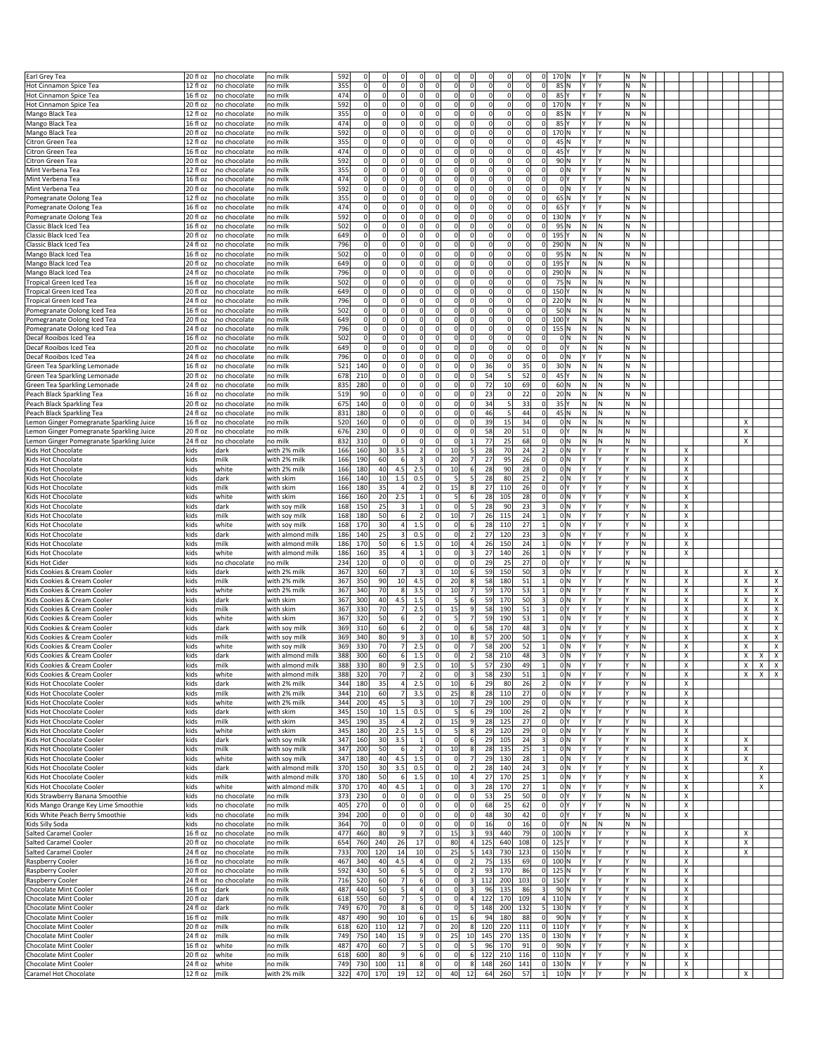| | | | | | | | | | | | | | | | | | | | | | | | | | | | | |
|---|---|---|---|---|---|---|---|---|---|---|---|---|---|---|---|---|---|---|---|---|---|---|---|---|---|---|---|---|
| Earl Grey Tea | 20 fl oz | no chocolate | no milk | 592 | 0 | 0 | 0 | 0 | 0 | 0 | 0 | 0 | 0 | 0 | 0 | 170 | N | Y | Y | N | N | | | | | | | |
| Hot Cinnamon Spice Tea | 12 fl oz | no chocolate | no milk | 355 | 0 | 0 | 0 | 0 | 0 | 0 | 0 | 0 | 0 | 0 | 0 | 85 | N | Y | Y | N | N | | | | | | | |
| Hot Cinnamon Spice Tea | 16 fl oz | no chocolate | no milk | 474 | 0 | 0 | 0 | 0 | 0 | 0 | 0 | 0 | 0 | 0 | 0 | 85 | Y | Y | Y | N | N | | | | | | | |
| Hot Cinnamon Spice Tea | 20 fl oz | no chocolate | no milk | 592 | 0 | 0 | 0 | 0 | 0 | 0 | 0 | 0 | 0 | 0 | 0 | 170 | N | Y | Y | N | N | | | | | | | |
| Mango Black Tea | 12 fl oz | no chocolate | no milk | 355 | 0 | 0 | 0 | 0 | 0 | 0 | 0 | 0 | 0 | 0 | 0 | 85 | N | Y | Y | N | N | | | | | | | |
| Mango Black Tea | 16 fl oz | no chocolate | no milk | 474 | 0 | 0 | 0 | 0 | 0 | 0 | 0 | 0 | 0 | 0 | 0 | 85 | Y | Y | Y | N | N | | | | | | | |
| Mango Black Tea | 20 fl oz | no chocolate | no milk | 592 | 0 | 0 | 0 | 0 | 0 | 0 | 0 | 0 | 0 | 0 | 0 | 170 | N | Y | Y | N | N | | | | | | | |
| Citron Green Tea | 12 fl oz | no chocolate | no milk | 355 | 0 | 0 | 0 | 0 | 0 | 0 | 0 | 0 | 0 | 0 | 0 | 45 | N | Y | Y | N | N | | | | | | | |
| Citron Green Tea | 16 fl oz | no chocolate | no milk | 474 | 0 | 0 | 0 | 0 | 0 | 0 | 0 | 0 | 0 | 0 | 0 | 45 | Y | Y | Y | N | N | | | | | | | |
| Citron Green Tea | 20 fl oz | no chocolate | no milk | 592 | 0 | 0 | 0 | 0 | 0 | 0 | 0 | 0 | 0 | 0 | 0 | 90 | N | Y | Y | N | N | | | | | | | |
| Mint Verbena Tea | 12 fl oz | no chocolate | no milk | 355 | 0 | 0 | 0 | 0 | 0 | 0 | 0 | 0 | 0 | 0 | 0 | 0 | N | Y | Y | N | N | | | | | | | |
| Mint Verbena Tea | 16 fl oz | no chocolate | no milk | 474 | 0 | 0 | 0 | 0 | 0 | 0 | 0 | 0 | 0 | 0 | 0 | 0 | Y | Y | Y | N | N | | | | | | | |
| Mint Verbena Tea | 20 fl oz | no chocolate | no milk | 592 | 0 | 0 | 0 | 0 | 0 | 0 | 0 | 0 | 0 | 0 | 0 | 0 | N | Y | Y | N | N | | | | | | | |
| Pomegranate Oolong Tea | 12 fl oz | no chocolate | no milk | 355 | 0 | 0 | 0 | 0 | 0 | 0 | 0 | 0 | 0 | 0 | 0 | 65 | N | Y | Y | N | N | | | | | | | |
| Pomegranate Oolong Tea | 16 fl oz | no chocolate | no milk | 474 | 0 | 0 | 0 | 0 | 0 | 0 | 0 | 0 | 0 | 0 | 0 | 65 | Y | Y | Y | N | N | | | | | | | |
| Pomegranate Oolong Tea | 20 fl oz | no chocolate | no milk | 592 | 0 | 0 | 0 | 0 | 0 | 0 | 0 | 0 | 0 | 0 | 0 | 130 | N | Y | Y | N | N | | | | | | | |
| Classic Black Iced Tea | 16 fl oz | no chocolate | no milk | 502 | 0 | 0 | 0 | 0 | 0 | 0 | 0 | 0 | 0 | 0 | 0 | 95 | N | N | N | N | N | | | | | | | |
| Classic Black Iced Tea | 20 fl oz | no chocolate | no milk | 649 | 0 | 0 | 0 | 0 | 0 | 0 | 0 | 0 | 0 | 0 | 0 | 195 | Y | N | N | N | N | | | | | | | |
| Classic Black Iced Tea | 24 fl oz | no chocolate | no milk | 796 | 0 | 0 | 0 | 0 | 0 | 0 | 0 | 0 | 0 | 0 | 0 | 290 | N | N | N | N | N | | | | | | | |
| Mango Black Iced Tea | 16 fl oz | no chocolate | no milk | 502 | 0 | 0 | 0 | 0 | 0 | 0 | 0 | 0 | 0 | 0 | 0 | 95 | N | N | N | N | N | | | | | | | |
| Mango Black Iced Tea | 20 fl oz | no chocolate | no milk | 649 | 0 | 0 | 0 | 0 | 0 | 0 | 0 | 0 | 0 | 0 | 0 | 195 | Y | N | N | N | N | | | | | | | |
| Mango Black Iced Tea | 24 fl oz | no chocolate | no milk | 796 | 0 | 0 | 0 | 0 | 0 | 0 | 0 | 0 | 0 | 0 | 0 | 290 | N | N | N | N | N | | | | | | | |
| Tropical Green Iced Tea | 16 fl oz | no chocolate | no milk | 502 | 0 | 0 | 0 | 0 | 0 | 0 | 0 | 0 | 0 | 0 | 0 | 75 | N | N | N | N | N | | | | | | | |
| Tropical Green Iced Tea | 20 fl oz | no chocolate | no milk | 649 | 0 | 0 | 0 | 0 | 0 | 0 | 0 | 0 | 0 | 0 | 0 | 150 | Y | N | N | N | N | | | | | | | |
| Tropical Green Iced Tea | 24 fl oz | no chocolate | no milk | 796 | 0 | 0 | 0 | 0 | 0 | 0 | 0 | 0 | 0 | 0 | 0 | 220 | N | N | N | N | N | | | | | | | |
| Pomegranate Oolong Iced Tea | 16 fl oz | no chocolate | no milk | 502 | 0 | 0 | 0 | 0 | 0 | 0 | 0 | 0 | 0 | 0 | 0 | 50 | N | N | N | N | N | | | | | | | |
| Pomegranate Oolong Iced Tea | 20 fl oz | no chocolate | no milk | 649 | 0 | 0 | 0 | 0 | 0 | 0 | 0 | 0 | 0 | 0 | 0 | 100 | Y | N | N | N | N | | | | | | | |
| Pomegranate Oolong Iced Tea | 24 fl oz | no chocolate | no milk | 796 | 0 | 0 | 0 | 0 | 0 | 0 | 0 | 0 | 0 | 0 | 0 | 155 | N | N | N | N | N | | | | | | | |
| Decaf Rooibos Iced Tea | 16 fl oz | no chocolate | no milk | 502 | 0 | 0 | 0 | 0 | 0 | 0 | 0 | 0 | 0 | 0 | 0 | 0 | N | N | N | N | N | | | | | | | |
| Decaf Rooibos Iced Tea | 20 fl oz | no chocolate | no milk | 649 | 0 | 0 | 0 | 0 | 0 | 0 | 0 | 0 | 0 | 0 | 0 | 0 | Y | N | N | N | N | | | | | | | |
| Decaf Rooibos Iced Tea | 24 fl oz | no chocolate | no milk | 796 | 0 | 0 | 0 | 0 | 0 | 0 | 0 | 0 | 0 | 0 | 0 | 0 | N | Y | Y | N | N | | | | | | | |
| Green Tea Sparkling Lemonade | 16 fl oz | no chocolate | no milk | 521 | 140 | 0 | 0 | 0 | 0 | 0 | 0 | 36 | 0 | 35 | 0 | 30 | N | N | N | N | N | | | | | | | |
| Green Tea Sparkling Lemonade | 20 fl oz | no chocolate | no milk | 678 | 210 | 0 | 0 | 0 | 0 | 0 | 0 | 54 | 5 | 52 | 0 | 45 | Y | N | N | N | N | | | | | | | |
| Green Tea Sparkling Lemonade | 24 fl oz | no chocolate | no milk | 835 | 280 | 0 | 0 | 0 | 0 | 0 | 0 | 72 | 10 | 69 | 0 | 60 | N | N | N | N | N | | | | | | | |
| Peach Black Sparkling Tea | 16 fl oz | no chocolate | no milk | 519 | 90 | 0 | 0 | 0 | 0 | 0 | 0 | 23 | 0 | 22 | 0 | 20 | N | N | N | N | N | | | | | | | |
| Peach Black Sparkling Tea | 20 fl oz | no chocolate | no milk | 675 | 140 | 0 | 0 | 0 | 0 | 0 | 0 | 34 | 5 | 33 | 0 | 35 | Y | N | N | N | N | | | | | | | |
| Peach Black Sparkling Tea | 24 fl oz | no chocolate | no milk | 831 | 180 | 0 | 0 | 0 | 0 | 0 | 0 | 46 | 5 | 44 | 0 | 45 | N | N | N | N | N | | | | | | | |
| Lemon Ginger Pomegranate Sparkling Juice | 16 fl oz | no chocolate | no milk | 520 | 160 | 0 | 0 | 0 | 0 | 0 | 0 | 39 | 15 | 34 | 0 | 0 | N | N | N | N | N | | | | | X | | |
| Lemon Ginger Pomegranate Sparkling Juice | 20 fl oz | no chocolate | no milk | 676 | 230 | 0 | 0 | 0 | 0 | 0 | 0 | 58 | 20 | 51 | 0 | 0 | Y | N | N | N | N | | | | | X | | |
| Lemon Ginger Pomegranate Sparkling Juice | 24 fl oz | no chocolate | no milk | 832 | 310 | 0 | 0 | 0 | 0 | 0 | 1 | 77 | 25 | 68 | 0 | 0 | N | N | N | N | N | | | | | X | | |
| Kids Hot Chocolate | kids | dark | with 2% milk | 166 | 160 | 30 | 3.5 | 2 | 0 | 10 | 5 | 28 | 70 | 24 | 2 | 0 | N | Y | Y | Y | N | | X | | | | | |
| Kids Hot Chocolate | kids | milk | with 2% milk | 166 | 190 | 60 | 6 | 3 | 0 | 20 | 7 | 27 | 95 | 26 | 0 | 0 | N | Y | Y | Y | N | | X | | | | | |
| Kids Hot Chocolate | kids | white | with 2% milk | 166 | 180 | 40 | 4.5 | 2.5 | 0 | 10 | 6 | 28 | 90 | 28 | 0 | 0 | N | Y | Y | Y | N | | X | | | | | |
| Kids Hot Chocolate | kids | dark | with skim | 166 | 140 | 10 | 1.5 | 0.5 | 0 | 5 | 5 | 28 | 80 | 25 | 2 | 0 | N | Y | Y | Y | N | | X | | | | | |
| Kids Hot Chocolate | kids | milk | with skim | 166 | 180 | 35 | 4 | 2 | 0 | 15 | 8 | 27 | 110 | 26 | 0 | 0 | Y | Y | Y | Y | N | | X | | | | | |
| Kids Hot Chocolate | kids | white | with skim | 166 | 160 | 20 | 2.5 | 1 | 0 | 5 | 6 | 28 | 105 | 28 | 0 | 0 | N | Y | Y | Y | N | | X | | | | | |
| Kids Hot Chocolate | kids | dark | with soy milk | 168 | 150 | 25 | 3 | 1 | 0 | 0 | 5 | 28 | 90 | 23 | 3 | 0 | N | Y | Y | Y | N | | X | | | | | |
| Kids Hot Chocolate | kids | milk | with soy milk | 168 | 180 | 50 | 6 | 2 | 0 | 10 | 7 | 26 | 115 | 24 | 1 | 0 | N | Y | Y | Y | N | | X | | | | | |
| Kids Hot Chocolate | kids | white | with soy milk | 168 | 170 | 30 | 4 | 1.5 | 0 | 0 | 6 | 28 | 110 | 27 | 1 | 0 | N | Y | Y | Y | N | | X | | | | | |
| Kids Hot Chocolate | kids | dark | with almond milk | 186 | 140 | 25 | 3 | 0.5 | 0 | 0 | 2 | 27 | 120 | 23 | 3 | 0 | N | Y | Y | Y | N | | X | | | | | |
| Kids Hot Chocolate | kids | milk | with almond milk | 186 | 170 | 50 | 6 | 1.5 | 0 | 10 | 4 | 26 | 150 | 24 | 1 | 0 | N | Y | Y | Y | N | | X | | | | | |
| Kids Hot Chocolate | kids | white | with almond milk | 186 | 160 | 35 | 4 | 1 | 0 | 0 | 3 | 27 | 140 | 26 | 1 | 0 | N | Y | Y | Y | N | | X | | | | | |
| Kids Hot Cider | kids | no chocolate | no milk | 234 | 120 | 0 | 0 | 0 | 0 | 0 | 0 | 29 | 25 | 27 | 0 | 0 | Y | Y | Y | N | N | | | | | | | |
| Kids Cookies & Cream Cooler | kids | dark | with 2% milk | 367 | 320 | 60 | 7 | 3 | 0 | 10 | 6 | 59 | 150 | 50 | 3 | 0 | N | Y | Y | Y | N | | X | | | X | | X |
| Kids Cookies & Cream Cooler | kids | milk | with 2% milk | 367 | 350 | 90 | 10 | 4.5 | 0 | 20 | 8 | 58 | 180 | 51 | 1 | 0 | N | Y | Y | Y | N | | X | | | X | | X |
| Kids Cookies & Cream Cooler | kids | white | with 2% milk | 367 | 340 | 70 | 8 | 3.5 | 0 | 10 | 7 | 59 | 170 | 53 | 1 | 0 | N | Y | Y | Y | N | | X | | | X | | X |
| Kids Cookies & Cream Cooler | kids | dark | with skim | 367 | 300 | 40 | 4.5 | 1.5 | 0 | 5 | 6 | 59 | 170 | 50 | 3 | 0 | N | Y | Y | Y | N | | X | | | X | | X |
| Kids Cookies & Cream Cooler | kids | milk | with skim | 367 | 330 | 70 | 7 | 2.5 | 0 | 15 | 9 | 58 | 190 | 51 | 1 | 0 | Y | Y | Y | Y | N | | X | | | X | | X |
| Kids Cookies & Cream Cooler | kids | white | with skim | 367 | 320 | 50 | 6 | 2 | 0 | 5 | 7 | 59 | 190 | 53 | 1 | 0 | N | Y | Y | Y | N | | X | | | X | | X |
| Kids Cookies & Cream Cooler | kids | dark | with soy milk | 369 | 310 | 60 | 6 | 2 | 0 | 0 | 6 | 58 | 170 | 48 | 3 | 0 | N | Y | Y | Y | N | | X | | | X | | X |
| Kids Cookies & Cream Cooler | kids | milk | with soy milk | 369 | 340 | 80 | 9 | 3 | 0 | 10 | 8 | 57 | 200 | 50 | 1 | 0 | N | Y | Y | Y | N | | X | | | X | | X |
| Kids Cookies & Cream Cooler | kids | white | with soy milk | 369 | 330 | 70 | 7 | 2.5 | 0 | 0 | 7 | 58 | 200 | 52 | 1 | 0 | N | Y | Y | Y | N | | X | | | X | | X |
| Kids Cookies & Cream Cooler | kids | dark | with almond milk | 388 | 300 | 60 | 6 | 1.5 | 0 | 0 | 2 | 58 | 210 | 48 | 3 | 0 | N | Y | Y | Y | N | | X | | | X | X | X |
| Kids Cookies & Cream Cooler | kids | milk | with almond milk | 388 | 330 | 80 | 9 | 2.5 | 0 | 10 | 5 | 57 | 230 | 49 | 1 | 0 | N | Y | Y | Y | N | | X | | | X | X | X |
| Kids Cookies & Cream Cooler | kids | white | with almond milk | 388 | 320 | 70 | 7 | 2 | 0 | 0 | 3 | 58 | 230 | 51 | 1 | 0 | N | Y | Y | Y | N | | X | | | X | X | X |
| Kids Hot Chocolate Cooler | kids | dark | with 2% milk | 344 | 180 | 35 | 4 | 2.5 | 0 | 10 | 6 | 29 | 80 | 26 | 2 | 0 | N | Y | Y | Y | N | | X | | | | | |
| Kids Hot Chocolate Cooler | kids | milk | with 2% milk | 344 | 210 | 60 | 7 | 3.5 | 0 | 25 | 8 | 28 | 110 | 27 | 0 | 0 | N | Y | Y | Y | N | | X | | | | | |
| Kids Hot Chocolate Cooler | kids | white | with 2% milk | 344 | 200 | 45 | 5 | 3 | 0 | 10 | 7 | 29 | 100 | 29 | 0 | 0 | N | Y | Y | Y | N | | X | | | | | |
| Kids Hot Chocolate Cooler | kids | dark | with skim | 345 | 150 | 10 | 1.5 | 0.5 | 0 | 5 | 6 | 29 | 100 | 26 | 2 | 0 | N | Y | Y | Y | N | | X | | | | | |
| Kids Hot Chocolate Cooler | kids | milk | with skim | 345 | 190 | 35 | 4 | 2 | 0 | 15 | 9 | 28 | 125 | 27 | 0 | 0 | Y | Y | Y | Y | N | | X | | | | | |
| Kids Hot Chocolate Cooler | kids | white | with skim | 345 | 180 | 20 | 2.5 | 1.5 | 0 | 5 | 8 | 29 | 120 | 29 | 0 | 0 | N | Y | Y | Y | N | | X | | | | | |
| Kids Hot Chocolate Cooler | kids | dark | with soy milk | 347 | 160 | 30 | 3.5 | 1 | 0 | 0 | 6 | 29 | 105 | 24 | 3 | 0 | N | Y | Y | Y | N | | X | | | X | | |
| Kids Hot Chocolate Cooler | kids | milk | with soy milk | 347 | 200 | 50 | 6 | 2 | 0 | 10 | 8 | 28 | 135 | 25 | 1 | 0 | N | Y | Y | Y | N | | X | | | X | | |
| Kids Hot Chocolate Cooler | kids | white | with soy milk | 347 | 180 | 40 | 4.5 | 1.5 | 0 | 0 | 7 | 29 | 130 | 28 | 1 | 0 | N | Y | Y | Y | N | | X | | | X | | |
| Kids Hot Chocolate Cooler | kids | dark | with almond milk | 370 | 150 | 30 | 3.5 | 0.5 | 0 | 0 | 2 | 28 | 140 | 24 | 3 | 0 | N | Y | Y | Y | N | | X | | | | X | |
| Kids Hot Chocolate Cooler | kids | milk | with almond milk | 370 | 180 | 50 | 6 | 1.5 | 0 | 10 | 4 | 27 | 170 | 25 | 1 | 0 | N | Y | Y | Y | N | | X | | | | X | |
| Kids Hot Chocolate Cooler | kids | white | with almond milk | 370 | 170 | 40 | 4.5 | 1 | 0 | 0 | 3 | 28 | 170 | 27 | 1 | 0 | N | Y | Y | Y | N | | X | | | | X | |
| Kids Strawberry Banana Smoothie | kids | no chocolate | no milk | 373 | 230 | 0 | 0 | 0 | 0 | 0 | 0 | 53 | 25 | 50 | 0 | 0 | Y | Y | Y | N | N | | X | | | | | |
| Kids Mango Orange Key Lime Smoothie | kids | no chocolate | no milk | 405 | 270 | 0 | 0 | 0 | 0 | 0 | 0 | 68 | 25 | 62 | 0 | 0 | Y | Y | Y | N | N | | X | | | | | |
| Kids White Peach Berry Smoothie | kids | no chocolate | no milk | 394 | 200 | 0 | 0 | 0 | 0 | 0 | 0 | 48 | 30 | 42 | 0 | 0 | Y | Y | Y | N | N | | X | | | | | |
| Kids Silly Soda | kids | no chocolate | no milk | 364 | 70 | 0 | 0 | 0 | 0 | 0 | 0 | 16 | 0 | 16 | 0 | 0 | Y | N | N | N | N | | | | | | | |
| Salted Caramel Cooler | 16 fl oz | no chocolate | no milk | 477 | 460 | 80 | 9 | 7 | 0 | 15 | 3 | 93 | 440 | 79 | 0 | 100 | N | Y | Y | Y | N | | X | | | X | | |
| Salted Caramel Cooler | 20 fl oz | no chocolate | no milk | 654 | 760 | 240 | 26 | 17 | 0 | 80 | 4 | 125 | 640 | 108 | 0 | 125 | Y | Y | Y | Y | N | | X | | | X | | |
| Salted Caramel Cooler | 24 fl oz | no chocolate | no milk | 733 | 700 | 120 | 14 | 10 | 0 | 25 | 5 | 143 | 730 | 123 | 0 | 150 | N | Y | Y | Y | N | | X | | | X | | |
| Raspberry Cooler | 16 fl oz | no chocolate | no milk | 467 | 340 | 40 | 4.5 | 4 | 0 | 0 | 2 | 75 | 135 | 69 | 0 | 100 | N | Y | Y | Y | N | | X | | | | | |
| Raspberry Cooler | 20 fl oz | no chocolate | no milk | 592 | 430 | 50 | 6 | 5 | 0 | 0 | 2 | 93 | 170 | 86 | 0 | 125 | N | Y | Y | Y | N | | X | | | | | |
| Raspberry Cooler | 24 fl oz | no chocolate | no milk | 716 | 520 | 60 | 7 | 6 | 0 | 0 | 3 | 112 | 200 | 103 | 0 | 150 | Y | Y | Y | Y | N | | X | | | | | |
| Chocolate Mint Cooler | 16 fl oz | dark | no milk | 487 | 440 | 50 | 5 | 4 | 0 | 0 | 3 | 96 | 135 | 86 | 3 | 90 | N | Y | Y | Y | N | | X | | | | | |
| Chocolate Mint Cooler | 20 fl oz | dark | no milk | 618 | 550 | 60 | 7 | 5 | 0 | 0 | 4 | 122 | 170 | 109 | 4 | 110 | N | Y | Y | Y | N | | X | | | | | |
| Chocolate Mint Cooler | 24 fl oz | dark | no milk | 749 | 670 | 70 | 8 | 6 | 0 | 0 | 5 | 148 | 200 | 132 | 5 | 130 | N | Y | Y | Y | N | | X | | | | | |
| Chocolate Mint Cooler | 16 fl oz | milk | no milk | 487 | 490 | 90 | 10 | 6 | 0 | 15 | 6 | 94 | 180 | 88 | 0 | 90 | N | Y | Y | Y | N | | X | | | | | |
| Chocolate Mint Cooler | 20 fl oz | milk | no milk | 618 | 620 | 110 | 12 | 7 | 0 | 20 | 8 | 120 | 220 | 111 | 0 | 110 | Y | Y | Y | Y | N | | X | | | | | |
| Chocolate Mint Cooler | 24 fl oz | milk | no milk | 749 | 750 | 140 | 15 | 9 | 0 | 25 | 10 | 145 | 270 | 135 | 0 | 130 | N | Y | Y | Y | N | | X | | | | | |
| Chocolate Mint Cooler | 16 fl oz | white | no milk | 487 | 470 | 60 | 7 | 5 | 0 | 0 | 5 | 96 | 170 | 91 | 0 | 90 | N | Y | Y | Y | N | | X | | | | | |
| Chocolate Mint Cooler | 20 fl oz | white | no milk | 618 | 600 | 80 | 9 | 6 | 0 | 0 | 6 | 122 | 210 | 116 | 0 | 110 | N | Y | Y | Y | N | | X | | | | | |
| Chocolate Mint Cooler | 24 fl oz | white | no milk | 749 | 730 | 100 | 11 | 8 | 0 | 0 | 8 | 148 | 260 | 141 | 0 | 130 | N | Y | Y | Y | N | | X | | | | | |
| Caramel Hot Chocolate | 12 fl oz | milk | with 2% milk | 322 | 470 | 170 | 19 | 12 | 0 | 40 | 12 | 64 | 260 | 57 | 1 | 10 | N | Y | Y | Y | N | | X | | | X | | |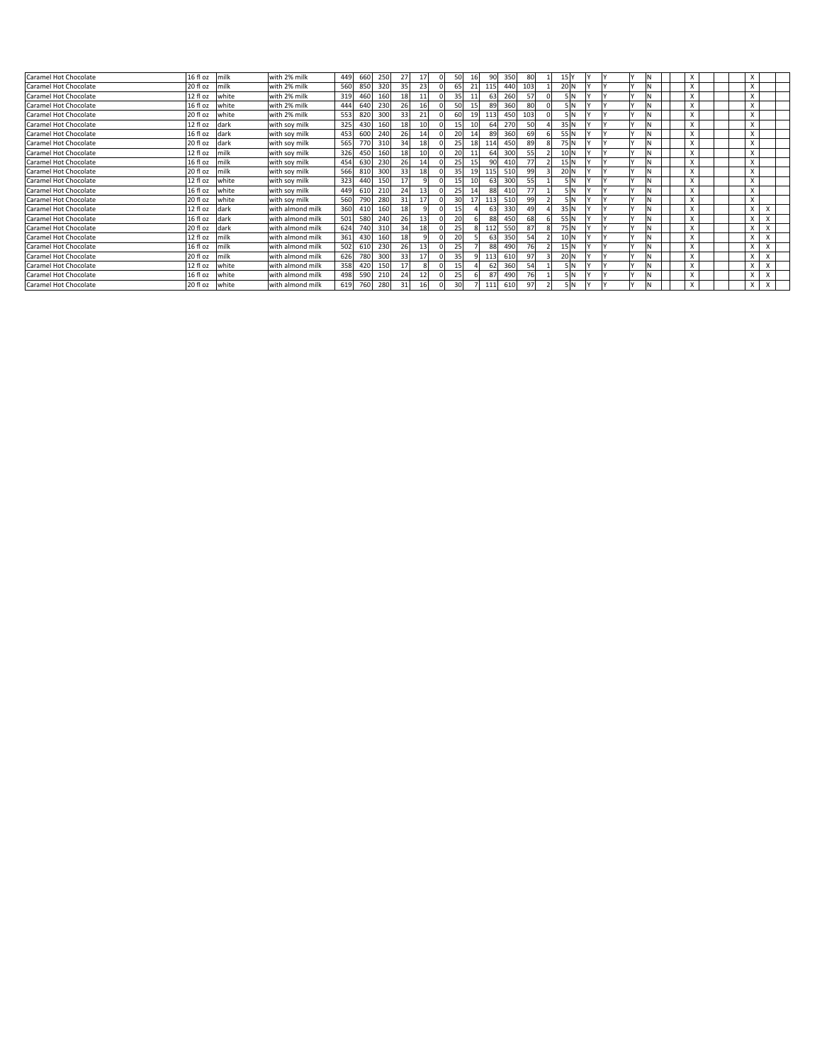| | | | | | | | | | | | | | | | | | | | | | | | | | | | | | |
|---|---|---|---|---|---|---|---|---|---|---|---|---|---|---|---|---|---|---|---|---|---|---|---|---|---|---|---|---|---|
| Caramel Hot Chocolate | 16 fl oz | milk | with 2% milk | 449 | 660 | 250 | 27 | 17 | 0 | 50 | 16 | 90 | 350 | 80 | 1 | 15 | Y | Y | Y | | Y | N | | X | | | X | | |
| Caramel Hot Chocolate | 20 fl oz | milk | with 2% milk | 560 | 850 | 320 | 35 | 23 | 0 | 65 | 21 | 115 | 440 | 103 | 1 | 20 | N | Y | Y | | Y | N | | X | | | X | | |
| Caramel Hot Chocolate | 12 fl oz | white | with 2% milk | 319 | 460 | 160 | 18 | 11 | 0 | 35 | 11 | 63 | 260 | 57 | 0 | 5 | N | Y | Y | | Y | N | | X | | | X | | |
| Caramel Hot Chocolate | 16 fl oz | white | with 2% milk | 444 | 640 | 230 | 26 | 16 | 0 | 50 | 15 | 89 | 360 | 80 | 0 | 5 | N | Y | Y | | Y | N | | X | | | X | | |
| Caramel Hot Chocolate | 20 fl oz | white | with 2% milk | 553 | 820 | 300 | 33 | 21 | 0 | 60 | 19 | 113 | 450 | 103 | 0 | 5 | N | Y | Y | | Y | N | | X | | | X | | |
| Caramel Hot Chocolate | 12 fl oz | dark | with soy milk | 325 | 430 | 160 | 18 | 10 | 0 | 15 | 10 | 64 | 270 | 50 | 4 | 35 | N | Y | Y | | Y | N | | X | | | X | | |
| Caramel Hot Chocolate | 16 fl oz | dark | with soy milk | 453 | 600 | 240 | 26 | 14 | 0 | 20 | 14 | 89 | 360 | 69 | 6 | 55 | N | Y | Y | | Y | N | | X | | | X | | |
| Caramel Hot Chocolate | 20 fl oz | dark | with soy milk | 565 | 770 | 310 | 34 | 18 | 0 | 25 | 18 | 114 | 450 | 89 | 8 | 75 | N | Y | Y | | Y | N | | X | | | X | | |
| Caramel Hot Chocolate | 12 fl oz | milk | with soy milk | 326 | 450 | 160 | 18 | 10 | 0 | 20 | 11 | 64 | 300 | 55 | 2 | 10 | N | Y | Y | | Y | N | | X | | | X | | |
| Caramel Hot Chocolate | 16 fl oz | milk | with soy milk | 454 | 630 | 230 | 26 | 14 | 0 | 25 | 15 | 90 | 410 | 77 | 2 | 15 | N | Y | Y | | Y | N | | X | | | X | | |
| Caramel Hot Chocolate | 20 fl oz | milk | with soy milk | 566 | 810 | 300 | 33 | 18 | 0 | 35 | 19 | 115 | 510 | 99 | 3 | 20 | N | Y | Y | | Y | N | | X | | | X | | |
| Caramel Hot Chocolate | 12 fl oz | white | with soy milk | 323 | 440 | 150 | 17 | 9 | 0 | 15 | 10 | 63 | 300 | 55 | 1 | 5 | N | Y | Y | | Y | N | | X | | | X | | |
| Caramel Hot Chocolate | 16 fl oz | white | with soy milk | 449 | 610 | 210 | 24 | 13 | 0 | 25 | 14 | 88 | 410 | 77 | 1 | 5 | N | Y | Y | | Y | N | | X | | | X | | |
| Caramel Hot Chocolate | 20 fl oz | white | with soy milk | 560 | 790 | 280 | 31 | 17 | 0 | 30 | 17 | 113 | 510 | 99 | 2 | 5 | N | Y | Y | | Y | N | | X | | | X | | |
| Caramel Hot Chocolate | 12 fl oz | dark | with almond milk | 360 | 410 | 160 | 18 | 9 | 0 | 15 | 4 | 63 | 330 | 49 | 4 | 35 | N | Y | Y | | Y | N | | X | | | X | X | |
| Caramel Hot Chocolate | 16 fl oz | dark | with almond milk | 501 | 580 | 240 | 26 | 13 | 0 | 20 | 6 | 88 | 450 | 68 | 6 | 55 | N | Y | Y | | Y | N | | X | | | X | X | |
| Caramel Hot Chocolate | 20 fl oz | dark | with almond milk | 624 | 740 | 310 | 34 | 18 | 0 | 25 | 8 | 112 | 550 | 87 | 8 | 75 | N | Y | Y | | Y | N | | X | | | X | X | |
| Caramel Hot Chocolate | 12 fl oz | milk | with almond milk | 361 | 430 | 160 | 18 | 9 | 0 | 20 | 5 | 63 | 350 | 54 | 2 | 10 | N | Y | Y | | Y | N | | X | | | X | X | |
| Caramel Hot Chocolate | 16 fl oz | milk | with almond milk | 502 | 610 | 230 | 26 | 13 | 0 | 25 | 7 | 88 | 490 | 76 | 2 | 15 | N | Y | Y | | Y | N | | X | | | X | X | |
| Caramel Hot Chocolate | 20 fl oz | milk | with almond milk | 626 | 780 | 300 | 33 | 17 | 0 | 35 | 9 | 113 | 610 | 97 | 3 | 20 | N | Y | Y | | Y | N | | X | | | X | X | |
| Caramel Hot Chocolate | 12 fl oz | white | with almond milk | 358 | 420 | 150 | 17 | 8 | 0 | 15 | 4 | 62 | 360 | 54 | 1 | 5 | N | Y | Y | | Y | N | | X | | | X | X | |
| Caramel Hot Chocolate | 16 fl oz | white | with almond milk | 498 | 590 | 210 | 24 | 12 | 0 | 25 | 6 | 87 | 490 | 76 | 1 | 5 | N | Y | Y | | Y | N | | X | | | X | X | |
| Caramel Hot Chocolate | 20 fl oz | white | with almond milk | 619 | 760 | 280 | 31 | 16 | 0 | 30 | 7 | 111 | 610 | 97 | 2 | 5 | N | Y | Y | | Y | N | | X | | | X | X | |